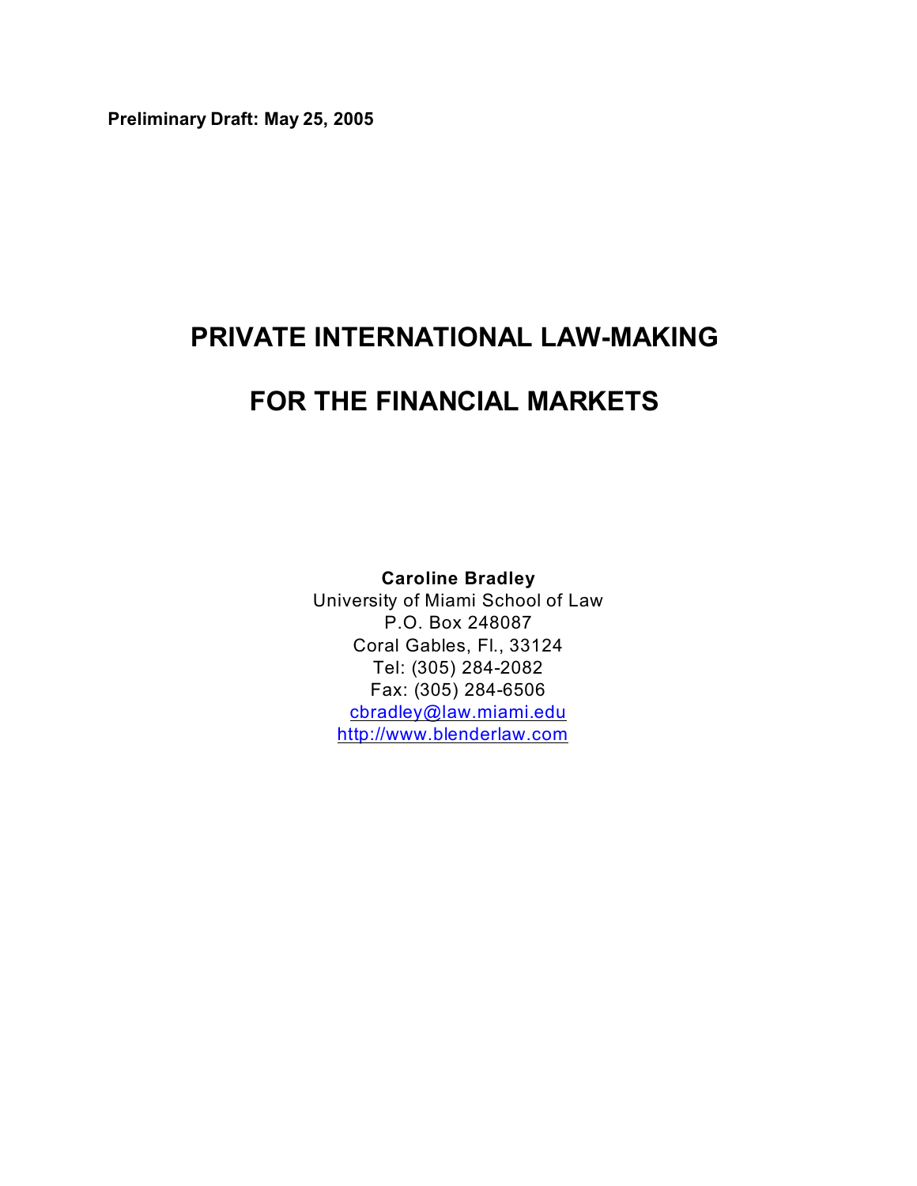**Preliminary Draft: May 25, 2005**

# PRIVATE INTERNATIONAL LAW-MAKING

# FOR THE FINANCIAL MARKETS

**Caroline Bradley**
University of Miami School of Law
P.O. Box 248087
Coral Gables, Fl., 33124
Tel: (305) 284-2082
Fax: (305) 284-6506
cbradley@law.miami.edu
http://www.blenderlaw.com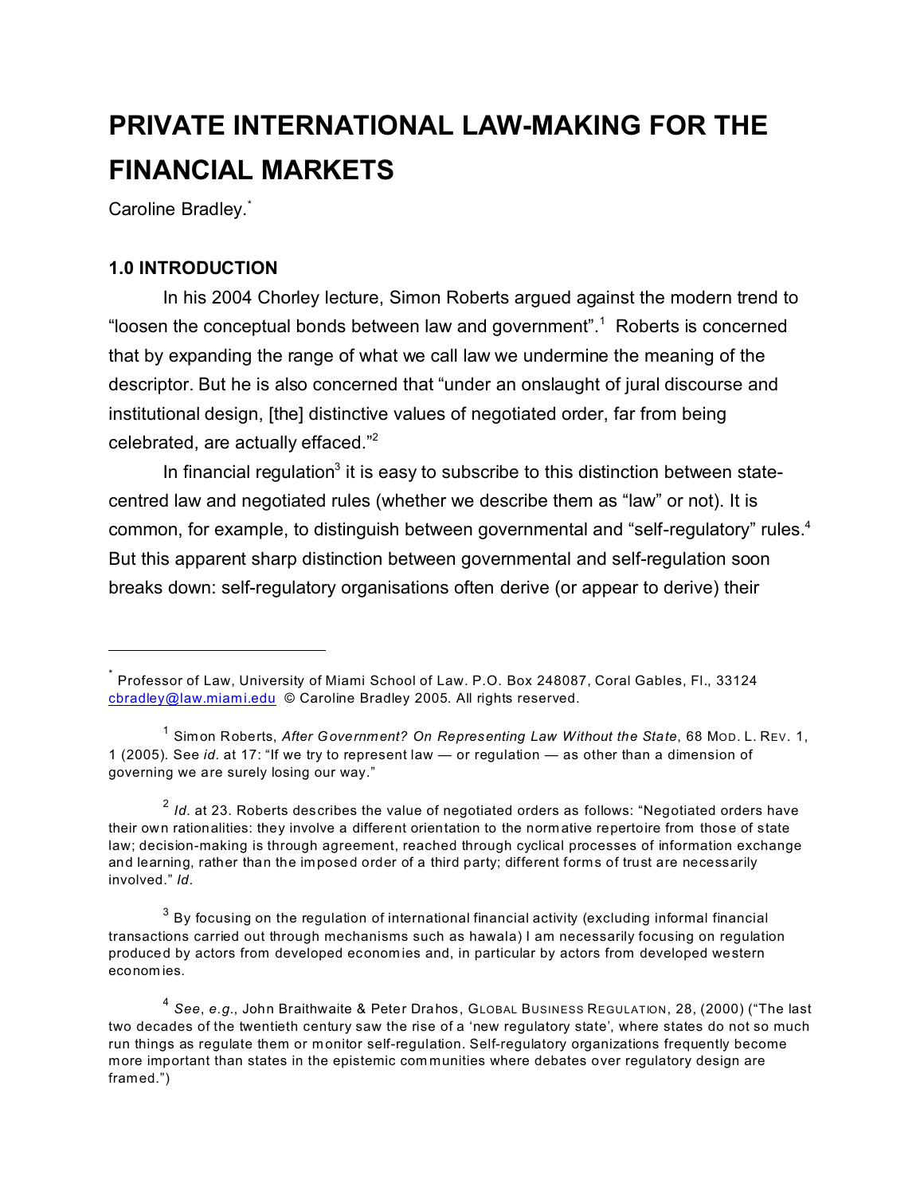# PRIVATE INTERNATIONAL LAW-MAKING FOR THE FINANCIAL MARKETS

Caroline Bradley.*

## 1.0 INTRODUCTION

In his 2004 Chorley lecture, Simon Roberts argued against the modern trend to "loosen the conceptual bonds between law and government".[1] Roberts is concerned that by expanding the range of what we call law we undermine the meaning of the descriptor. But he is also concerned that "under an onslaught of jural discourse and institutional design, [the] distinctive values of negotiated order, far from being celebrated, are actually effaced."[2]

In financial regulation[3] it is easy to subscribe to this distinction between state-centred law and negotiated rules (whether we describe them as "law" or not). It is common, for example, to distinguish between governmental and "self-regulatory" rules.[4] But this apparent sharp distinction between governmental and self-regulation soon breaks down: self-regulatory organisations often derive (or appear to derive) their

---

\* Professor of Law, University of Miami School of Law. P.O. Box 248087, Coral Gables, Fl., 33124 cbradley@law.miami.edu © Caroline Bradley 2005. All rights reserved.

[1] Simon Roberts, *After Government? On Representing Law Without the State*, 68 MOD. L. REV. 1, 1 (2005). See *id.* at 17: "If we try to represent law — or regulation — as other than a dimension of governing we are surely losing our way."

[2] *Id.* at 23. Roberts describes the value of negotiated orders as follows: "Negotiated orders have their own rationalities: they involve a different orientation to the normative repertoire from those of state law; decision-making is through agreement, reached through cyclical processes of information exchange and learning, rather than the imposed order of a third party; different forms of trust are necessarily involved." *Id*.

[3] By focusing on the regulation of international financial activity (excluding informal financial transactions carried out through mechanisms such as hawala) I am necessarily focusing on regulation produced by actors from developed economies and, in particular by actors from developed western economies.

[4] *See*, *e.g.*, John Braithwaite & Peter Drahos, GLOBAL BUSINESS REGULATION, 28, (2000) ("The last two decades of the twentieth century saw the rise of a 'new regulatory state', where states do not so much run things as regulate them or monitor self-regulation. Self-regulatory organizations frequently become more important than states in the epistemic communities where debates over regulatory design are framed.")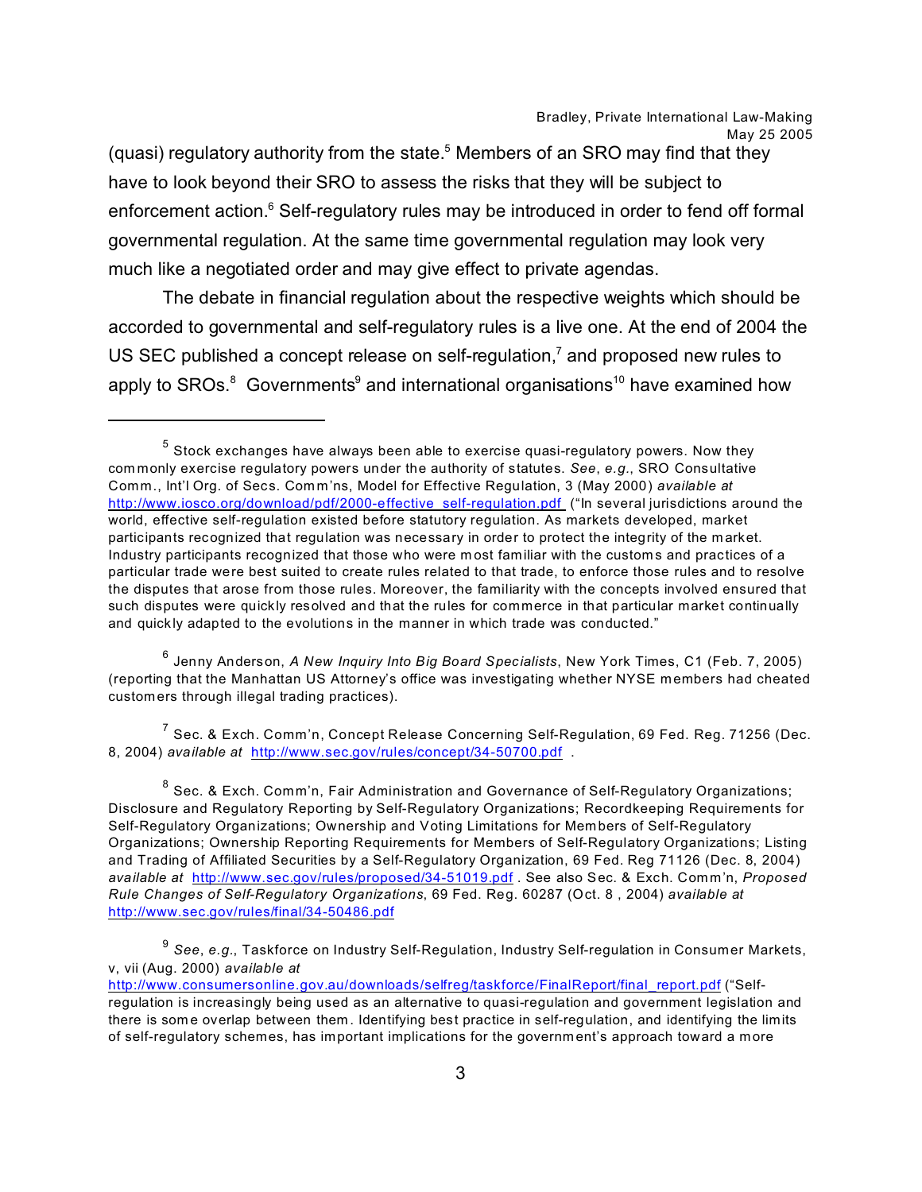(quasi) regulatory authority from the state.[5] Members of an SRO may find that they have to look beyond their SRO to assess the risks that they will be subject to enforcement action.[6] Self-regulatory rules may be introduced in order to fend off formal governmental regulation. At the same time governmental regulation may look very much like a negotiated order and may give effect to private agendas.

The debate in financial regulation about the respective weights which should be accorded to governmental and self-regulatory rules is a live one. At the end of 2004 the US SEC published a concept release on self-regulation,[7] and proposed new rules to apply to SROs.[8] Governments[9] and international organisations[10] have examined how

---

[5] Stock exchanges have always been able to exercise quasi-regulatory powers. Now they commonly exercise regulatory powers under the authority of statutes. *See*, *e.g.*, SRO Consultative Comm., Int'l Org. of Secs. Comm'ns, Model for Effective Regulation, 3 (May 2000) *available at* http://www.iosco.org/download/pdf/2000-effective_self-regulation.pdf ("In several jurisdictions around the world, effective self-regulation existed before statutory regulation. As markets developed, market participants recognized that regulation was necessary in order to protect the integrity of the market. Industry participants recognized that those who were most familiar with the customs and practices of a particular trade were best suited to create rules related to that trade, to enforce those rules and to resolve the disputes that arose from those rules. Moreover, the familiarity with the concepts involved ensured that such disputes were quickly resolved and that the rules for commerce in that particular market continually and quickly adapted to the evolutions in the manner in which trade was conducted."

[6] Jenny Anderson, *A New Inquiry Into Big Board Specialists*, New York Times, C1 (Feb. 7, 2005) (reporting that the Manhattan US Attorney's office was investigating whether NYSE members had cheated customers through illegal trading practices).

[7] Sec. & Exch. Comm'n, Concept Release Concerning Self-Regulation, 69 Fed. Reg. 71256 (Dec. 8, 2004) *available at* http://www.sec.gov/rules/concept/34-50700.pdf .

[8] Sec. & Exch. Comm'n, Fair Administration and Governance of Self-Regulatory Organizations; Disclosure and Regulatory Reporting by Self-Regulatory Organizations; Recordkeeping Requirements for Self-Regulatory Organizations; Ownership and Voting Limitations for Members of Self-Regulatory Organizations; Ownership Reporting Requirements for Members of Self-Regulatory Organizations; Listing and Trading of Affiliated Securities by a Self-Regulatory Organization, 69 Fed. Reg 71126 (Dec. 8, 2004) *available at* http://www.sec.gov/rules/proposed/34-51019.pdf . See also Sec. & Exch. Comm'n, *Proposed Rule Changes of Self-Regulatory Organizations*, 69 Fed. Reg. 60287 (Oct. 8 , 2004) *available at* http://www.sec.gov/rules/final/34-50486.pdf

[9] *See*, *e.g.*, Taskforce on Industry Self-Regulation, Industry Self-regulation in Consumer Markets, v, vii (Aug. 2000) *available at* http://www.consumersonline.gov.au/downloads/selfreg/taskforce/FinalReport/final_report.pdf ("Self-regulation is increasingly being used as an alternative to quasi-regulation and government legislation and there is some overlap between them. Identifying best practice in self-regulation, and identifying the limits of self-regulatory schemes, has important implications for the government's approach toward a more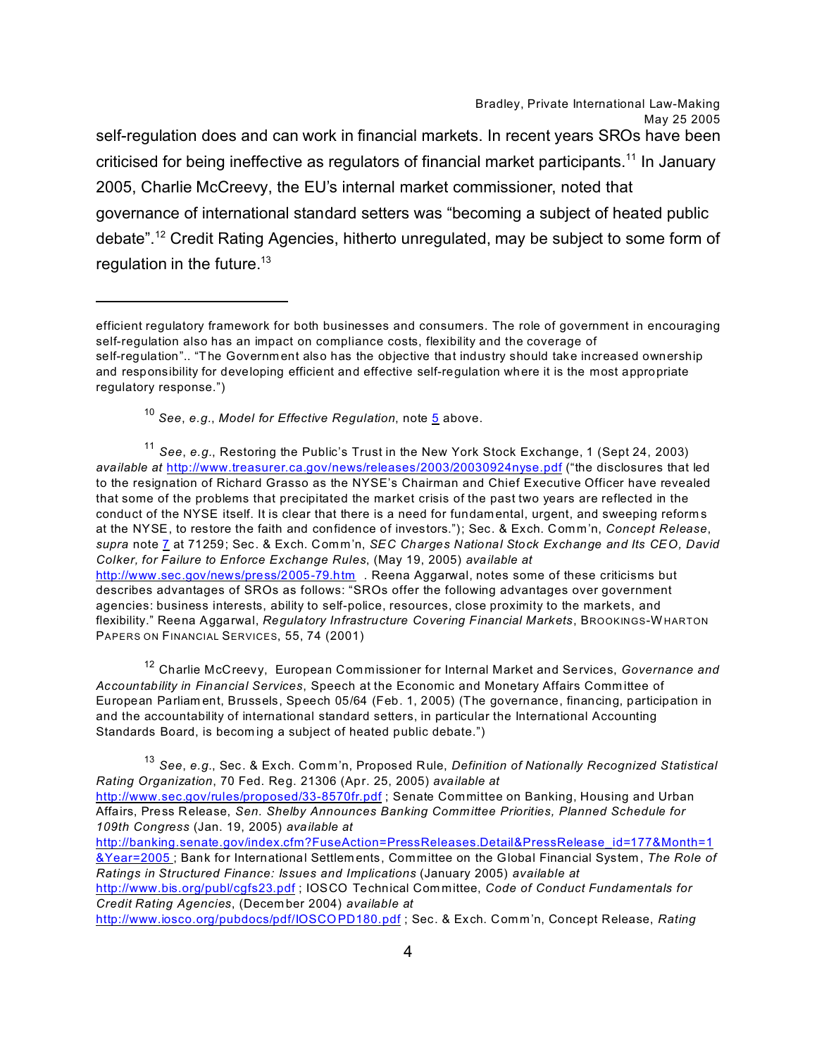self-regulation does and can work in financial markets. In recent years SROs have been criticised for being ineffective as regulators of financial market participants.[11] In January 2005, Charlie McCreevy, the EU's internal market commissioner, noted that governance of international standard setters was "becoming a subject of heated public debate".[12] Credit Rating Agencies, hitherto unregulated, may be subject to some form of regulation in the future.[13]

---

efficient regulatory framework for both businesses and consumers. The role of government in encouraging self-regulation also has an impact on compliance costs, flexibility and the coverage of self-regulation".. "The Government also has the objective that industry should take increased ownership and responsibility for developing efficient and effective self-regulation where it is the most appropriate regulatory response.")

[10] *See*, *e.g.*, *Model for Effective Regulation*, note 5 above.

[11] *See*, *e.g.*, Restoring the Public's Trust in the New York Stock Exchange, 1 (Sept 24, 2003) *available at* http://www.treasurer.ca.gov/news/releases/2003/20030924nyse.pdf ("the disclosures that led to the resignation of Richard Grasso as the NYSE's Chairman and Chief Executive Officer have revealed that some of the problems that precipitated the market crisis of the past two years are reflected in the conduct of the NYSE itself. It is clear that there is a need for fundamental, urgent, and sweeping reforms at the NYSE, to restore the faith and confidence of investors."); Sec. & Exch. Comm'n, *Concept Release*, *supra* note 7 at 71259; Sec. & Exch. Comm'n, *SEC Charges National Stock Exchange and Its CEO, David Colker, for Failure to Enforce Exchange Rules*, (May 19, 2005) *available at* http://www.sec.gov/news/press/2005-79.htm . Reena Aggarwal, notes some of these criticisms but describes advantages of SROs as follows: "SROs offer the following advantages over government agencies: business interests, ability to self-police, resources, close proximity to the markets, and flexibility." Reena Aggarwal, *Regulatory Infrastructure Covering Financial Markets*, BROOKINGS-WHARTON PAPERS ON FINANCIAL SERVICES, 55, 74 (2001)

[12] Charlie McCreevy, European Commissioner for Internal Market and Services, *Governance and Accountability in Financial Services*, Speech at the Economic and Monetary Affairs Committee of European Parliament, Brussels, Speech 05/64 (Feb. 1, 2005) (The governance, financing, participation in and the accountability of international standard setters, in particular the International Accounting Standards Board, is becoming a subject of heated public debate.")

[13] *See*, *e.g.*, Sec. & Exch. Comm'n, Proposed Rule, *Definition of Nationally Recognized Statistical Rating Organization*, 70 Fed. Reg. 21306 (Apr. 25, 2005) *available at* http://www.sec.gov/rules/proposed/33-8570fr.pdf ; Senate Committee on Banking, Housing and Urban Affairs, Press Release, *Sen. Shelby Announces Banking Committee Priorities, Planned Schedule for 109th Congress* (Jan. 19, 2005) *available at* http://banking.senate.gov/index.cfm?FuseAction=PressReleases.Detail&PressRelease_id=177&Month=1&Year=2005 ; Bank for International Settlements, Committee on the Global Financial System, *The Role of Ratings in Structured Finance: Issues and Implications* (January 2005) *available at* http://www.bis.org/publ/cgfs23.pdf ; IOSCO Technical Committee, *Code of Conduct Fundamentals for Credit Rating Agencies*, (December 2004) *available at* http://www.iosco.org/pubdocs/pdf/IOSCOPD180.pdf ; Sec. & Exch. Comm'n, Concept Release, *Rating*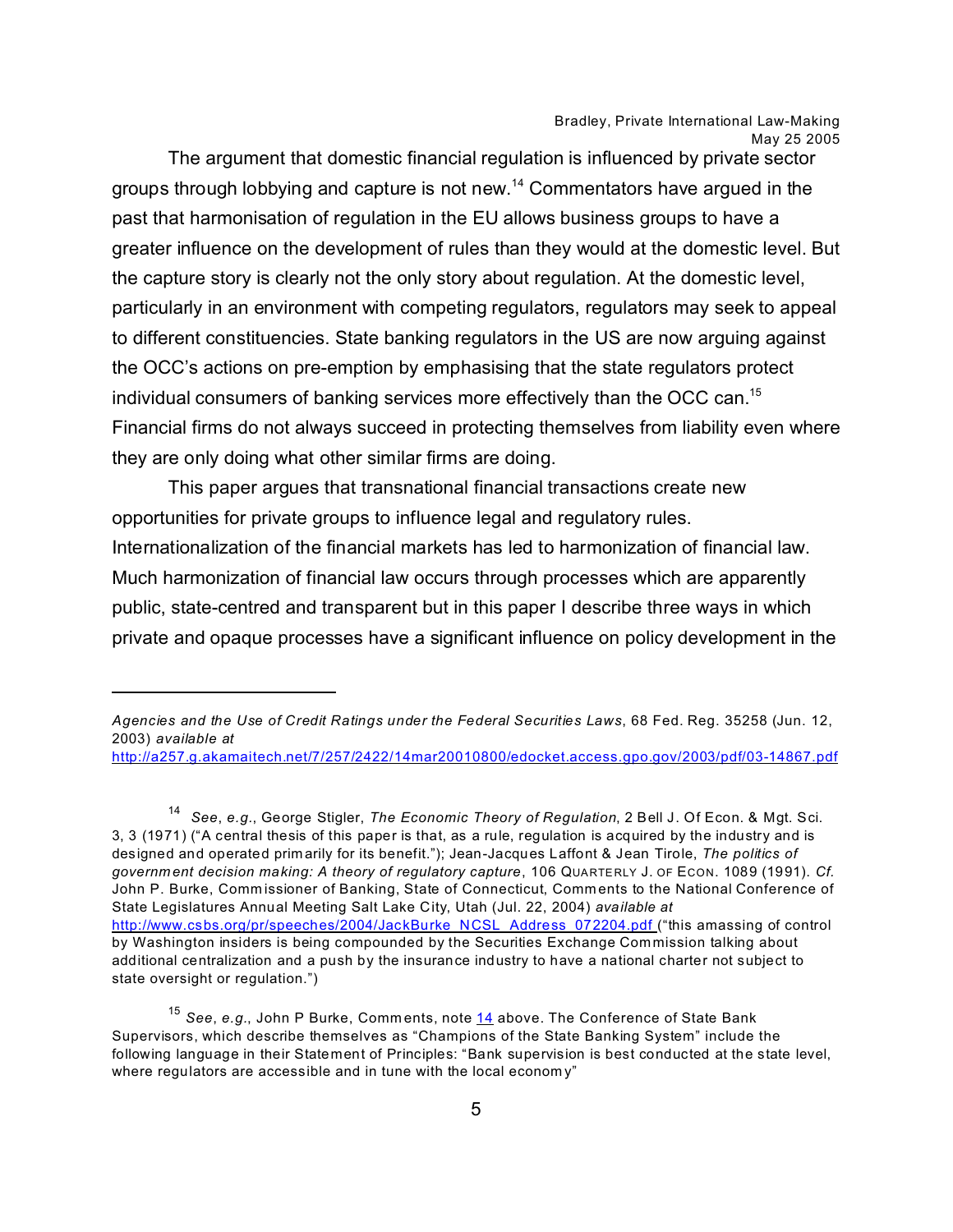The argument that domestic financial regulation is influenced by private sector groups through lobbying and capture is not new.[14] Commentators have argued in the past that harmonisation of regulation in the EU allows business groups to have a greater influence on the development of rules than they would at the domestic level. But the capture story is clearly not the only story about regulation. At the domestic level, particularly in an environment with competing regulators, regulators may seek to appeal to different constituencies. State banking regulators in the US are now arguing against the OCC's actions on pre-emption by emphasising that the state regulators protect individual consumers of banking services more effectively than the OCC can.[15] Financial firms do not always succeed in protecting themselves from liability even where they are only doing what other similar firms are doing.

This paper argues that transnational financial transactions create new opportunities for private groups to influence legal and regulatory rules. Internationalization of the financial markets has led to harmonization of financial law. Much harmonization of financial law occurs through processes which are apparently public, state-centred and transparent but in this paper I describe three ways in which private and opaque processes have a significant influence on policy development in the

---

*Agencies and the Use of Credit Ratings under the Federal Securities Laws*, 68 Fed. Reg. 35258 (Jun. 12, 2003) *available at* http://a257.g.akamaitech.net/7/257/2422/14mar20010800/edocket.access.gpo.gov/2003/pdf/03-14867.pdf

[14] *See*, *e.g.*, George Stigler, *The Economic Theory of Regulation*, 2 Bell J. Of Econ. & Mgt. Sci. 3, 3 (1971) ("A central thesis of this paper is that, as a rule, regulation is acquired by the industry and is designed and operated primarily for its benefit."); Jean-Jacques Laffont & Jean Tirole, *The politics of government decision making: A theory of regulatory capture*, 106 QUARTERLY J. OF ECON. 1089 (1991). *Cf.* John P. Burke, Commissioner of Banking, State of Connecticut, Comments to the National Conference of State Legislatures Annual Meeting Salt Lake City, Utah (Jul. 22, 2004) *available at* http://www.csbs.org/pr/speeches/2004/JackBurke_NCSL_Address_072204.pdf ("this amassing of control by Washington insiders is being compounded by the Securities Exchange Commission talking about additional centralization and a push by the insurance industry to have a national charter not subject to state oversight or regulation.")

[15] *See*, *e.g.*, John P Burke, Comments, note 14 above. The Conference of State Bank Supervisors, which describe themselves as "Champions of the State Banking System" include the following language in their Statement of Principles: "Bank supervision is best conducted at the state level, where regulators are accessible and in tune with the local economy"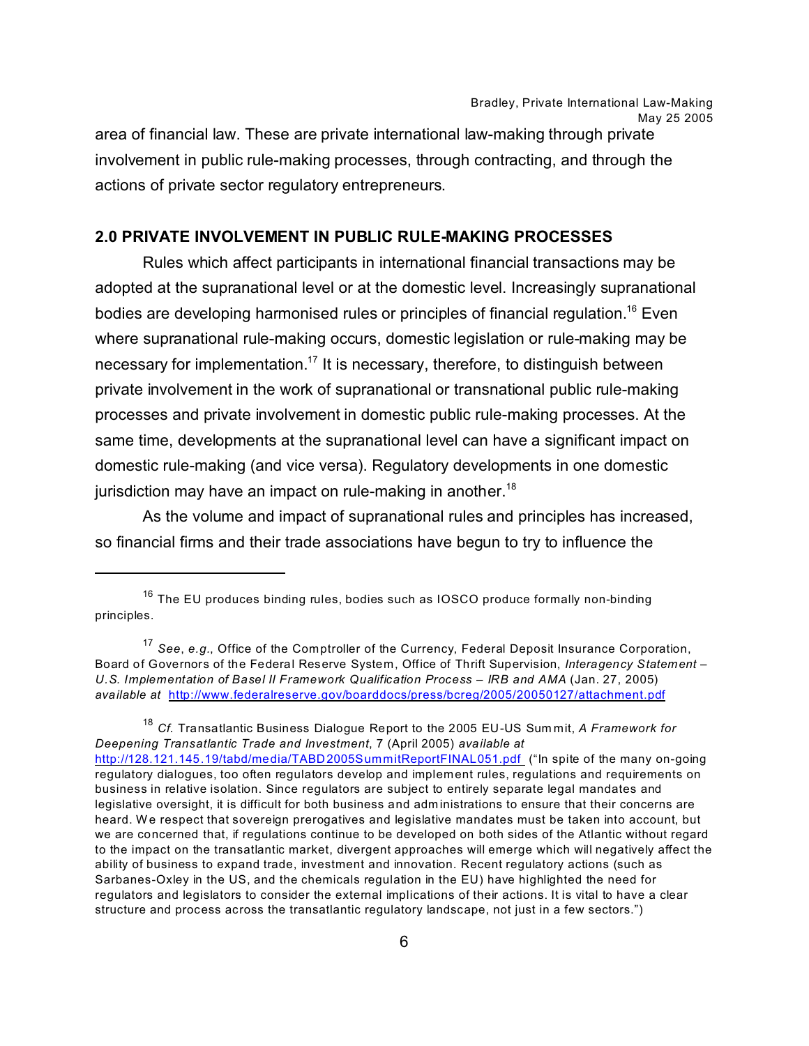area of financial law. These are private international law-making through private involvement in public rule-making processes, through contracting, and through the actions of private sector regulatory entrepreneurs.

## 2.0 PRIVATE INVOLVEMENT IN PUBLIC RULE-MAKING PROCESSES

Rules which affect participants in international financial transactions may be adopted at the supranational level or at the domestic level. Increasingly supranational bodies are developing harmonised rules or principles of financial regulation.[16] Even where supranational rule-making occurs, domestic legislation or rule-making may be necessary for implementation.[17] It is necessary, therefore, to distinguish between private involvement in the work of supranational or transnational public rule-making processes and private involvement in domestic public rule-making processes. At the same time, developments at the supranational level can have a significant impact on domestic rule-making (and vice versa). Regulatory developments in one domestic jurisdiction may have an impact on rule-making in another.[18]

As the volume and impact of supranational rules and principles has increased, so financial firms and their trade associations have begun to try to influence the

---

[16] The EU produces binding rules, bodies such as IOSCO produce formally non-binding principles.

[17] *See*, *e.g.*, Office of the Comptroller of the Currency, Federal Deposit Insurance Corporation, Board of Governors of the Federal Reserve System, Office of Thrift Supervision, *Interagency Statement – U.S. Implementation of Basel II Framework Qualification Process – IRB and AMA* (Jan. 27, 2005) *available at* http://www.federalreserve.gov/boarddocs/press/bcreg/2005/20050127/attachment.pdf

[18] *Cf.* Transatlantic Business Dialogue Report to the 2005 EU-US Summit, *A Framework for Deepening Transatlantic Trade and Investment*, 7 (April 2005) *available at* http://128.121.145.19/tabd/media/TABD2005SummitReportFINAL051.pdf ("In spite of the many on-going regulatory dialogues, too often regulators develop and implement rules, regulations and requirements on business in relative isolation. Since regulators are subject to entirely separate legal mandates and legislative oversight, it is difficult for both business and administrations to ensure that their concerns are heard. We respect that sovereign prerogatives and legislative mandates must be taken into account, but we are concerned that, if regulations continue to be developed on both sides of the Atlantic without regard to the impact on the transatlantic market, divergent approaches will emerge which will negatively affect the ability of business to expand trade, investment and innovation. Recent regulatory actions (such as Sarbanes-Oxley in the US, and the chemicals regulation in the EU) have highlighted the need for regulators and legislators to consider the external implications of their actions. It is vital to have a clear structure and process across the transatlantic regulatory landscape, not just in a few sectors.")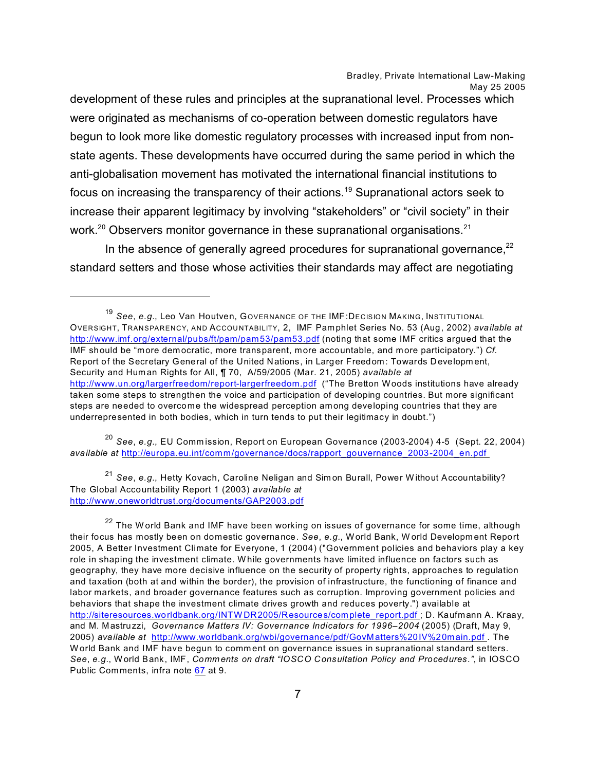development of these rules and principles at the supranational level. Processes which were originated as mechanisms of co-operation between domestic regulators have begun to look more like domestic regulatory processes with increased input from non-state agents. These developments have occurred during the same period in which the anti-globalisation movement has motivated the international financial institutions to focus on increasing the transparency of their actions.[19] Supranational actors seek to increase their apparent legitimacy by involving "stakeholders" or "civil society" in their work.[20] Observers monitor governance in these supranational organisations.[21]

In the absence of generally agreed procedures for supranational governance,[22] standard setters and those whose activities their standards may affect are negotiating

---

[19] *See*, *e.g.*, Leo Van Houtven, GOVERNANCE OF THE IMF:DECISION MAKING, INSTITUTIONAL OVERSIGHT, TRANSPARENCY, AND ACCOUNTABILITY, 2, IMF Pamphlet Series No. 53 (Aug, 2002) *available at* http://www.imf.org/external/pubs/ft/pam/pam53/pam53.pdf (noting that some IMF critics argued that the IMF should be "more democratic, more transparent, more accountable, and more participatory.") *Cf.* Report of the Secretary General of the United Nations, in Larger Freedom: Towards Development, Security and Human Rights for All, ¶ 70, A/59/2005 (Mar. 21, 2005) *available at* http://www.un.org/largerfreedom/report-largerfreedom.pdf ("The Bretton Woods institutions have already taken some steps to strengthen the voice and participation of developing countries. But more significant steps are needed to overcome the widespread perception among developing countries that they are underrepresented in both bodies, which in turn tends to put their legitimacy in doubt.")

[20] *See*, *e.g.*, EU Commission, Report on European Governance (2003-2004) 4-5 (Sept. 22, 2004) *available at* http://europa.eu.int/comm/governance/docs/rapport_gouvernance_2003-2004_en.pdf

[21] *See*, *e.g.*, Hetty Kovach, Caroline Neligan and Simon Burall, Power Without Accountability? The Global Accountability Report 1 (2003) *available at* http://www.oneworldtrust.org/documents/GAP2003.pdf

[22] The World Bank and IMF have been working on issues of governance for some time, although their focus has mostly been on domestic governance. *See*, *e.g.*, World Bank, World Development Report 2005, A Better Investment Climate for Everyone, 1 (2004) ("Government policies and behaviors play a key role in shaping the investment climate. While governments have limited influence on factors such as geography, they have more decisive influence on the security of property rights, approaches to regulation and taxation (both at and within the border), the provision of infrastructure, the functioning of finance and labor markets, and broader governance features such as corruption. Improving government policies and behaviors that shape the investment climate drives growth and reduces poverty.") available at http://siteresources.worldbank.org/INTWDR2005/Resources/complete_report.pdf ; D. Kaufmann A. Kraay, and M. Mastruzzi, *Governance Matters IV: Governance Indicators for 1996–2004* (2005) (Draft, May 9, 2005) *available at* http://www.worldbank.org/wbi/governance/pdf/GovMatters%20IV%20main.pdf . The World Bank and IMF have begun to comment on governance issues in supranational standard setters. *See*, *e.g.*, World Bank, IMF, *Comments on draft "IOSCO Consultation Policy and Procedures."*, in IOSCO Public Comments, infra note 67 at 9.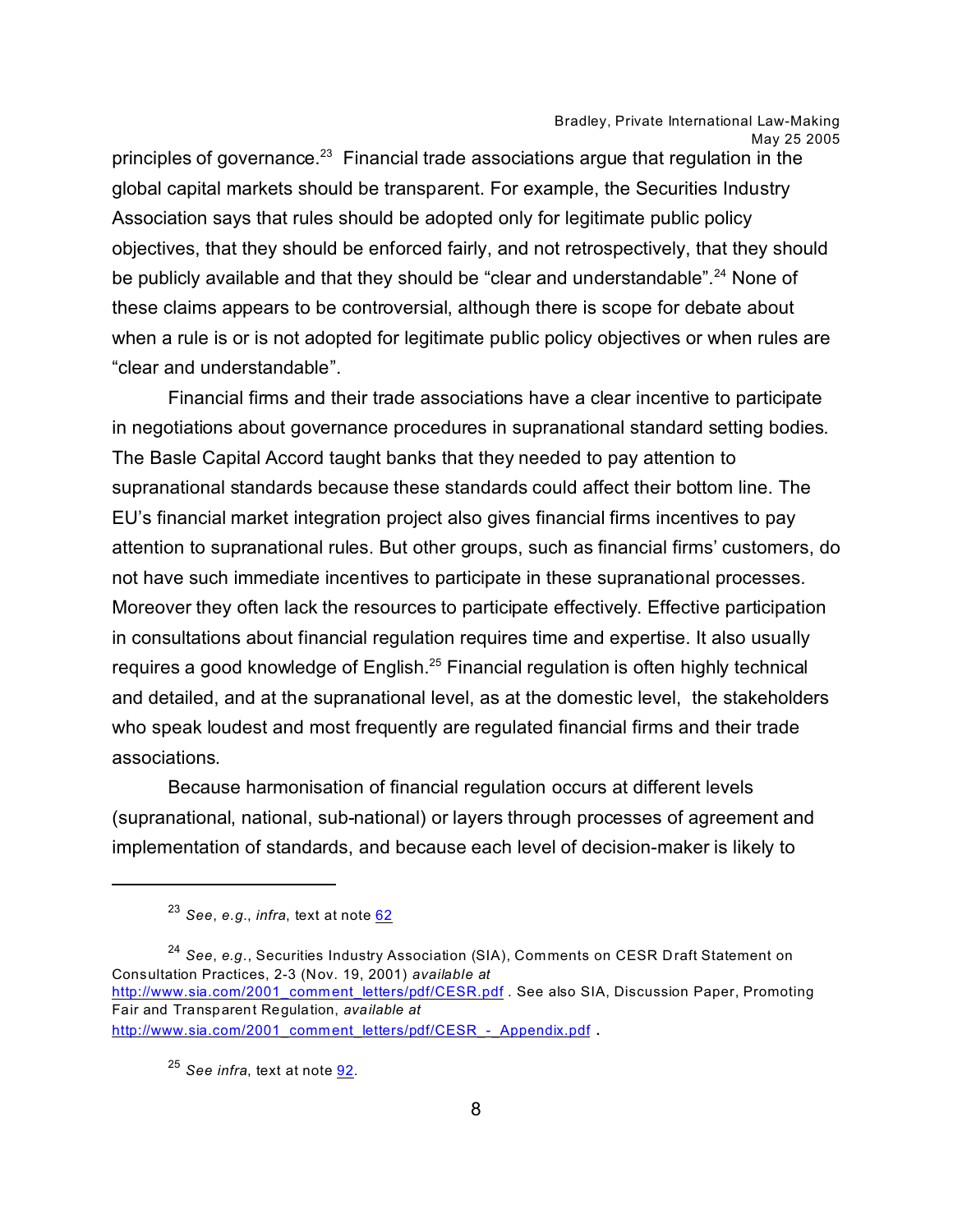principles of governance.[23] Financial trade associations argue that regulation in the global capital markets should be transparent. For example, the Securities Industry Association says that rules should be adopted only for legitimate public policy objectives, that they should be enforced fairly, and not retrospectively, that they should be publicly available and that they should be "clear and understandable".[24] None of these claims appears to be controversial, although there is scope for debate about when a rule is or is not adopted for legitimate public policy objectives or when rules are "clear and understandable".

Financial firms and their trade associations have a clear incentive to participate in negotiations about governance procedures in supranational standard setting bodies. The Basle Capital Accord taught banks that they needed to pay attention to supranational standards because these standards could affect their bottom line. The EU's financial market integration project also gives financial firms incentives to pay attention to supranational rules. But other groups, such as financial firms' customers, do not have such immediate incentives to participate in these supranational processes. Moreover they often lack the resources to participate effectively. Effective participation in consultations about financial regulation requires time and expertise. It also usually requires a good knowledge of English.[25] Financial regulation is often highly technical and detailed, and at the supranational level, as at the domestic level, the stakeholders who speak loudest and most frequently are regulated financial firms and their trade associations.

Because harmonisation of financial regulation occurs at different levels (supranational, national, sub-national) or layers through processes of agreement and implementation of standards, and because each level of decision-maker is likely to

---

[23] *See*, *e.g.*, *infra*, text at note 62

[24] *See*, *e.g.*, Securities Industry Association (SIA), Comments on CESR Draft Statement on Consultation Practices, 2-3 (Nov. 19, 2001) *available at* http://www.sia.com/2001_comment_letters/pdf/CESR.pdf . See also SIA, Discussion Paper, Promoting Fair and Transparent Regulation, *available at* http://www.sia.com/2001_comment_letters/pdf/CESR_-_Appendix.pdf .

[25] *See infra*, text at note 92.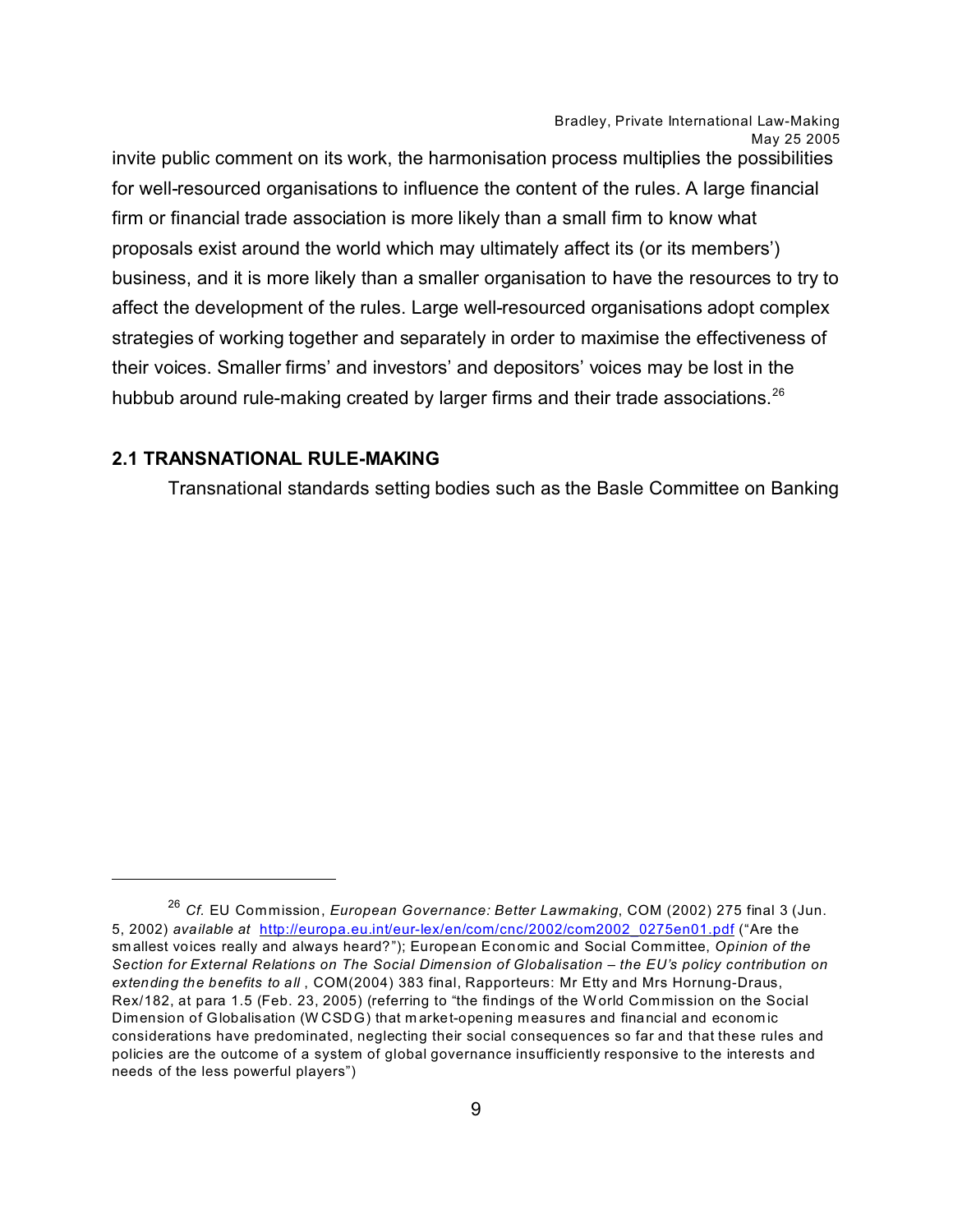invite public comment on its work, the harmonisation process multiplies the possibilities for well-resourced organisations to influence the content of the rules. A large financial firm or financial trade association is more likely than a small firm to know what proposals exist around the world which may ultimately affect its (or its members') business, and it is more likely than a smaller organisation to have the resources to try to affect the development of the rules. Large well-resourced organisations adopt complex strategies of working together and separately in order to maximise the effectiveness of their voices. Smaller firms' and investors' and depositors' voices may be lost in the hubbub around rule-making created by larger firms and their trade associations.[26]

### 2.1 TRANSNATIONAL RULE-MAKING

Transnational standards setting bodies such as the Basle Committee on Banking

---

[26] *Cf.* EU Commission, *European Governance: Better Lawmaking*, COM (2002) 275 final 3 (Jun. 5, 2002) *available at* http://europa.eu.int/eur-lex/en/com/cnc/2002/com2002_0275en01.pdf ("Are the smallest voices really and always heard?"); European Economic and Social Committee, *Opinion of the Section for External Relations on The Social Dimension of Globalisation – the EU's policy contribution on extending the benefits to all* , COM(2004) 383 final, Rapporteurs: Mr Etty and Mrs Hornung-Draus, Rex/182, at para 1.5 (Feb. 23, 2005) (referring to "the findings of the World Commission on the Social Dimension of Globalisation (WCSDG) that market-opening measures and financial and economic considerations have predominated, neglecting their social consequences so far and that these rules and policies are the outcome of a system of global governance insufficiently responsive to the interests and needs of the less powerful players")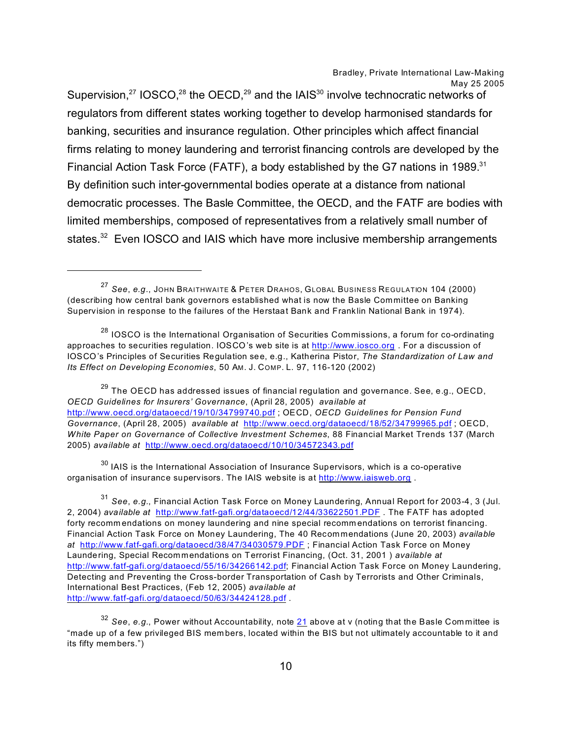Supervision,[27] IOSCO,[28] the OECD,[29] and the IAIS[30] involve technocratic networks of regulators from different states working together to develop harmonised standards for banking, securities and insurance regulation. Other principles which affect financial firms relating to money laundering and terrorist financing controls are developed by the Financial Action Task Force (FATF), a body established by the G7 nations in 1989.[31] By definition such inter-governmental bodies operate at a distance from national democratic processes. The Basle Committee, the OECD, and the FATF are bodies with limited memberships, composed of representatives from a relatively small number of states.[32] Even IOSCO and IAIS which have more inclusive membership arrangements

---

[27] *See*, *e.g.*, JOHN BRAITHWAITE & PETER DRAHOS, GLOBAL BUSINESS REGULATION 104 (2000) (describing how central bank governors established what is now the Basle Committee on Banking Supervision in response to the failures of the Herstaat Bank and Franklin National Bank in 1974).

[28] IOSCO is the International Organisation of Securities Commissions, a forum for co-ordinating approaches to securities regulation. IOSCO's web site is at http://www.iosco.org . For a discussion of IOSCO's Principles of Securities Regulation see, e.g., Katherina Pistor, *The Standardization of Law and Its Effect on Developing Economies*, 50 AM. J. COMP. L. 97, 116-120 (2002)

[29] The OECD has addressed issues of financial regulation and governance. See, e.g., OECD, *OECD Guidelines for Insurers' Governance*, (April 28, 2005) *available at* http://www.oecd.org/dataoecd/19/10/34799740.pdf ; OECD, *OECD Guidelines for Pension Fund Governance*, (April 28, 2005) *available at* http://www.oecd.org/dataoecd/18/52/34799965.pdf ; OECD, *White Paper on Governance of Collective Investment Schemes*, 88 Financial Market Trends 137 (March 2005) *available at* http://www.oecd.org/dataoecd/10/10/34572343.pdf

[30] IAIS is the International Association of Insurance Supervisors, which is a co-operative organisation of insurance supervisors. The IAIS website is at http://www.iaisweb.org .

[31] *See*, *e.g.*, Financial Action Task Force on Money Laundering, Annual Report for 2003-4, 3 (Jul. 2, 2004) *available at* http://www.fatf-gafi.org/dataoecd/12/44/33622501.PDF . The FATF has adopted forty recommendations on money laundering and nine special recommendations on terrorist financing. Financial Action Task Force on Money Laundering, The 40 Recommendations (June 20, 2003) *available at* http://www.fatf-gafi.org/dataoecd/38/47/34030579.PDF ; Financial Action Task Force on Money Laundering, Special Recommendations on Terrorist Financing, (Oct. 31, 2001 ) *available at* http://www.fatf-gafi.org/dataoecd/55/16/34266142.pdf; Financial Action Task Force on Money Laundering, Detecting and Preventing the Cross-border Transportation of Cash by Terrorists and Other Criminals, International Best Practices, (Feb 12, 2005) *available at* http://www.fatf-gafi.org/dataoecd/50/63/34424128.pdf .

[32] *See*, *e.g.*, Power without Accountability, note 21 above at v (noting that the Basle Committee is "made up of a few privileged BIS members, located within the BIS but not ultimately accountable to it and its fifty members.")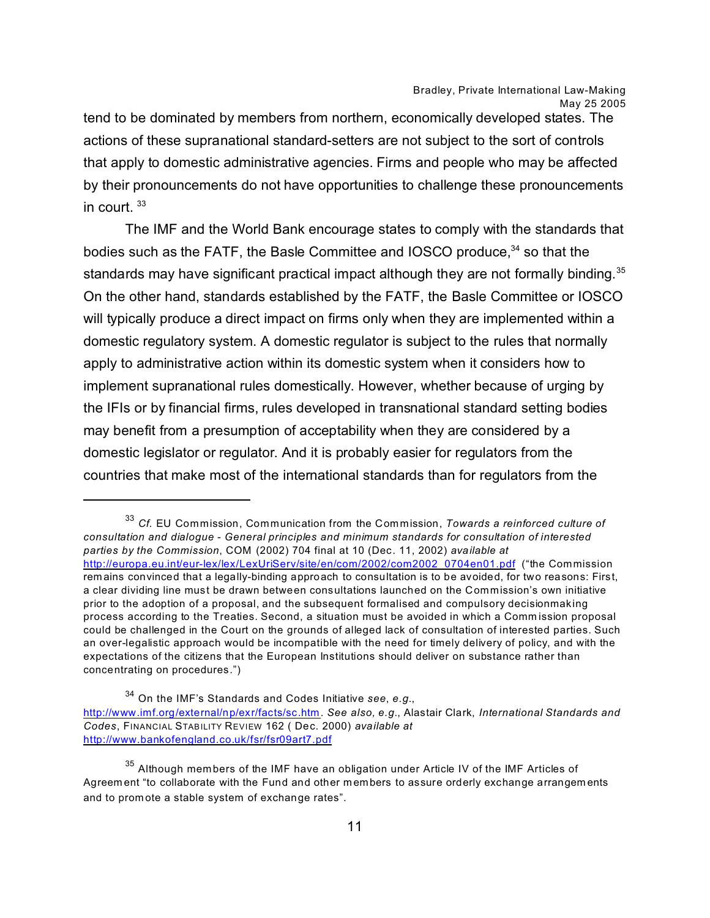tend to be dominated by members from northern, economically developed states. The actions of these supranational standard-setters are not subject to the sort of controls that apply to domestic administrative agencies. Firms and people who may be affected by their pronouncements do not have opportunities to challenge these pronouncements in court. [33]

The IMF and the World Bank encourage states to comply with the standards that bodies such as the FATF, the Basle Committee and IOSCO produce,[34] so that the standards may have significant practical impact although they are not formally binding.[35] On the other hand, standards established by the FATF, the Basle Committee or IOSCO will typically produce a direct impact on firms only when they are implemented within a domestic regulatory system. A domestic regulator is subject to the rules that normally apply to administrative action within its domestic system when it considers how to implement supranational rules domestically. However, whether because of urging by the IFIs or by financial firms, rules developed in transnational standard setting bodies may benefit from a presumption of acceptability when they are considered by a domestic legislator or regulator. And it is probably easier for regulators from the countries that make most of the international standards than for regulators from the

---

[33] *Cf.* EU Commission, Communication from the Commission, *Towards a reinforced culture of consultation and dialogue - General principles and minimum standards for consultation of interested parties by the Commission*, COM (2002) 704 final at 10 (Dec. 11, 2002) *available at* http://europa.eu.int/eur-lex/lex/LexUriServ/site/en/com/2002/com2002_0704en01.pdf ("the Commission remains convinced that a legally-binding approach to consultation is to be avoided, for two reasons: First, a clear dividing line must be drawn between consultations launched on the Commission's own initiative prior to the adoption of a proposal, and the subsequent formalised and compulsory decisionmaking process according to the Treaties. Second, a situation must be avoided in which a Commission proposal could be challenged in the Court on the grounds of alleged lack of consultation of interested parties. Such an over-legalistic approach would be incompatible with the need for timely delivery of policy, and with the expectations of the citizens that the European Institutions should deliver on substance rather than concentrating on procedures.")

[34] On the IMF's Standards and Codes Initiative *see*, *e.g.*, http://www.imf.org/external/np/exr/facts/sc.htm. *See also, e.g.*, Alastair Clark, *International Standards and Codes*, FINANCIAL STABILITY REVIEW 162 ( Dec. 2000) *available at* http://www.bankofengland.co.uk/fsr/fsr09art7.pdf

[35] Although members of the IMF have an obligation under Article IV of the IMF Articles of Agreement "to collaborate with the Fund and other members to assure orderly exchange arrangements and to promote a stable system of exchange rates".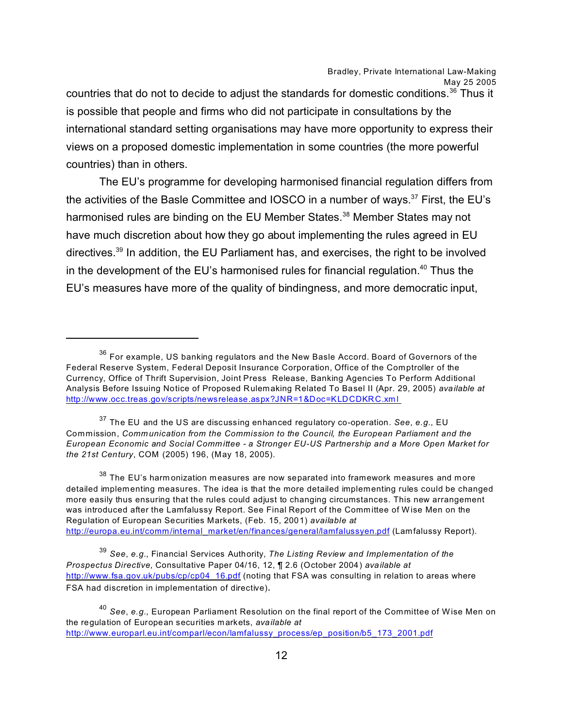countries that do not to decide to adjust the standards for domestic conditions.[36] Thus it is possible that people and firms who did not participate in consultations by the international standard setting organisations may have more opportunity to express their views on a proposed domestic implementation in some countries (the more powerful countries) than in others.

The EU's programme for developing harmonised financial regulation differs from the activities of the Basle Committee and IOSCO in a number of ways.[37] First, the EU's harmonised rules are binding on the EU Member States.[38] Member States may not have much discretion about how they go about implementing the rules agreed in EU directives.[39] In addition, the EU Parliament has, and exercises, the right to be involved in the development of the EU's harmonised rules for financial regulation.[40] Thus the EU's measures have more of the quality of bindingness, and more democratic input,

---

[36] For example, US banking regulators and the New Basle Accord. Board of Governors of the Federal Reserve System, Federal Deposit Insurance Corporation, Office of the Comptroller of the Currency, Office of Thrift Supervision, Joint Press Release, Banking Agencies To Perform Additional Analysis Before Issuing Notice of Proposed Rulemaking Related To Basel II (Apr. 29, 2005) *available at* http://www.occ.treas.gov/scripts/newsrelease.aspx?JNR=1&Doc=KLDCDKRC.xml

[37] The EU and the US are discussing enhanced regulatory co-operation. *See*, *e.g.*, EU Commission, *Communication from the Commission to the Council, the European Parliament and the European Economic and Social Committee - a Stronger EU-US Partnership and a More Open Market for the 21st Century*, COM (2005) 196, (May 18, 2005).

[38] The EU's harmonization measures are now separated into framework measures and more detailed implementing measures. The idea is that the more detailed implementing rules could be changed more easily thus ensuring that the rules could adjust to changing circumstances. This new arrangement was introduced after the Lamfalussy Report. See Final Report of the Committee of Wise Men on the Regulation of European Securities Markets, (Feb. 15, 2001) *available at* http://europa.eu.int/comm/internal_market/en/finances/general/lamfalussyen.pdf (Lamfalussy Report).

[39] *See*, *e.g.*, Financial Services Authority, *The Listing Review and Implementation of the Prospectus Directive*, Consultative Paper 04/16, 12, ¶ 2.6 (October 2004) *available at* http://www.fsa.gov.uk/pubs/cp/cp04_16.pdf (noting that FSA was consulting in relation to areas where FSA had discretion in implementation of directive).

[40] *See*, *e.g.*, European Parliament Resolution on the final report of the Committee of Wise Men on the regulation of European securities markets, *available at* http://www.europarl.eu.int/comparl/econ/lamfalussy_process/ep_position/b5_173_2001.pdf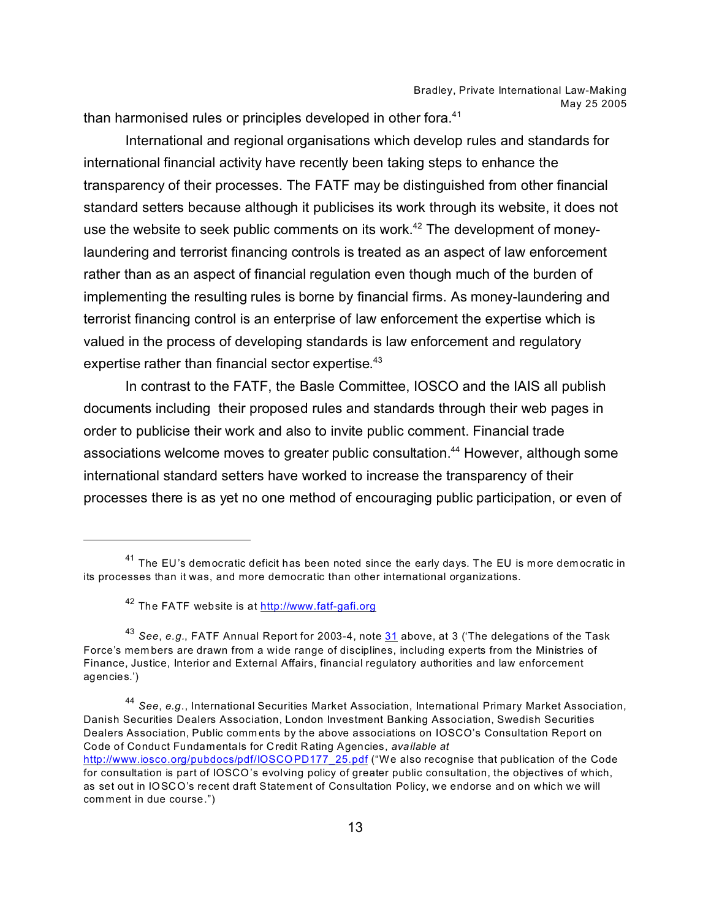than harmonised rules or principles developed in other fora.[41]

International and regional organisations which develop rules and standards for international financial activity have recently been taking steps to enhance the transparency of their processes. The FATF may be distinguished from other financial standard setters because although it publicises its work through its website, it does not use the website to seek public comments on its work.[42] The development of money-laundering and terrorist financing controls is treated as an aspect of law enforcement rather than as an aspect of financial regulation even though much of the burden of implementing the resulting rules is borne by financial firms. As money-laundering and terrorist financing control is an enterprise of law enforcement the expertise which is valued in the process of developing standards is law enforcement and regulatory expertise rather than financial sector expertise.[43]

In contrast to the FATF, the Basle Committee, IOSCO and the IAIS all publish documents including their proposed rules and standards through their web pages in order to publicise their work and also to invite public comment. Financial trade associations welcome moves to greater public consultation.[44] However, although some international standard setters have worked to increase the transparency of their processes there is as yet no one method of encouraging public participation, or even of

---

[41] The EU's democratic deficit has been noted since the early days. The EU is more democratic in its processes than it was, and more democratic than other international organizations.

[42] The FATF website is at http://www.fatf-gafi.org

[43] *See*, *e.g.*, FATF Annual Report for 2003-4, note 31 above, at 3 ('The delegations of the Task Force's members are drawn from a wide range of disciplines, including experts from the Ministries of Finance, Justice, Interior and External Affairs, financial regulatory authorities and law enforcement agencies.')

[44] *See*, *e.g.*, International Securities Market Association, International Primary Market Association, Danish Securities Dealers Association, London Investment Banking Association, Swedish Securities Dealers Association, Public comments by the above associations on IOSCO's Consultation Report on Code of Conduct Fundamentals for Credit Rating Agencies, *available at* http://www.iosco.org/pubdocs/pdf/IOSCOPD177_25.pdf ("We also recognise that publication of the Code for consultation is part of IOSCO's evolving policy of greater public consultation, the objectives of which, as set out in IOSCO's recent draft Statement of Consultation Policy, we endorse and on which we will comment in due course.")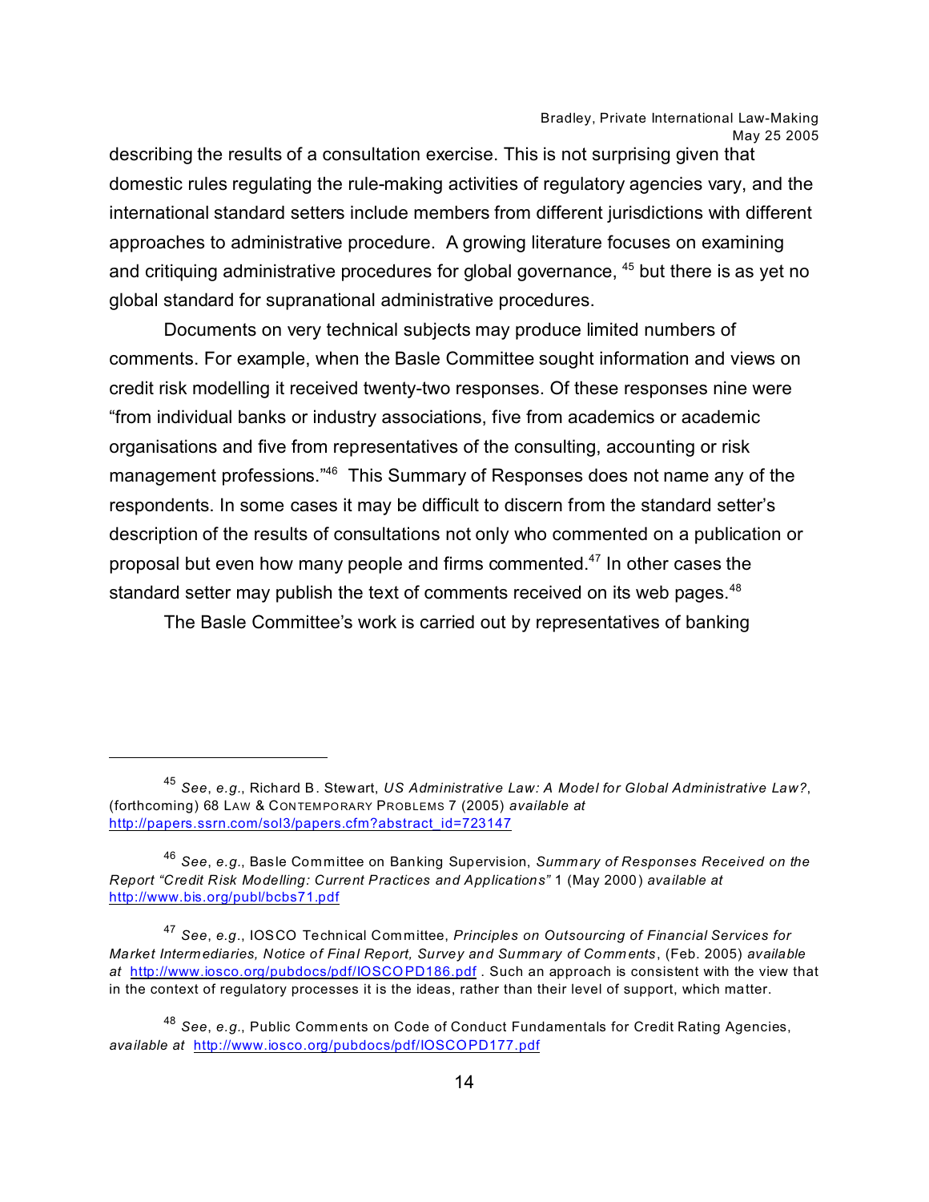describing the results of a consultation exercise. This is not surprising given that domestic rules regulating the rule-making activities of regulatory agencies vary, and the international standard setters include members from different jurisdictions with different approaches to administrative procedure. A growing literature focuses on examining and critiquing administrative procedures for global governance, [45] but there is as yet no global standard for supranational administrative procedures.

Documents on very technical subjects may produce limited numbers of comments. For example, when the Basle Committee sought information and views on credit risk modelling it received twenty-two responses. Of these responses nine were "from individual banks or industry associations, five from academics or academic organisations and five from representatives of the consulting, accounting or risk management professions."[46] This Summary of Responses does not name any of the respondents. In some cases it may be difficult to discern from the standard setter's description of the results of consultations not only who commented on a publication or proposal but even how many people and firms commented.[47] In other cases the standard setter may publish the text of comments received on its web pages.[48]

The Basle Committee's work is carried out by representatives of banking

---

[45] *See*, *e.g.*, Richard B. Stewart, *US Administrative Law: A Model for Global Administrative Law?*, (forthcoming) 68 LAW & CONTEMPORARY PROBLEMS 7 (2005) *available at* http://papers.ssrn.com/sol3/papers.cfm?abstract_id=723147

[46] *See*, *e.g.*, Basle Committee on Banking Supervision, *Summary of Responses Received on the Report "Credit Risk Modelling: Current Practices and Applications"* 1 (May 2000) *available at* http://www.bis.org/publ/bcbs71.pdf

[47] *See*, *e.g.*, IOSCO Technical Committee, *Principles on Outsourcing of Financial Services for Market Intermediaries, Notice of Final Report, Survey and Summary of Comments*, (Feb. 2005) *available at* http://www.iosco.org/pubdocs/pdf/IOSCOPD186.pdf . Such an approach is consistent with the view that in the context of regulatory processes it is the ideas, rather than their level of support, which matter.

[48] *See*, *e.g.*, Public Comments on Code of Conduct Fundamentals for Credit Rating Agencies, *available at* http://www.iosco.org/pubdocs/pdf/IOSCOPD177.pdf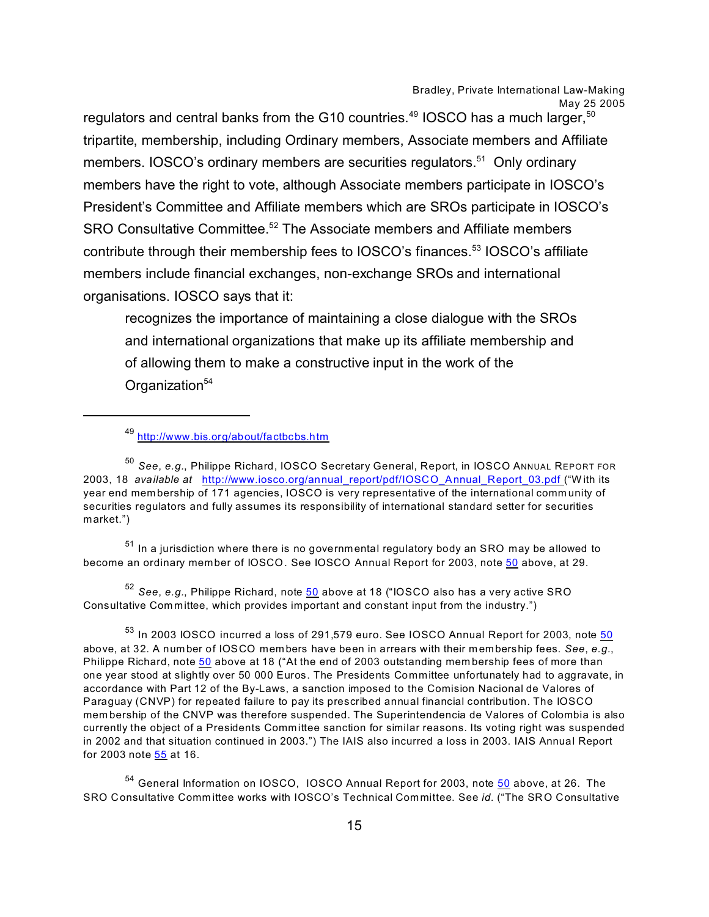regulators and central banks from the G10 countries.[49] IOSCO has a much larger,[50] tripartite, membership, including Ordinary members, Associate members and Affiliate members. IOSCO's ordinary members are securities regulators.[51] Only ordinary members have the right to vote, although Associate members participate in IOSCO's President's Committee and Affiliate members which are SROs participate in IOSCO's SRO Consultative Committee.[52] The Associate members and Affiliate members contribute through their membership fees to IOSCO's finances.[53] IOSCO's affiliate members include financial exchanges, non-exchange SROs and international organisations. IOSCO says that it:

> recognizes the importance of maintaining a close dialogue with the SROs and international organizations that make up its affiliate membership and of allowing them to make a constructive input in the work of the Organization[54]

---

[49] http://www.bis.org/about/factbcbs.htm

[50] *See*, *e.g*., Philippe Richard, IOSCO Secretary General, Report, in IOSCO ANNUAL REPORT FOR 2003, 18 *available at* http://www.iosco.org/annual_report/pdf/IOSCO_Annual_Report_03.pdf ("With its year end membership of 171 agencies, IOSCO is very representative of the international community of securities regulators and fully assumes its responsibility of international standard setter for securities market.")

[51] In a jurisdiction where there is no governmental regulatory body an SRO may be allowed to become an ordinary member of IOSCO. See IOSCO Annual Report for 2003, note 50 above, at 29.

[52] *See*, *e.g*., Philippe Richard, note 50 above at 18 ("IOSCO also has a very active SRO Consultative Committee, which provides important and constant input from the industry.")

[53] In 2003 IOSCO incurred a loss of 291,579 euro. See IOSCO Annual Report for 2003, note 50 above, at 32. A number of IOSCO members have been in arrears with their membership fees. *See*, *e.g*., Philippe Richard, note 50 above at 18 ("At the end of 2003 outstanding membership fees of more than one year stood at slightly over 50 000 Euros. The Presidents Committee unfortunately had to aggravate, in accordance with Part 12 of the By-Laws, a sanction imposed to the Comision Nacional de Valores of Paraguay (CNVP) for repeated failure to pay its prescribed annual financial contribution. The IOSCO membership of the CNVP was therefore suspended. The Superintendencia de Valores of Colombia is also currently the object of a Presidents Committee sanction for similar reasons. Its voting right was suspended in 2002 and that situation continued in 2003.") The IAIS also incurred a loss in 2003. IAIS Annual Report for 2003 note 55 at 16.

[54] General Information on IOSCO, IOSCO Annual Report for 2003, note 50 above, at 26. The SRO Consultative Committee works with IOSCO's Technical Committee. See *id*. ("The SRO Consultative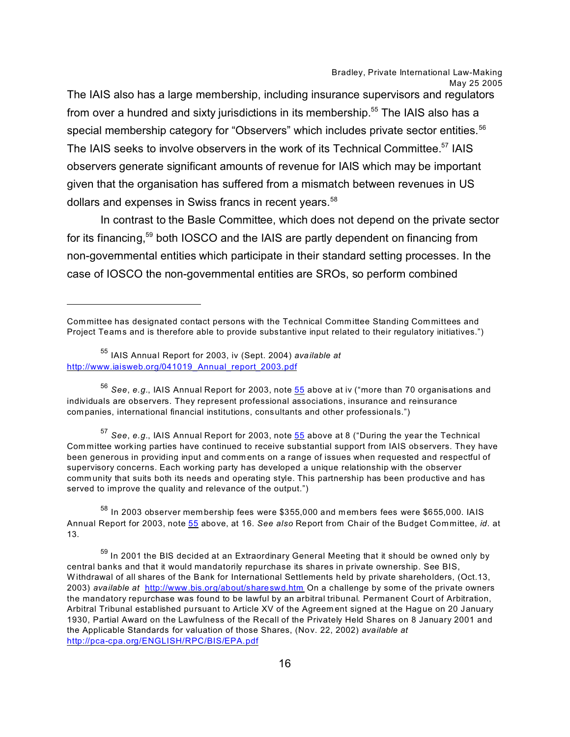The IAIS also has a large membership, including insurance supervisors and regulators from over a hundred and sixty jurisdictions in its membership.[55] The IAIS also has a special membership category for "Observers" which includes private sector entities.[56] The IAIS seeks to involve observers in the work of its Technical Committee.[57] IAIS observers generate significant amounts of revenue for IAIS which may be important given that the organisation has suffered from a mismatch between revenues in US dollars and expenses in Swiss francs in recent years.[58]

In contrast to the Basle Committee, which does not depend on the private sector for its financing,[59] both IOSCO and the IAIS are partly dependent on financing from non-governmental entities which participate in their standard setting processes. In the case of IOSCO the non-governmental entities are SROs, so perform combined

---

Committee has designated contact persons with the Technical Committee Standing Committees and Project Teams and is therefore able to provide substantive input related to their regulatory initiatives.")

[55] IAIS Annual Report for 2003, iv (Sept. 2004) *available at* http://www.iaisweb.org/041019_Annual_report_2003.pdf

[56] *See*, *e.g.*, IAIS Annual Report for 2003, note 55 above at iv ("more than 70 organisations and individuals are observers. They represent professional associations, insurance and reinsurance companies, international financial institutions, consultants and other professionals.")

[57] *See*, *e.g.*, IAIS Annual Report for 2003, note 55 above at 8 ("During the year the Technical Committee working parties have continued to receive substantial support from IAIS observers. They have been generous in providing input and comments on a range of issues when requested and respectful of supervisory concerns. Each working party has developed a unique relationship with the observer community that suits both its needs and operating style. This partnership has been productive and has served to improve the quality and relevance of the output.")

[58] In 2003 observer membership fees were $355,000 and members fees were $655,000. IAIS Annual Report for 2003, note 55 above, at 16. *See also* Report from Chair of the Budget Committee, *id.* at 13.

[59] In 2001 the BIS decided at an Extraordinary General Meeting that it should be owned only by central banks and that it would mandatorily repurchase its shares in private ownership. See BIS, Withdrawal of all shares of the Bank for International Settlements held by private shareholders, (Oct.13, 2003) *available at* http://www.bis.org/about/shareswd.htm On a challenge by some of the private owners the mandatory repurchase was found to be lawful by an arbitral tribunal. Permanent Court of Arbitration, Arbitral Tribunal established pursuant to Article XV of the Agreement signed at the Hague on 20 January 1930, Partial Award on the Lawfulness of the Recall of the Privately Held Shares on 8 January 2001 and the Applicable Standards for valuation of those Shares, (Nov. 22, 2002) *available at* http://pca-cpa.org/ENGLISH/RPC/BIS/EPA.pdf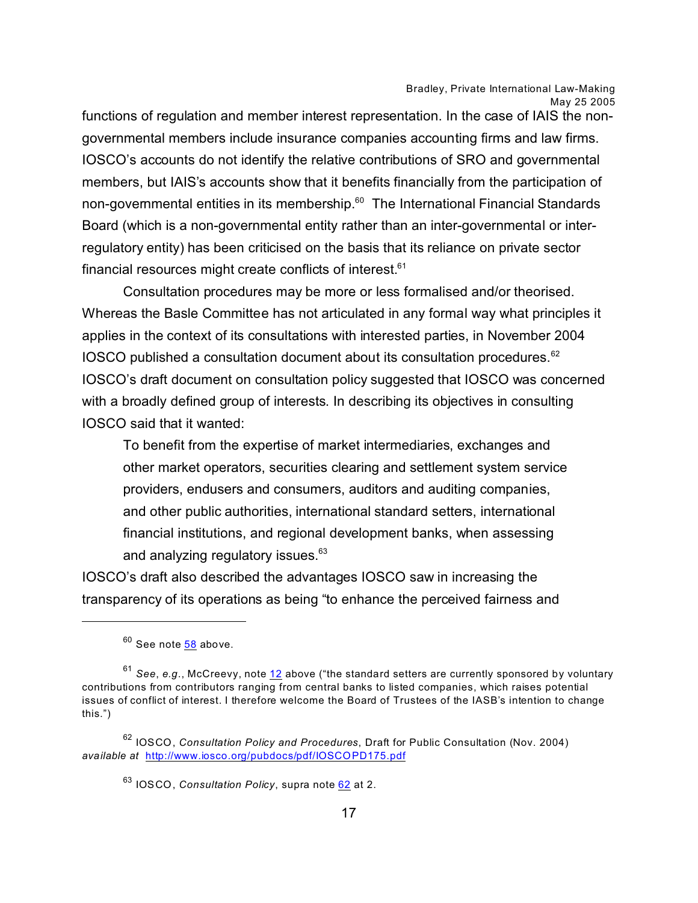functions of regulation and member interest representation. In the case of IAIS the non-governmental members include insurance companies accounting firms and law firms. IOSCO's accounts do not identify the relative contributions of SRO and governmental members, but IAIS's accounts show that it benefits financially from the participation of non-governmental entities in its membership.[60] The International Financial Standards Board (which is a non-governmental entity rather than an inter-governmental or inter-regulatory entity) has been criticised on the basis that its reliance on private sector financial resources might create conflicts of interest.[61]

Consultation procedures may be more or less formalised and/or theorised. Whereas the Basle Committee has not articulated in any formal way what principles it applies in the context of its consultations with interested parties, in November 2004 IOSCO published a consultation document about its consultation procedures.[62] IOSCO's draft document on consultation policy suggested that IOSCO was concerned with a broadly defined group of interests. In describing its objectives in consulting IOSCO said that it wanted:

> To benefit from the expertise of market intermediaries, exchanges and other market operators, securities clearing and settlement system service providers, endusers and consumers, auditors and auditing companies, and other public authorities, international standard setters, international financial institutions, and regional development banks, when assessing and analyzing regulatory issues.[63]

IOSCO's draft also described the advantages IOSCO saw in increasing the transparency of its operations as being "to enhance the perceived fairness and

---

[60] See note 58 above.

[61] *See*, *e.g.*, McCreevy, note 12 above ("the standard setters are currently sponsored by voluntary contributions from contributors ranging from central banks to listed companies, which raises potential issues of conflict of interest. I therefore welcome the Board of Trustees of the IASB's intention to change this.")

[62] IOSCO, *Consultation Policy and Procedures*, Draft for Public Consultation (Nov. 2004) *available at* http://www.iosco.org/pubdocs/pdf/IOSCOPD175.pdf

[63] IOSCO, *Consultation Policy*, supra note 62 at 2.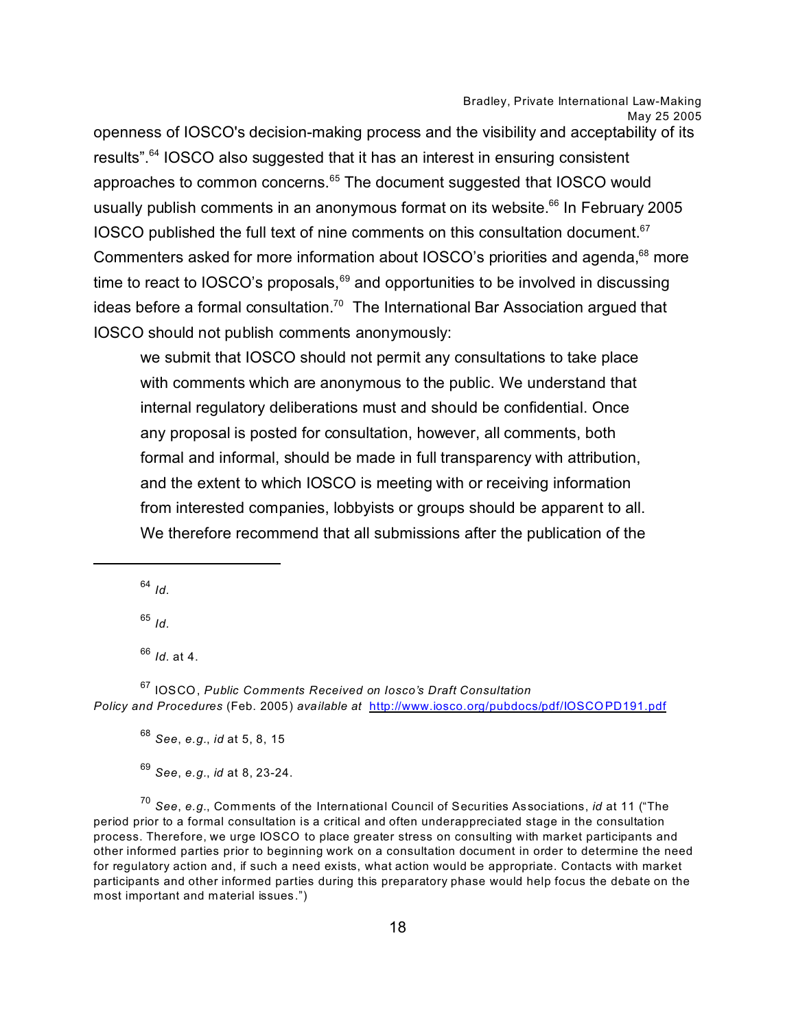openness of IOSCO's decision-making process and the visibility and acceptability of its results".[64] IOSCO also suggested that it has an interest in ensuring consistent approaches to common concerns.[65] The document suggested that IOSCO would usually publish comments in an anonymous format on its website.[66] In February 2005 IOSCO published the full text of nine comments on this consultation document.[67] Commenters asked for more information about IOSCO's priorities and agenda,[68] more time to react to IOSCO's proposals,[69] and opportunities to be involved in discussing ideas before a formal consultation.[70] The International Bar Association argued that IOSCO should not publish comments anonymously:

> we submit that IOSCO should not permit any consultations to take place with comments which are anonymous to the public. We understand that internal regulatory deliberations must and should be confidential. Once any proposal is posted for consultation, however, all comments, both formal and informal, should be made in full transparency with attribution, and the extent to which IOSCO is meeting with or receiving information from interested companies, lobbyists or groups should be apparent to all. We therefore recommend that all submissions after the publication of the

---

[64] *Id.*

[65] *Id.*

[66] *Id.* at 4.

[67] IOSCO, *Public Comments Received on Iosco's Draft Consultation Policy and Procedures* (Feb. 2005) *available at* http://www.iosco.org/pubdocs/pdf/IOSCOPD191.pdf

[68] *See*, *e.g.*, *id* at 5, 8, 15

[69] *See*, *e.g.*, *id* at 8, 23-24.

[70] *See*, *e.g.*, Comments of the International Council of Securities Associations, *id* at 11 ("The period prior to a formal consultation is a critical and often underappreciated stage in the consultation process. Therefore, we urge IOSCO to place greater stress on consulting with market participants and other informed parties prior to beginning work on a consultation document in order to determine the need for regulatory action and, if such a need exists, what action would be appropriate. Contacts with market participants and other informed parties during this preparatory phase would help focus the debate on the most important and material issues.")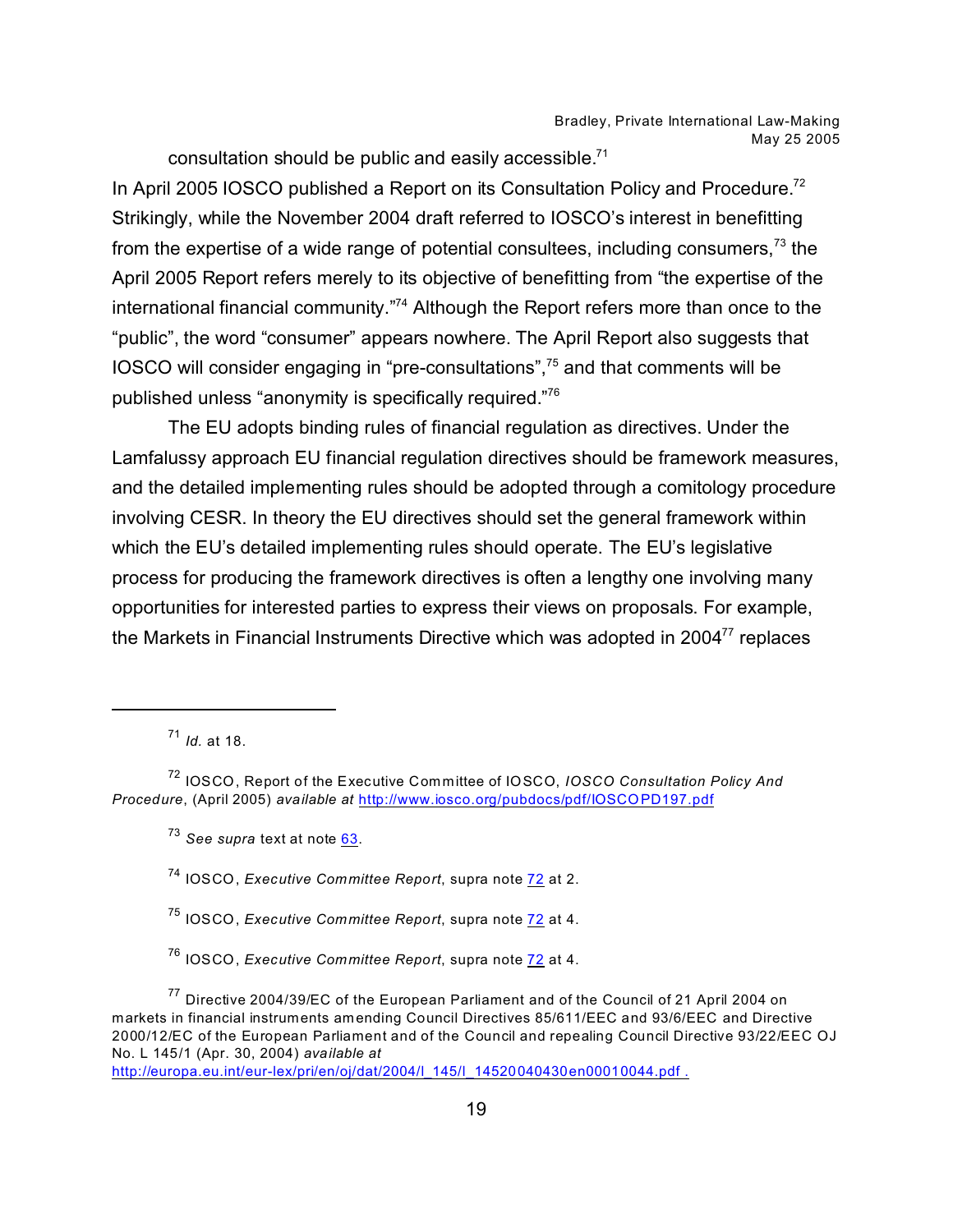consultation should be public and easily accessible.[71]

In April 2005 IOSCO published a Report on its Consultation Policy and Procedure.[72] Strikingly, while the November 2004 draft referred to IOSCO's interest in benefitting from the expertise of a wide range of potential consultees, including consumers,[73] the April 2005 Report refers merely to its objective of benefitting from "the expertise of the international financial community."[74] Although the Report refers more than once to the "public", the word "consumer" appears nowhere. The April Report also suggests that IOSCO will consider engaging in "pre-consultations",[75] and that comments will be published unless "anonymity is specifically required."[76]

The EU adopts binding rules of financial regulation as directives. Under the Lamfalussy approach EU financial regulation directives should be framework measures, and the detailed implementing rules should be adopted through a comitology procedure involving CESR. In theory the EU directives should set the general framework within which the EU's detailed implementing rules should operate. The EU's legislative process for producing the framework directives is often a lengthy one involving many opportunities for interested parties to express their views on proposals. For example, the Markets in Financial Instruments Directive which was adopted in 2004[77] replaces

---

[71] *Id.* at 18.

[72] IOSCO, Report of the Executive Committee of IOSCO, *IOSCO Consultation Policy And Procedure*, (April 2005) *available at* http://www.iosco.org/pubdocs/pdf/IOSCOPD197.pdf

[73] *See supra* text at note 63.

[74] IOSCO, *Executive Committee Report*, supra note 72 at 2.

[75] IOSCO, *Executive Committee Report*, supra note 72 at 4.

[76] IOSCO, *Executive Committee Report*, supra note 72 at 4.

[77] Directive 2004/39/EC of the European Parliament and of the Council of 21 April 2004 on markets in financial instruments amending Council Directives 85/611/EEC and 93/6/EEC and Directive 2000/12/EC of the European Parliament and of the Council and repealing Council Directive 93/22/EEC OJ No. L 145/1 (Apr. 30, 2004) *available at* http://europa.eu.int/eur-lex/pri/en/oj/dat/2004/l_145/l_14520040430en00010044.pdf .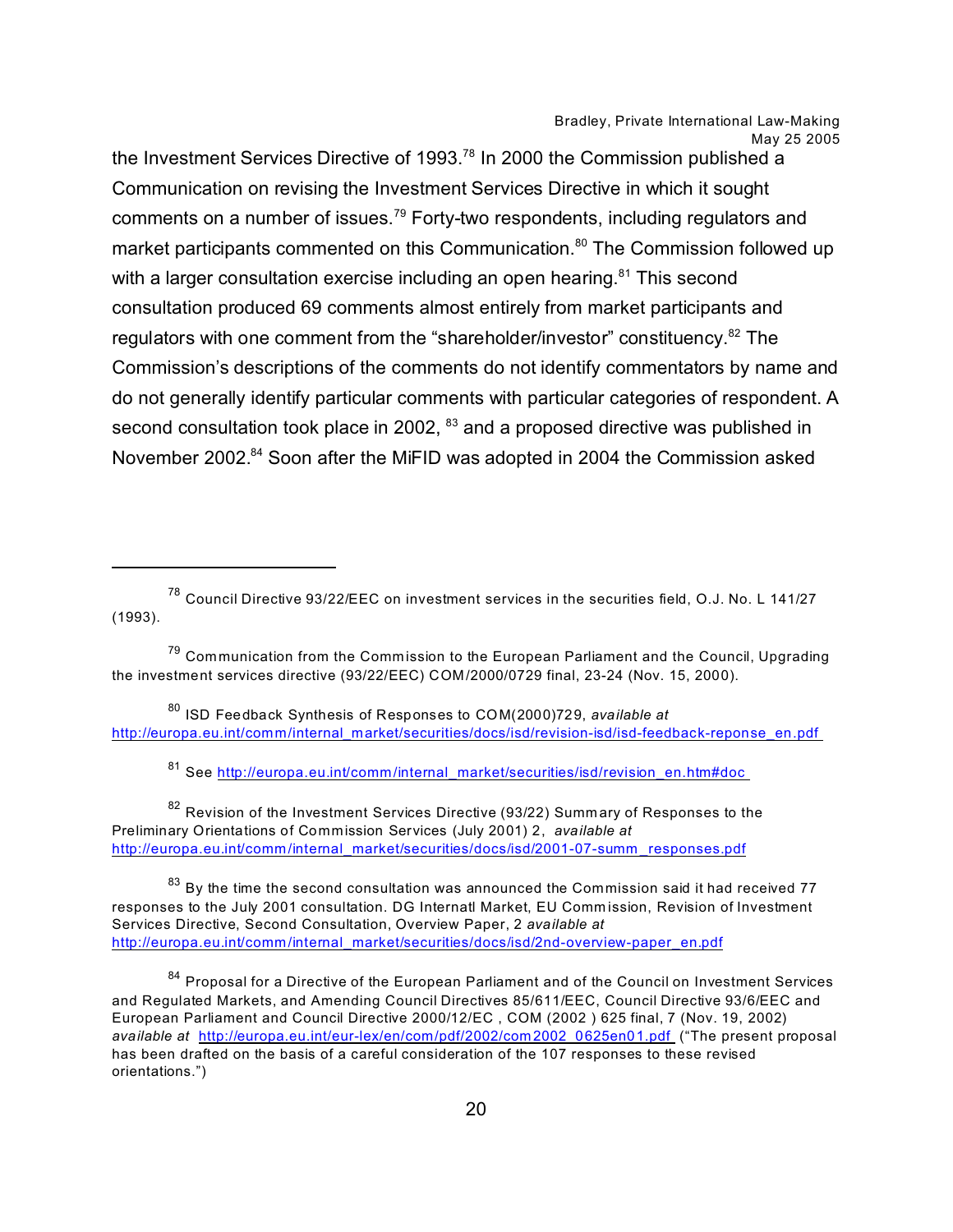the Investment Services Directive of 1993.[78] In 2000 the Commission published a Communication on revising the Investment Services Directive in which it sought comments on a number of issues.[79] Forty-two respondents, including regulators and market participants commented on this Communication.[80] The Commission followed up with a larger consultation exercise including an open hearing.[81] This second consultation produced 69 comments almost entirely from market participants and regulators with one comment from the "shareholder/investor" constituency.[82] The Commission's descriptions of the comments do not identify commentators by name and do not generally identify particular comments with particular categories of respondent. A second consultation took place in 2002, [83] and a proposed directive was published in November 2002.[84] Soon after the MiFID was adopted in 2004 the Commission asked

---

[78] Council Directive 93/22/EEC on investment services in the securities field, O.J. No. L 141/27 (1993).

[79] Communication from the Commission to the European Parliament and the Council, Upgrading the investment services directive (93/22/EEC) COM/2000/0729 final, 23-24 (Nov. 15, 2000).

[80] ISD Feedback Synthesis of Responses to COM(2000)729, *available at* http://europa.eu.int/comm/internal_market/securities/docs/isd/revision-isd/isd-feedback-reponse_en.pdf

[81] See http://europa.eu.int/comm/internal_market/securities/isd/revision_en.htm#doc

[82] Revision of the Investment Services Directive (93/22) Summary of Responses to the Preliminary Orientations of Commission Services (July 2001) 2, *available at* http://europa.eu.int/comm/internal_market/securities/docs/isd/2001-07-summ_responses.pdf

[83] By the time the second consultation was announced the Commission said it had received 77 responses to the July 2001 consultation. DG Internatl Market, EU Commission, Revision of Investment Services Directive, Second Consultation, Overview Paper, 2 *available at* http://europa.eu.int/comm/internal_market/securities/docs/isd/2nd-overview-paper_en.pdf

[84] Proposal for a Directive of the European Parliament and of the Council on Investment Services and Regulated Markets, and Amending Council Directives 85/611/EEC, Council Directive 93/6/EEC and European Parliament and Council Directive 2000/12/EC , COM (2002 ) 625 final, 7 (Nov. 19, 2002) *available at* http://europa.eu.int/eur-lex/en/com/pdf/2002/com2002_0625en01.pdf ("The present proposal has been drafted on the basis of a careful consideration of the 107 responses to these revised orientations.")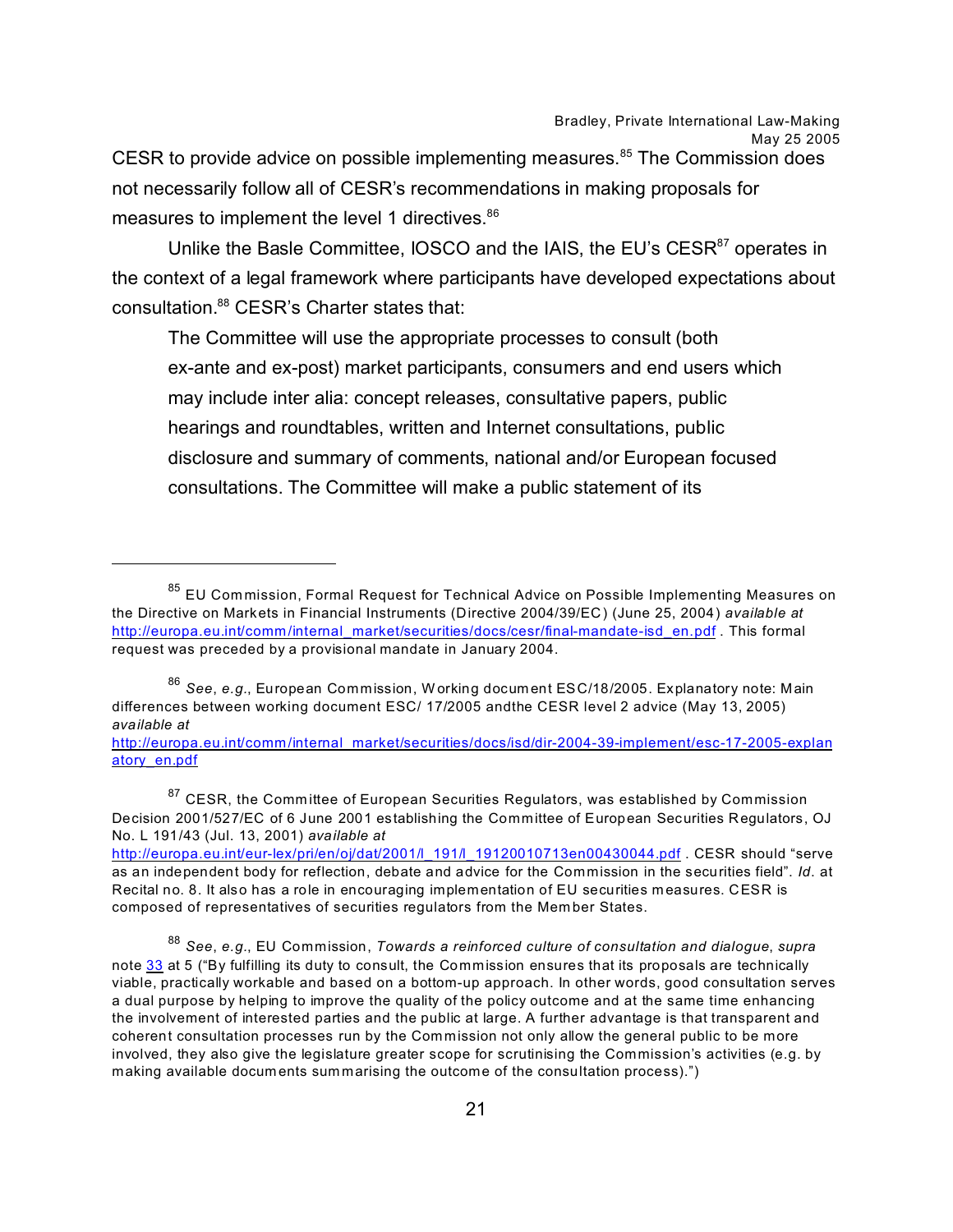CESR to provide advice on possible implementing measures.[85] The Commission does not necessarily follow all of CESR's recommendations in making proposals for measures to implement the level 1 directives.[86]

Unlike the Basle Committee, IOSCO and the IAIS, the EU's CESR[87] operates in the context of a legal framework where participants have developed expectations about consultation.[88] CESR's Charter states that:

> The Committee will use the appropriate processes to consult (both ex-ante and ex-post) market participants, consumers and end users which may include inter alia: concept releases, consultative papers, public hearings and roundtables, written and Internet consultations, public disclosure and summary of comments, national and/or European focused consultations. The Committee will make a public statement of its

---

[85] EU Commission, Formal Request for Technical Advice on Possible Implementing Measures on the Directive on Markets in Financial Instruments (Directive 2004/39/EC) (June 25, 2004) *available at* http://europa.eu.int/comm/internal_market/securities/docs/cesr/final-mandate-isd_en.pdf . This formal request was preceded by a provisional mandate in January 2004.

[86] *See*, *e.g.*, European Commission, Working document ESC/18/2005. Explanatory note: Main differences between working document ESC/ 17/2005 andthe CESR level 2 advice (May 13, 2005) *available at* http://europa.eu.int/comm/internal_market/securities/docs/isd/dir-2004-39-implement/esc-17-2005-explanatory_en.pdf

[87] CESR, the Committee of European Securities Regulators, was established by Commission Decision 2001/527/EC of 6 June 2001 establishing the Committee of European Securities Regulators, OJ No. L 191/43 (Jul. 13, 2001) *available at* http://europa.eu.int/eur-lex/pri/en/oj/dat/2001/l_191/l_19120010713en00430044.pdf . CESR should "serve as an independent body for reflection, debate and advice for the Commission in the securities field". *Id*. at Recital no. 8. It also has a role in encouraging implementation of EU securities measures. CESR is composed of representatives of securities regulators from the Member States.

[88] *See*, *e.g*., EU Commission, *Towards a reinforced culture of consultation and dialogue*, *supra* note 33 at 5 ("By fulfilling its duty to consult, the Commission ensures that its proposals are technically viable, practically workable and based on a bottom-up approach. In other words, good consultation serves a dual purpose by helping to improve the quality of the policy outcome and at the same time enhancing the involvement of interested parties and the public at large. A further advantage is that transparent and coherent consultation processes run by the Commission not only allow the general public to be more involved, they also give the legislature greater scope for scrutinising the Commission's activities (e.g. by making available documents summarising the outcome of the consultation process).")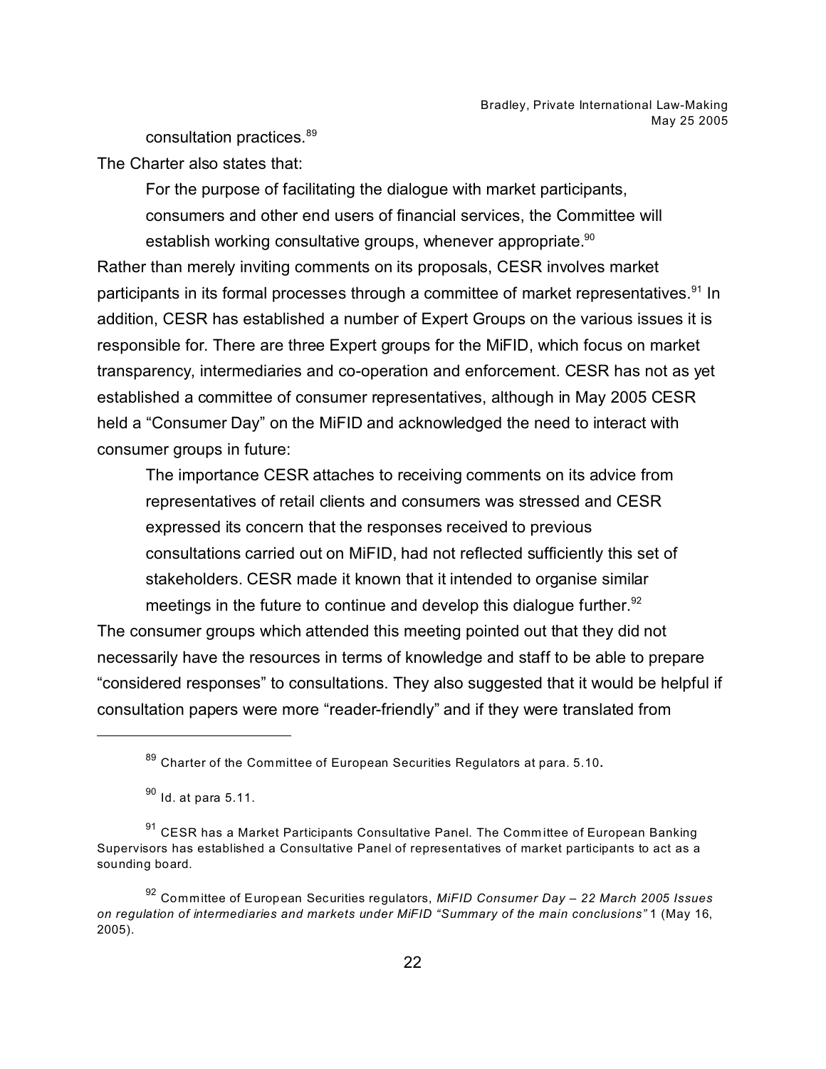consultation practices.[89]

The Charter also states that:

> For the purpose of facilitating the dialogue with market participants, consumers and other end users of financial services, the Committee will establish working consultative groups, whenever appropriate.[90]

Rather than merely inviting comments on its proposals, CESR involves market participants in its formal processes through a committee of market representatives.[91] In addition, CESR has established a number of Expert Groups on the various issues it is responsible for. There are three Expert groups for the MiFID, which focus on market transparency, intermediaries and co-operation and enforcement. CESR has not as yet established a committee of consumer representatives, although in May 2005 CESR held a "Consumer Day" on the MiFID and acknowledged the need to interact with consumer groups in future:

> The importance CESR attaches to receiving comments on its advice from representatives of retail clients and consumers was stressed and CESR expressed its concern that the responses received to previous consultations carried out on MiFID, had not reflected sufficiently this set of stakeholders. CESR made it known that it intended to organise similar meetings in the future to continue and develop this dialogue further.[92]

The consumer groups which attended this meeting pointed out that they did not necessarily have the resources in terms of knowledge and staff to be able to prepare "considered responses" to consultations. They also suggested that it would be helpful if consultation papers were more "reader-friendly" and if they were translated from

---

[89] Charter of the Committee of European Securities Regulators at para. 5.10.

[90] Id. at para 5.11.

[91] CESR has a Market Participants Consultative Panel. The Committee of European Banking Supervisors has established a Consultative Panel of representatives of market participants to act as a sounding board.

[92] Committee of European Securities regulators, *MiFID Consumer Day – 22 March 2005 Issues on regulation of intermediaries and markets under MiFID "Summary of the main conclusions"* 1 (May 16, 2005).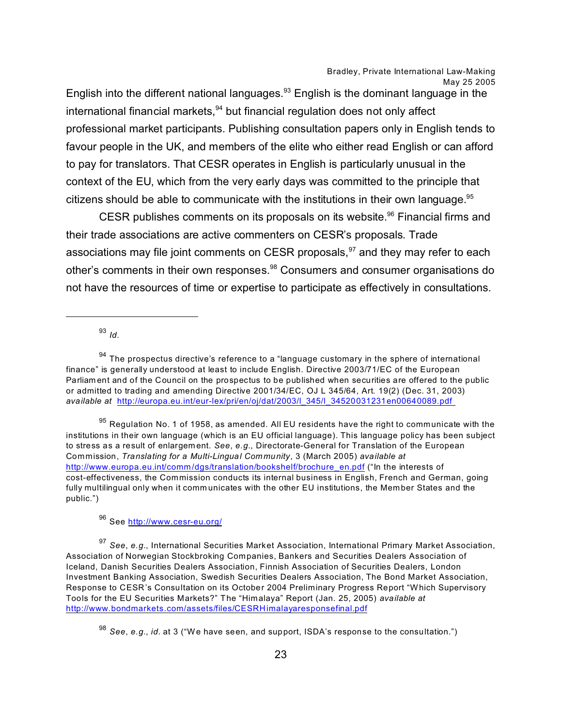English into the different national languages.[93] English is the dominant language in the international financial markets,[94] but financial regulation does not only affect professional market participants. Publishing consultation papers only in English tends to favour people in the UK, and members of the elite who either read English or can afford to pay for translators. That CESR operates in English is particularly unusual in the context of the EU, which from the very early days was committed to the principle that citizens should be able to communicate with the institutions in their own language.[95]

CESR publishes comments on its proposals on its website.[96] Financial firms and their trade associations are active commenters on CESR's proposals. Trade associations may file joint comments on CESR proposals,[97] and they may refer to each other's comments in their own responses.[98] Consumers and consumer organisations do not have the resources of time or expertise to participate as effectively in consultations.

---

[93] *Id.*

[94] The prospectus directive's reference to a "language customary in the sphere of international finance" is generally understood at least to include English. Directive 2003/71/EC of the European Parliament and of the Council on the prospectus to be published when securities are offered to the public or admitted to trading and amending Directive 2001/34/EC, OJ L 345/64, Art. 19(2) (Dec. 31, 2003) *available at* http://europa.eu.int/eur-lex/pri/en/oj/dat/2003/l_345/l_34520031231en00640089.pdf

[95] Regulation No. 1 of 1958, as amended. All EU residents have the right to communicate with the institutions in their own language (which is an EU official language). This language policy has been subject to stress as a result of enlargement. *See*, *e.g.*, Directorate-General for Translation of the European Commission, *Translating for a Multi-Lingual Community*, 3 (March 2005) *available at* http://www.europa.eu.int/comm/dgs/translation/bookshelf/brochure_en.pdf ("In the interests of cost-effectiveness, the Commission conducts its internal business in English, French and German, going fully multilingual only when it communicates with the other EU institutions, the Member States and the public.")

[96] See http://www.cesr-eu.org/

[97] *See*, *e.g.*, International Securities Market Association, International Primary Market Association, Association of Norwegian Stockbroking Companies, Bankers and Securities Dealers Association of Iceland, Danish Securities Dealers Association, Finnish Association of Securities Dealers, London Investment Banking Association, Swedish Securities Dealers Association, The Bond Market Association, Response to CESR's Consultation on its October 2004 Preliminary Progress Report "Which Supervisory Tools for the EU Securities Markets?" The "Himalaya" Report (Jan. 25, 2005) *available at* http://www.bondmarkets.com/assets/files/CESRHimalayaresponsefinal.pdf

[98] *See*, *e.g.*, *id.* at 3 ("We have seen, and support, ISDA's response to the consultation.")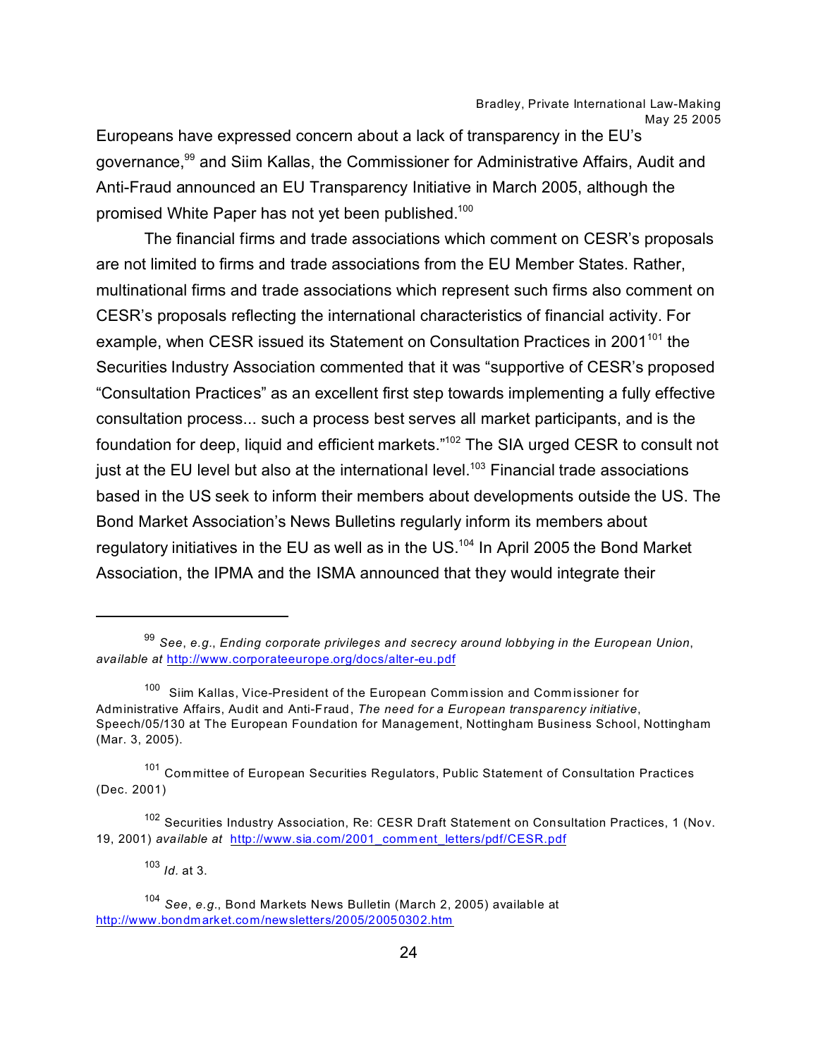Europeans have expressed concern about a lack of transparency in the EU's governance,[99] and Siim Kallas, the Commissioner for Administrative Affairs, Audit and Anti-Fraud announced an EU Transparency Initiative in March 2005, although the promised White Paper has not yet been published.[100]

The financial firms and trade associations which comment on CESR's proposals are not limited to firms and trade associations from the EU Member States. Rather, multinational firms and trade associations which represent such firms also comment on CESR's proposals reflecting the international characteristics of financial activity. For example, when CESR issued its Statement on Consultation Practices in 2001[101] the Securities Industry Association commented that it was "supportive of CESR's proposed "Consultation Practices" as an excellent first step towards implementing a fully effective consultation process... such a process best serves all market participants, and is the foundation for deep, liquid and efficient markets."[102] The SIA urged CESR to consult not just at the EU level but also at the international level.[103] Financial trade associations based in the US seek to inform their members about developments outside the US. The Bond Market Association's News Bulletins regularly inform its members about regulatory initiatives in the EU as well as in the US.[104] In April 2005 the Bond Market Association, the IPMA and the ISMA announced that they would integrate their

---

[99] *See*, *e.g.*, *Ending corporate privileges and secrecy around lobbying in the European Union*, *available at* http://www.corporateeurope.org/docs/alter-eu.pdf

[100] Siim Kallas, Vice-President of the European Commission and Commissioner for Administrative Affairs, Audit and Anti-Fraud, *The need for a European transparency initiative*, Speech/05/130 at The European Foundation for Management, Nottingham Business School, Nottingham (Mar. 3, 2005).

[101] Committee of European Securities Regulators, Public Statement of Consultation Practices (Dec. 2001)

[102] Securities Industry Association, Re: CESR Draft Statement on Consultation Practices, 1 (Nov. 19, 2001) *available at* http://www.sia.com/2001_comment_letters/pdf/CESR.pdf

[103] *Id.* at 3.

[104] *See*, *e.g.*, Bond Markets News Bulletin (March 2, 2005) available at http://www.bondmarket.com/newsletters/2005/20050302.htm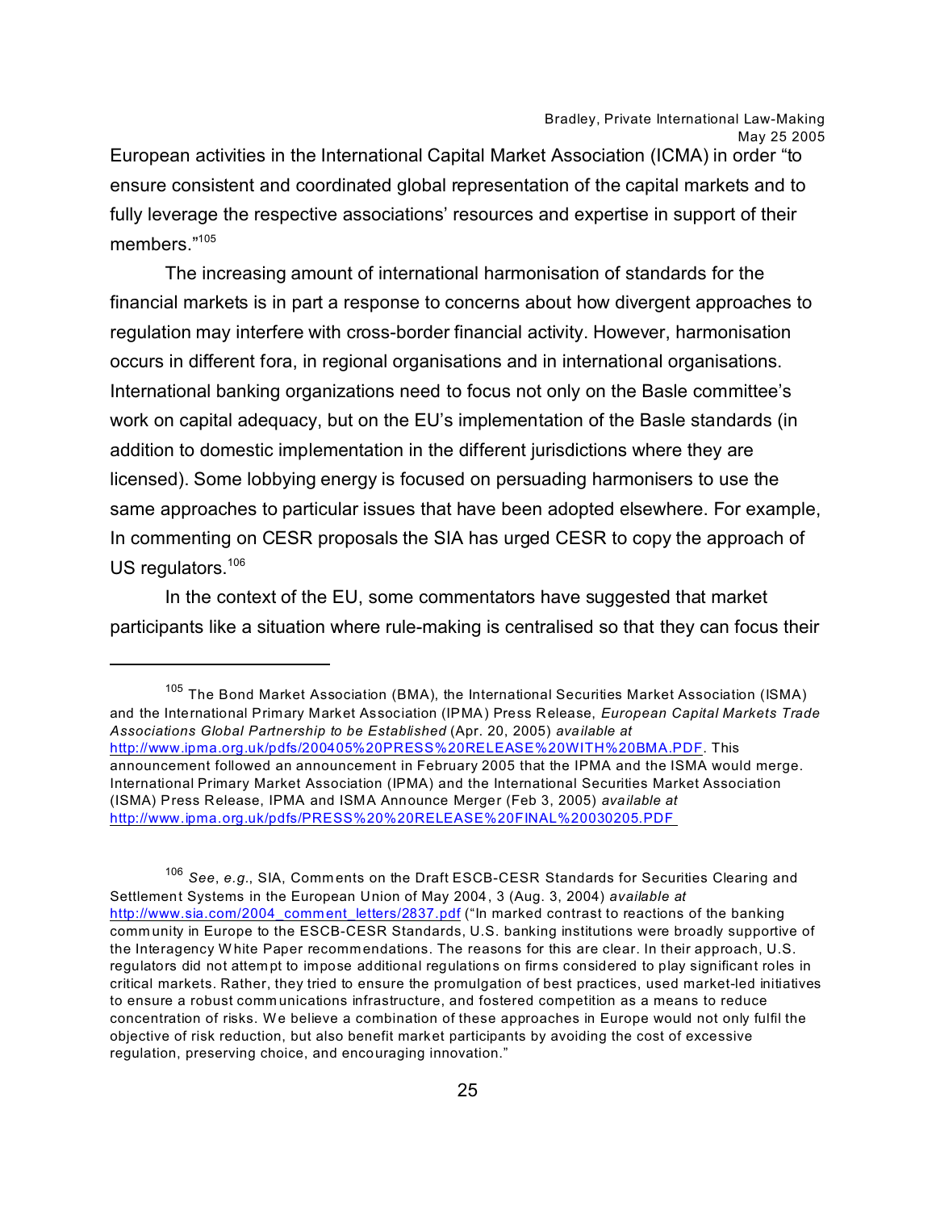European activities in the International Capital Market Association (ICMA) in order "to ensure consistent and coordinated global representation of the capital markets and to fully leverage the respective associations' resources and expertise in support of their members."[105]

The increasing amount of international harmonisation of standards for the financial markets is in part a response to concerns about how divergent approaches to regulation may interfere with cross-border financial activity. However, harmonisation occurs in different fora, in regional organisations and in international organisations. International banking organizations need to focus not only on the Basle committee's work on capital adequacy, but on the EU's implementation of the Basle standards (in addition to domestic implementation in the different jurisdictions where they are licensed). Some lobbying energy is focused on persuading harmonisers to use the same approaches to particular issues that have been adopted elsewhere. For example, In commenting on CESR proposals the SIA has urged CESR to copy the approach of US regulators.[106]

In the context of the EU, some commentators have suggested that market participants like a situation where rule-making is centralised so that they can focus their

---

[105] The Bond Market Association (BMA), the International Securities Market Association (ISMA) and the International Primary Market Association (IPMA) Press Release, *European Capital Markets Trade Associations Global Partnership to be Established* (Apr. 20, 2005) *available at* http://www.ipma.org.uk/pdfs/200405%20PRESS%20RELEASE%20WITH%20BMA.PDF. This announcement followed an announcement in February 2005 that the IPMA and the ISMA would merge. International Primary Market Association (IPMA) and the International Securities Market Association (ISMA) Press Release, IPMA and ISMA Announce Merger (Feb 3, 2005) *available at* http://www.ipma.org.uk/pdfs/PRESS%20%20RELEASE%20FINAL%20030205.PDF

[106] *See*, *e.g.*, SIA, Comments on the Draft ESCB-CESR Standards for Securities Clearing and Settlement Systems in the European Union of May 2004, 3 (Aug. 3, 2004) *available at* http://www.sia.com/2004_comment_letters/2837.pdf ("In marked contrast to reactions of the banking community in Europe to the ESCB-CESR Standards, U.S. banking institutions were broadly supportive of the Interagency White Paper recommendations. The reasons for this are clear. In their approach, U.S. regulators did not attempt to impose additional regulations on firms considered to play significant roles in critical markets. Rather, they tried to ensure the promulgation of best practices, used market-led initiatives to ensure a robust communications infrastructure, and fostered competition as a means to reduce concentration of risks. We believe a combination of these approaches in Europe would not only fulfil the objective of risk reduction, but also benefit market participants by avoiding the cost of excessive regulation, preserving choice, and encouraging innovation."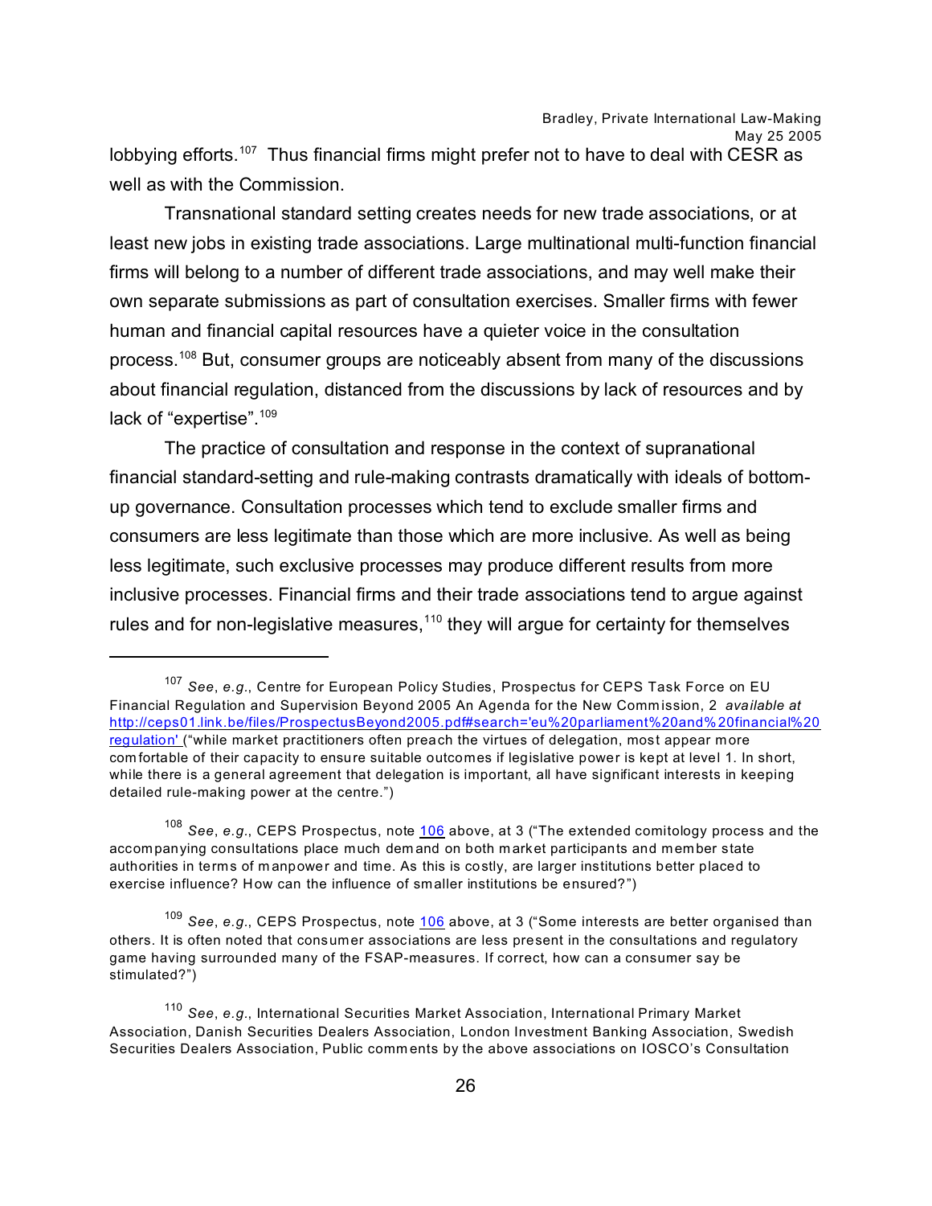lobbying efforts.[107] Thus financial firms might prefer not to have to deal with CESR as well as with the Commission.

Transnational standard setting creates needs for new trade associations, or at least new jobs in existing trade associations. Large multinational multi-function financial firms will belong to a number of different trade associations, and may well make their own separate submissions as part of consultation exercises. Smaller firms with fewer human and financial capital resources have a quieter voice in the consultation process.[108] But, consumer groups are noticeably absent from many of the discussions about financial regulation, distanced from the discussions by lack of resources and by lack of "expertise".[109]

The practice of consultation and response in the context of supranational financial standard-setting and rule-making contrasts dramatically with ideals of bottom-up governance. Consultation processes which tend to exclude smaller firms and consumers are less legitimate than those which are more inclusive. As well as being less legitimate, such exclusive processes may produce different results from more inclusive processes. Financial firms and their trade associations tend to argue against rules and for non-legislative measures,[110] they will argue for certainty for themselves

---

[107] *See*, *e.g.*, Centre for European Policy Studies, Prospectus for CEPS Task Force on EU Financial Regulation and Supervision Beyond 2005 An Agenda for the New Commission, 2 *available at* http://ceps01.link.be/files/ProspectusBeyond2005.pdf#search='eu%20parliament%20and%20financial%20regulation' ("while market practitioners often preach the virtues of delegation, most appear more comfortable of their capacity to ensure suitable outcomes if legislative power is kept at level 1. In short, while there is a general agreement that delegation is important, all have significant interests in keeping detailed rule-making power at the centre.")

[108] *See*, *e.g.*, CEPS Prospectus, note 106 above, at 3 ("The extended comitology process and the accompanying consultations place much demand on both market participants and member state authorities in terms of manpower and time. As this is costly, are larger institutions better placed to exercise influence? How can the influence of smaller institutions be ensured?")

[109] *See*, *e.g.*, CEPS Prospectus, note 106 above, at 3 ("Some interests are better organised than others. It is often noted that consumer associations are less present in the consultations and regulatory game having surrounded many of the FSAP-measures. If correct, how can a consumer say be stimulated?")

[110] *See*, *e.g.*, International Securities Market Association, International Primary Market Association, Danish Securities Dealers Association, London Investment Banking Association, Swedish Securities Dealers Association, Public comments by the above associations on IOSCO's Consultation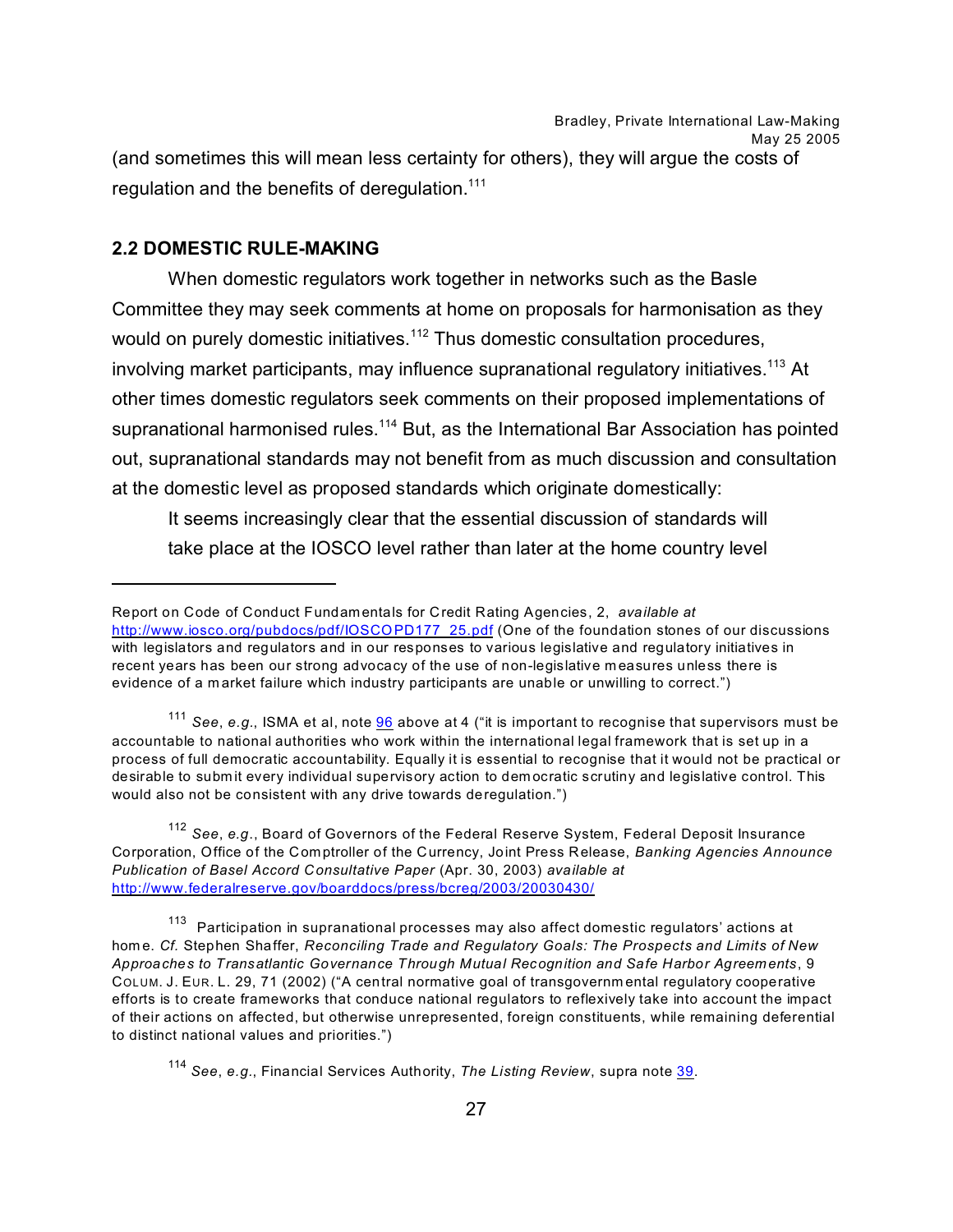(and sometimes this will mean less certainty for others), they will argue the costs of regulation and the benefits of deregulation.[111]

## 2.2 DOMESTIC RULE-MAKING

When domestic regulators work together in networks such as the Basle Committee they may seek comments at home on proposals for harmonisation as they would on purely domestic initiatives.[112] Thus domestic consultation procedures, involving market participants, may influence supranational regulatory initiatives.[113] At other times domestic regulators seek comments on their proposed implementations of supranational harmonised rules.[114] But, as the International Bar Association has pointed out, supranational standards may not benefit from as much discussion and consultation at the domestic level as proposed standards which originate domestically:

> It seems increasingly clear that the essential discussion of standards will take place at the IOSCO level rather than later at the home country level

---

Report on Code of Conduct Fundamentals for Credit Rating Agencies, 2, *available at* http://www.iosco.org/pubdocs/pdf/IOSCOPD177_25.pdf (One of the foundation stones of our discussions with legislators and regulators and in our responses to various legislative and regulatory initiatives in recent years has been our strong advocacy of the use of non-legislative measures unless there is evidence of a market failure which industry participants are unable or unwilling to correct.")

[111] *See*, *e.g.*, ISMA et al, note 96 above at 4 ("it is important to recognise that supervisors must be accountable to national authorities who work within the international legal framework that is set up in a process of full democratic accountability. Equally it is essential to recognise that it would not be practical or desirable to submit every individual supervisory action to democratic scrutiny and legislative control. This would also not be consistent with any drive towards deregulation.")

[112] *See*, *e.g.*, Board of Governors of the Federal Reserve System, Federal Deposit Insurance Corporation, Office of the Comptroller of the Currency, Joint Press Release, *Banking Agencies Announce Publication of Basel Accord Consultative Paper* (Apr. 30, 2003) *available at* http://www.federalreserve.gov/boarddocs/press/bcreg/2003/20030430/

[113] Participation in supranational processes may also affect domestic regulators' actions at home. *Cf.* Stephen Shaffer, *Reconciling Trade and Regulatory Goals: The Prospects and Limits of New Approaches to Transatlantic Governance Through Mutual Recognition and Safe Harbor Agreements*, 9 COLUM. J. EUR. L. 29, 71 (2002) ("A central normative goal of transgovernmental regulatory cooperative efforts is to create frameworks that conduce national regulators to reflexively take into account the impact of their actions on affected, but otherwise unrepresented, foreign constituents, while remaining deferential to distinct national values and priorities.")

[114] *See*, *e.g.*, Financial Services Authority, *The Listing Review*, supra note 39.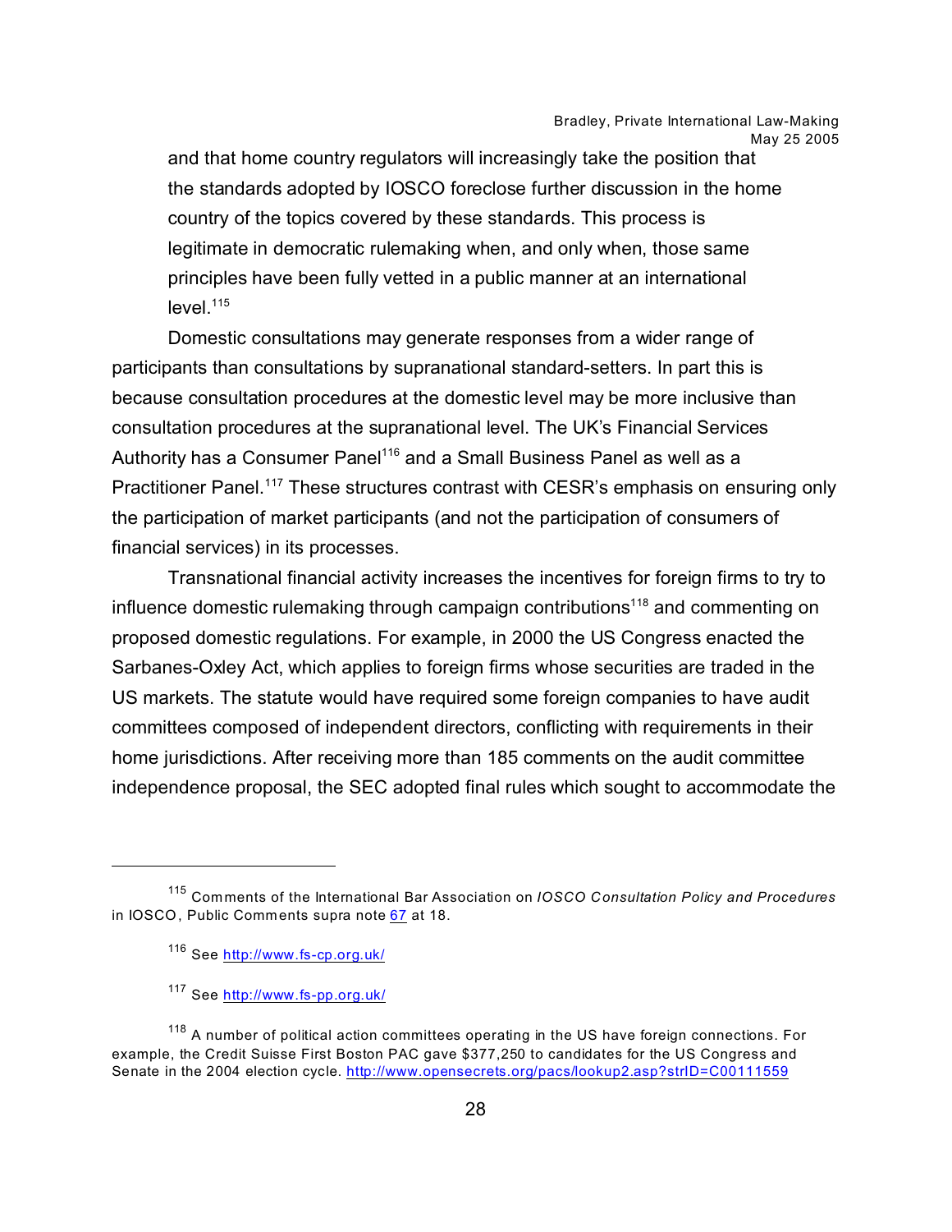> and that home country regulators will increasingly take the position that the standards adopted by IOSCO foreclose further discussion in the home country of the topics covered by these standards. This process is legitimate in democratic rulemaking when, and only when, those same principles have been fully vetted in a public manner at an international level.[115]

Domestic consultations may generate responses from a wider range of participants than consultations by supranational standard-setters. In part this is because consultation procedures at the domestic level may be more inclusive than consultation procedures at the supranational level. The UK's Financial Services Authority has a Consumer Panel[116] and a Small Business Panel as well as a Practitioner Panel.[117] These structures contrast with CESR's emphasis on ensuring only the participation of market participants (and not the participation of consumers of financial services) in its processes.

Transnational financial activity increases the incentives for foreign firms to try to influence domestic rulemaking through campaign contributions[118] and commenting on proposed domestic regulations. For example, in 2000 the US Congress enacted the Sarbanes-Oxley Act, which applies to foreign firms whose securities are traded in the US markets. The statute would have required some foreign companies to have audit committees composed of independent directors, conflicting with requirements in their home jurisdictions. After receiving more than 185 comments on the audit committee independence proposal, the SEC adopted final rules which sought to accommodate the

---

[115] Comments of the International Bar Association on *IOSCO Consultation Policy and Procedures* in IOSCO, Public Comments supra note 67 at 18.

[116] See http://www.fs-cp.org.uk/

[117] See http://www.fs-pp.org.uk/

[118] A number of political action committees operating in the US have foreign connections. For example, the Credit Suisse First Boston PAC gave $377,250 to candidates for the US Congress and Senate in the 2004 election cycle. http://www.opensecrets.org/pacs/lookup2.asp?strID=C00111559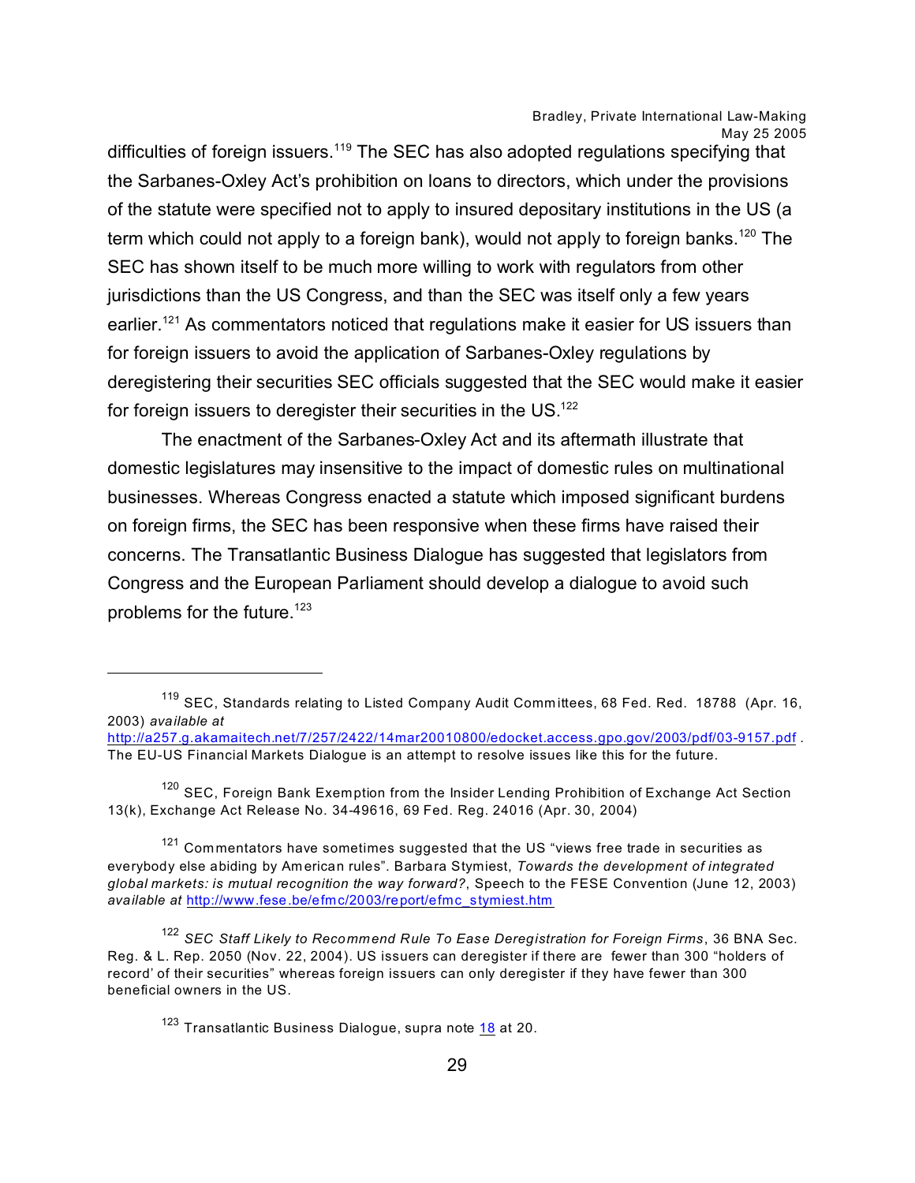difficulties of foreign issuers.[119] The SEC has also adopted regulations specifying that the Sarbanes-Oxley Act's prohibition on loans to directors, which under the provisions of the statute were specified not to apply to insured depositary institutions in the US (a term which could not apply to a foreign bank), would not apply to foreign banks.[120] The SEC has shown itself to be much more willing to work with regulators from other jurisdictions than the US Congress, and than the SEC was itself only a few years earlier.[121] As commentators noticed that regulations make it easier for US issuers than for foreign issuers to avoid the application of Sarbanes-Oxley regulations by deregistering their securities SEC officials suggested that the SEC would make it easier for foreign issuers to deregister their securities in the US.[122]

The enactment of the Sarbanes-Oxley Act and its aftermath illustrate that domestic legislatures may insensitive to the impact of domestic rules on multinational businesses. Whereas Congress enacted a statute which imposed significant burdens on foreign firms, the SEC has been responsive when these firms have raised their concerns. The Transatlantic Business Dialogue has suggested that legislators from Congress and the European Parliament should develop a dialogue to avoid such problems for the future.[123]

---

[119] SEC, Standards relating to Listed Company Audit Committees, 68 Fed. Red. 18788 (Apr. 16, 2003) *available at* http://a257.g.akamaitech.net/7/257/2422/14mar20010800/edocket.access.gpo.gov/2003/pdf/03-9157.pdf . The EU-US Financial Markets Dialogue is an attempt to resolve issues like this for the future.

[120] SEC, Foreign Bank Exemption from the Insider Lending Prohibition of Exchange Act Section 13(k), Exchange Act Release No. 34-49616, 69 Fed. Reg. 24016 (Apr. 30, 2004)

[121] Commentators have sometimes suggested that the US "views free trade in securities as everybody else abiding by American rules". Barbara Stymiest, *Towards the development of integrated global markets: is mutual recognition the way forward?*, Speech to the FESE Convention (June 12, 2003) *available at* http://www.fese.be/efmc/2003/report/efmc_stymiest.htm

[122] *SEC Staff Likely to Recommend Rule To Ease Deregistration for Foreign Firms*, 36 BNA Sec. Reg. & L. Rep. 2050 (Nov. 22, 2004). US issuers can deregister if there are fewer than 300 "holders of record' of their securities" whereas foreign issuers can only deregister if they have fewer than 300 beneficial owners in the US.

[123] Transatlantic Business Dialogue, supra note 18 at 20.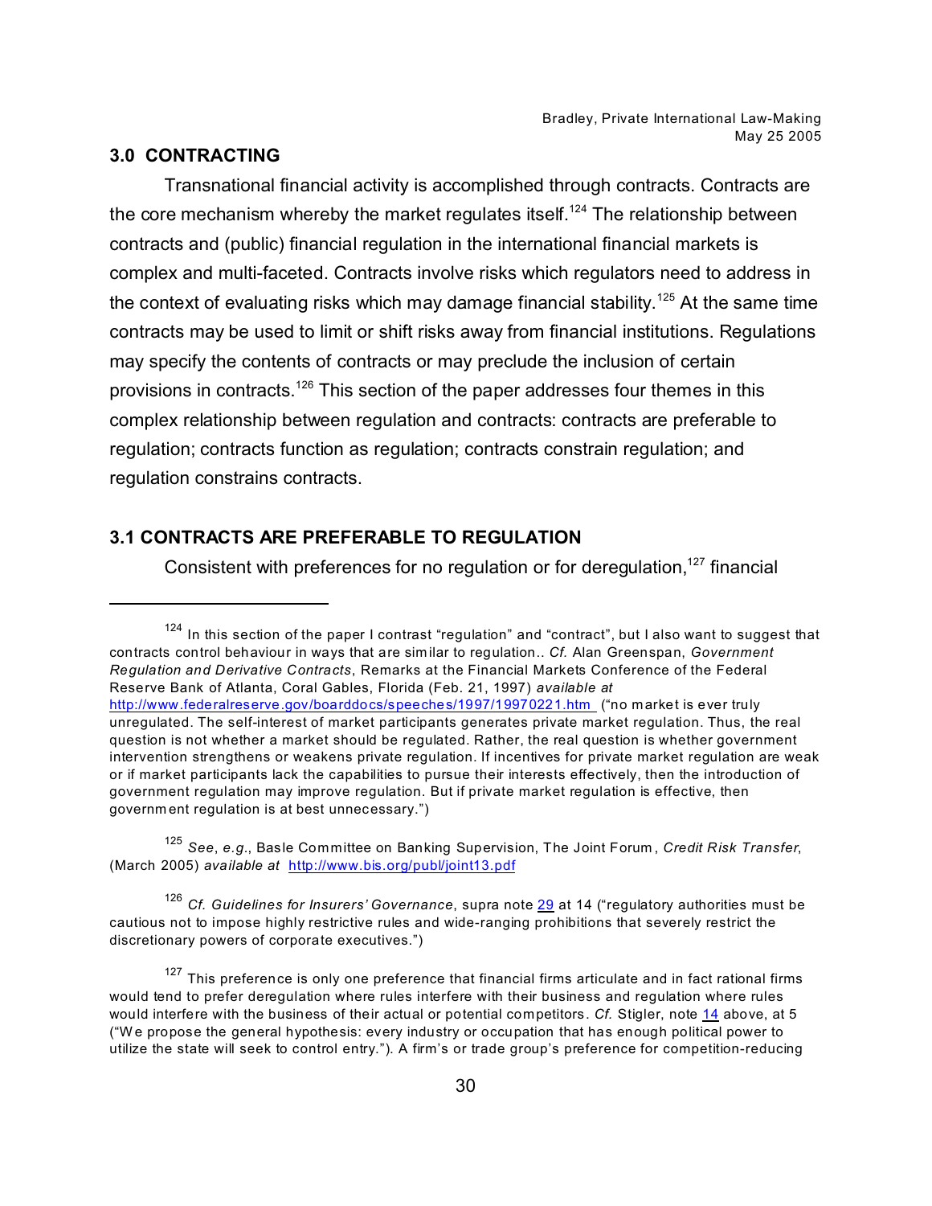## 3.0 CONTRACTING

Transnational financial activity is accomplished through contracts. Contracts are the core mechanism whereby the market regulates itself.[124] The relationship between contracts and (public) financial regulation in the international financial markets is complex and multi-faceted. Contracts involve risks which regulators need to address in the context of evaluating risks which may damage financial stability.[125] At the same time contracts may be used to limit or shift risks away from financial institutions. Regulations may specify the contents of contracts or may preclude the inclusion of certain provisions in contracts.[126] This section of the paper addresses four themes in this complex relationship between regulation and contracts: contracts are preferable to regulation; contracts function as regulation; contracts constrain regulation; and regulation constrains contracts.

## 3.1 CONTRACTS ARE PREFERABLE TO REGULATION

Consistent with preferences for no regulation or for deregulation,[127] financial

---

[124] In this section of the paper I contrast "regulation" and "contract", but I also want to suggest that contracts control behaviour in ways that are similar to regulation.. *Cf.* Alan Greenspan, *Government Regulation and Derivative Contracts*, Remarks at the Financial Markets Conference of the Federal Reserve Bank of Atlanta, Coral Gables, Florida (Feb. 21, 1997) *available at* http://www.federalreserve.gov/boarddocs/speeches/1997/19970221.htm ("no market is ever truly unregulated. The self-interest of market participants generates private market regulation. Thus, the real question is not whether a market should be regulated. Rather, the real question is whether government intervention strengthens or weakens private regulation. If incentives for private market regulation are weak or if market participants lack the capabilities to pursue their interests effectively, then the introduction of government regulation may improve regulation. But if private market regulation is effective, then government regulation is at best unnecessary.")

[125] *See*, *e.g.*, Basle Committee on Banking Supervision, The Joint Forum, *Credit Risk Transfer*, (March 2005) *available at* http://www.bis.org/publ/joint13.pdf

[126] *Cf. Guidelines for Insurers' Governance*, supra note 29 at 14 ("regulatory authorities must be cautious not to impose highly restrictive rules and wide-ranging prohibitions that severely restrict the discretionary powers of corporate executives.")

[127] This preference is only one preference that financial firms articulate and in fact rational firms would tend to prefer deregulation where rules interfere with their business and regulation where rules would interfere with the business of their actual or potential competitors. *Cf.* Stigler, note 14 above, at 5 ("We propose the general hypothesis: every industry or occupation that has enough political power to utilize the state will seek to control entry."). A firm's or trade group's preference for competition-reducing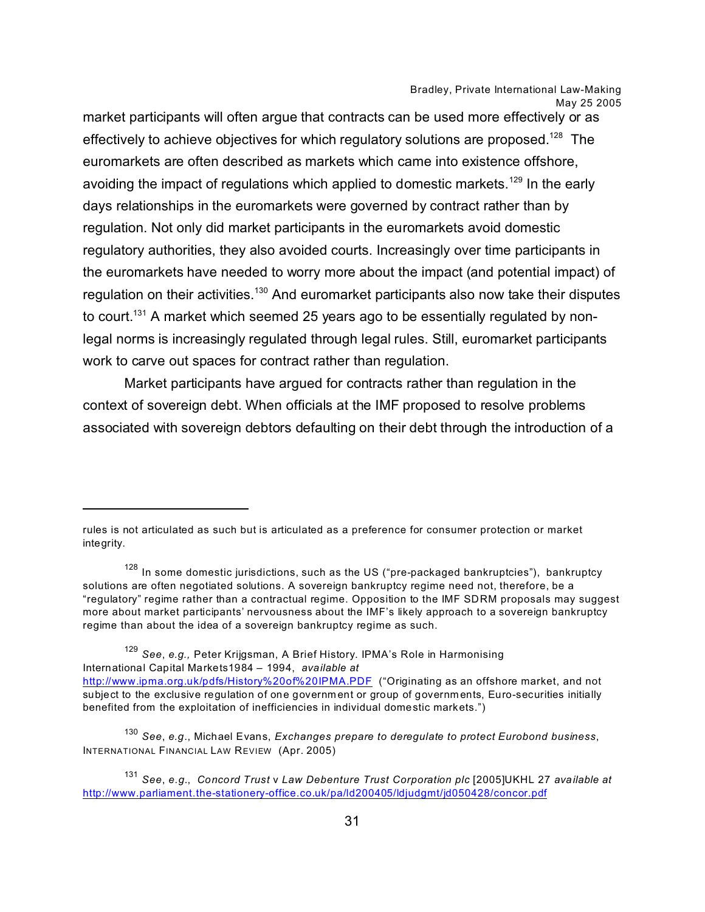market participants will often argue that contracts can be used more effectively or as effectively to achieve objectives for which regulatory solutions are proposed.[128] The euromarkets are often described as markets which came into existence offshore, avoiding the impact of regulations which applied to domestic markets.[129] In the early days relationships in the euromarkets were governed by contract rather than by regulation. Not only did market participants in the euromarkets avoid domestic regulatory authorities, they also avoided courts. Increasingly over time participants in the euromarkets have needed to worry more about the impact (and potential impact) of regulation on their activities.[130] And euromarket participants also now take their disputes to court.[131] A market which seemed 25 years ago to be essentially regulated by non-legal norms is increasingly regulated through legal rules. Still, euromarket participants work to carve out spaces for contract rather than regulation.

Market participants have argued for contracts rather than regulation in the context of sovereign debt. When officials at the IMF proposed to resolve problems associated with sovereign debtors defaulting on their debt through the introduction of a

---

rules is not articulated as such but is articulated as a preference for consumer protection or market integrity.

[128] In some domestic jurisdictions, such as the US ("pre-packaged bankruptcies"), bankruptcy solutions are often negotiated solutions. A sovereign bankruptcy regime need not, therefore, be a "regulatory" regime rather than a contractual regime. Opposition to the IMF SDRM proposals may suggest more about market participants' nervousness about the IMF's likely approach to a sovereign bankruptcy regime than about the idea of a sovereign bankruptcy regime as such.

[129] *See, e.g.,* Peter Krijgsman, A Brief History. IPMA's Role in Harmonising International Capital Markets1984 – 1994, *available at* http://www.ipma.org.uk/pdfs/History%20of%20IPMA.PDF ("Originating as an offshore market, and not subject to the exclusive regulation of one government or group of governments, Euro-securities initially benefited from the exploitation of inefficiencies in individual domestic markets.")

[130] *See*, *e.g*., Michael Evans, *Exchanges prepare to deregulate to protect Eurobond business*, INTERNATIONAL FINANCIAL LAW REVIEW (Apr. 2005)

[131] *See*, *e.g*., *Concord Trust* v *Law Debenture Trust Corporation plc* [2005]UKHL 27 *available at* http://www.parliament.the-stationery-office.co.uk/pa/ld200405/ldjudgmt/jd050428/concor.pdf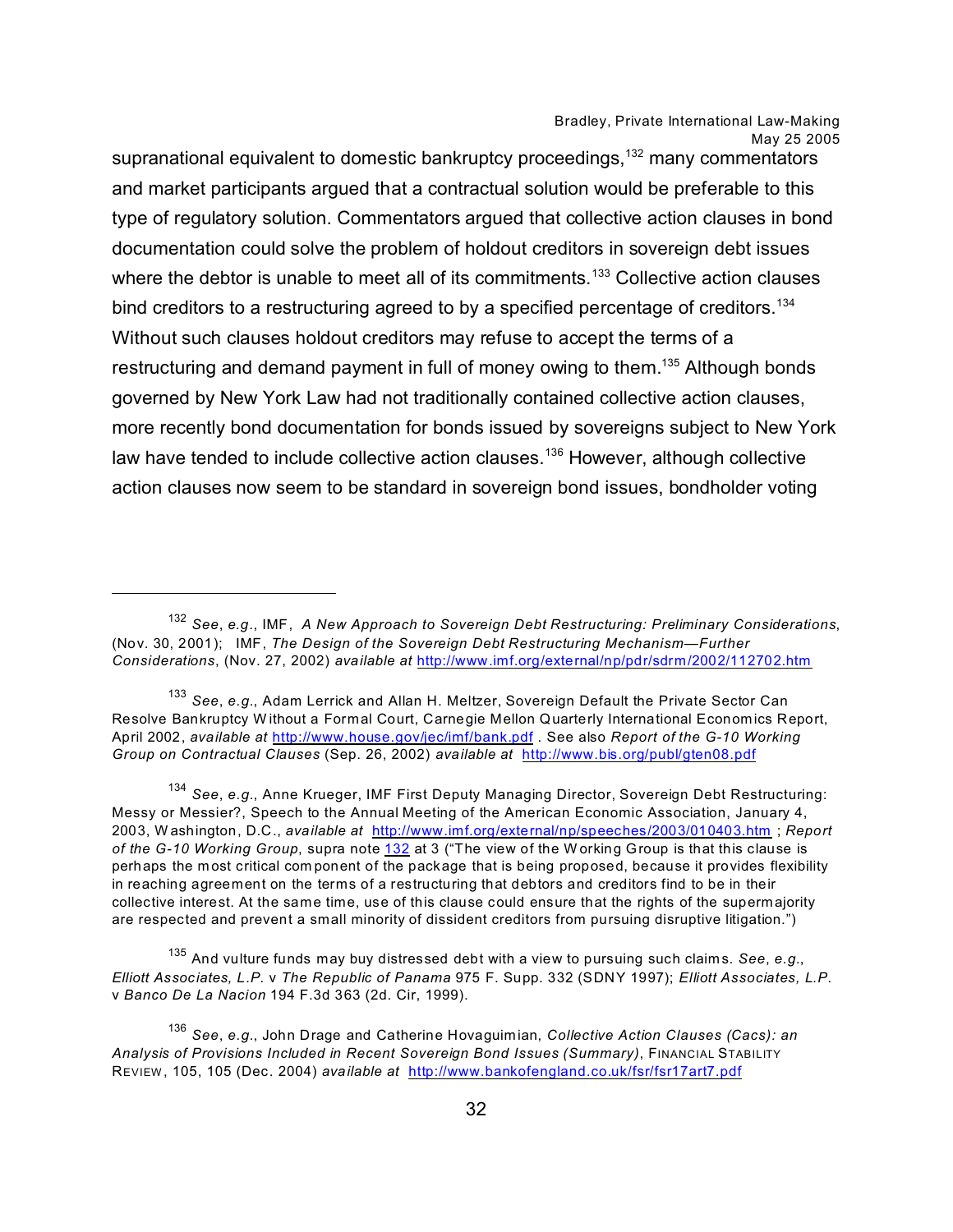supranational equivalent to domestic bankruptcy proceedings,[132] many commentators and market participants argued that a contractual solution would be preferable to this type of regulatory solution. Commentators argued that collective action clauses in bond documentation could solve the problem of holdout creditors in sovereign debt issues where the debtor is unable to meet all of its commitments.[133] Collective action clauses bind creditors to a restructuring agreed to by a specified percentage of creditors.[134] Without such clauses holdout creditors may refuse to accept the terms of a restructuring and demand payment in full of money owing to them.[135] Although bonds governed by New York Law had not traditionally contained collective action clauses, more recently bond documentation for bonds issued by sovereigns subject to New York law have tended to include collective action clauses.[136] However, although collective action clauses now seem to be standard in sovereign bond issues, bondholder voting

---

[132] *See*, *e.g.*, IMF, *A New Approach to Sovereign Debt Restructuring: Preliminary Considerations*, (Nov. 30, 2001); IMF, *The Design of the Sovereign Debt Restructuring Mechanism—Further Considerations*, (Nov. 27, 2002) *available at* http://www.imf.org/external/np/pdr/sdrm/2002/112702.htm

[133] *See*, *e.g.*, Adam Lerrick and Allan H. Meltzer, Sovereign Default the Private Sector Can Resolve Bankruptcy Without a Formal Court, Carnegie Mellon Quarterly International Economics Report, April 2002, *available at* http://www.house.gov/jec/imf/bank.pdf . See also *Report of the G-10 Working Group on Contractual Clauses* (Sep. 26, 2002) *available at* http://www.bis.org/publ/gten08.pdf

[134] *See*, *e.g.*, Anne Krueger, IMF First Deputy Managing Director, Sovereign Debt Restructuring: Messy or Messier?, Speech to the Annual Meeting of the American Economic Association, January 4, 2003, Washington, D.C., *available at* http://www.imf.org/external/np/speeches/2003/010403.htm ; *Report of the G-10 Working Group*, supra note 132 at 3 ("The view of the Working Group is that this clause is perhaps the most critical component of the package that is being proposed, because it provides flexibility in reaching agreement on the terms of a restructuring that debtors and creditors find to be in their collective interest. At the same time, use of this clause could ensure that the rights of the supermajority are respected and prevent a small minority of dissident creditors from pursuing disruptive litigation.")

[135] And vulture funds may buy distressed debt with a view to pursuing such claims. *See*, *e.g.*, *Elliott Associates, L.P.* v *The Republic of Panama* 975 F. Supp. 332 (SDNY 1997); *Elliott Associates, L.P.* v *Banco De La Nacion* 194 F.3d 363 (2d. Cir, 1999).

[136] *See*, *e.g.*, John Drage and Catherine Hovaguimian, *Collective Action Clauses (Cacs): an Analysis of Provisions Included in Recent Sovereign Bond Issues (Summary)*, FINANCIAL STABILITY REVIEW, 105, 105 (Dec. 2004) *available at* http://www.bankofengland.co.uk/fsr/fsr17art7.pdf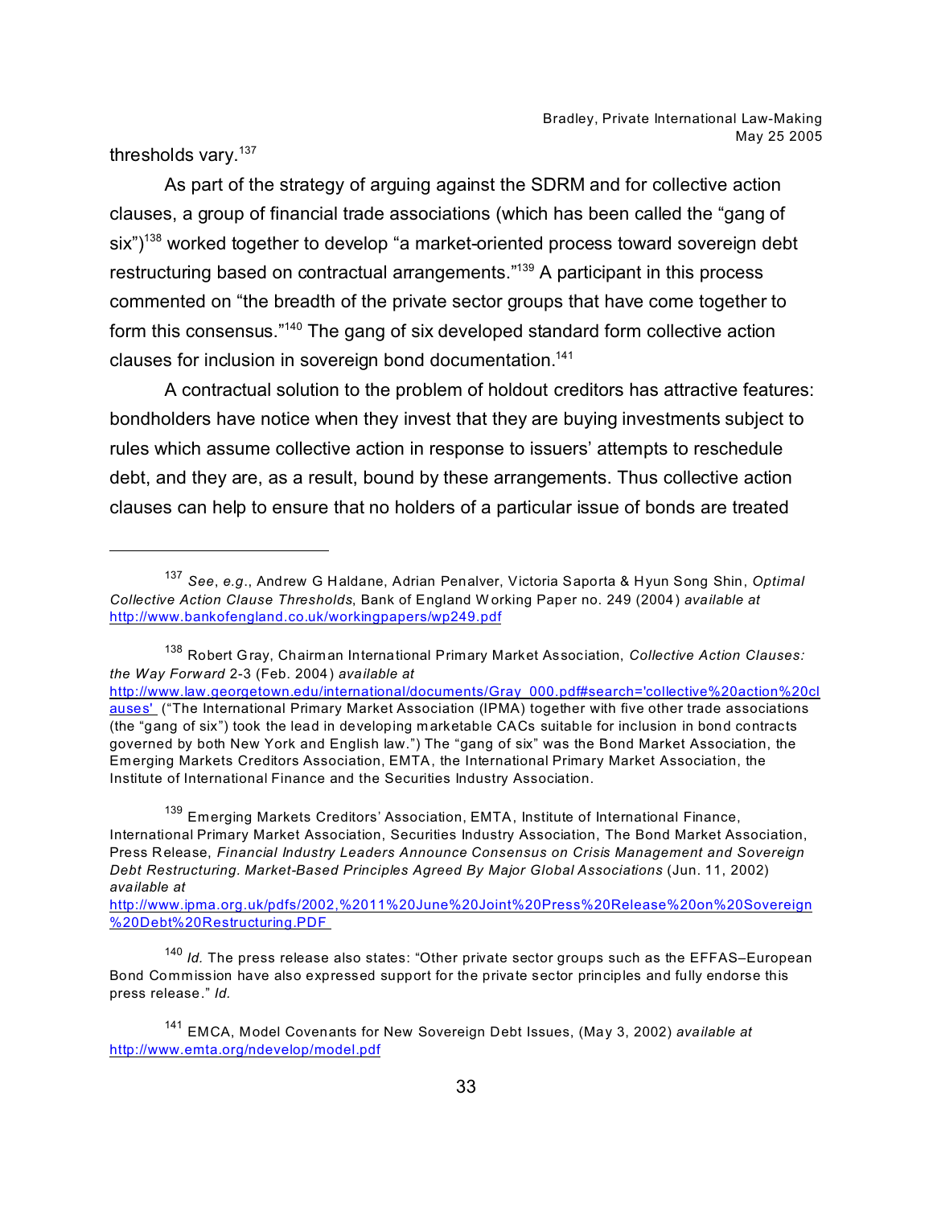thresholds vary.[137]

As part of the strategy of arguing against the SDRM and for collective action clauses, a group of financial trade associations (which has been called the "gang of six")[138] worked together to develop "a market-oriented process toward sovereign debt restructuring based on contractual arrangements."[139] A participant in this process commented on "the breadth of the private sector groups that have come together to form this consensus."[140] The gang of six developed standard form collective action clauses for inclusion in sovereign bond documentation.[141]

A contractual solution to the problem of holdout creditors has attractive features: bondholders have notice when they invest that they are buying investments subject to rules which assume collective action in response to issuers' attempts to reschedule debt, and they are, as a result, bound by these arrangements. Thus collective action clauses can help to ensure that no holders of a particular issue of bonds are treated

---

[137] *See*, *e.g.*, Andrew G Haldane, Adrian Penalver, Victoria Saporta & Hyun Song Shin, *Optimal Collective Action Clause Thresholds*, Bank of England Working Paper no. 249 (2004) *available at* http://www.bankofengland.co.uk/workingpapers/wp249.pdf

[138] Robert Gray, Chairman International Primary Market Association, *Collective Action Clauses: the Way Forward* 2-3 (Feb. 2004) *available at* http://www.law.georgetown.edu/international/documents/Gray_000.pdf#search='collective%20action%20clauses' ("The International Primary Market Association (IPMA) together with five other trade associations (the "gang of six") took the lead in developing marketable CACs suitable for inclusion in bond contracts governed by both New York and English law.") The "gang of six" was the Bond Market Association, the Emerging Markets Creditors Association, EMTA, the International Primary Market Association, the Institute of International Finance and the Securities Industry Association.

[139] Emerging Markets Creditors' Association, EMTA, Institute of International Finance, International Primary Market Association, Securities Industry Association, The Bond Market Association, Press Release, *Financial Industry Leaders Announce Consensus on Crisis Management and Sovereign Debt Restructuring. Market-Based Principles Agreed By Major Global Associations* (Jun. 11, 2002) *available at* http://www.ipma.org.uk/pdfs/2002,%2011%20June%20Joint%20Press%20Release%20on%20Sovereign%20Debt%20Restructuring.PDF

[140] *Id.* The press release also states: "Other private sector groups such as the EFFAS–European Bond Commission have also expressed support for the private sector principles and fully endorse this press release." *Id.*

[141] EMCA, Model Covenants for New Sovereign Debt Issues, (May 3, 2002) *available at* http://www.emta.org/ndevelop/model.pdf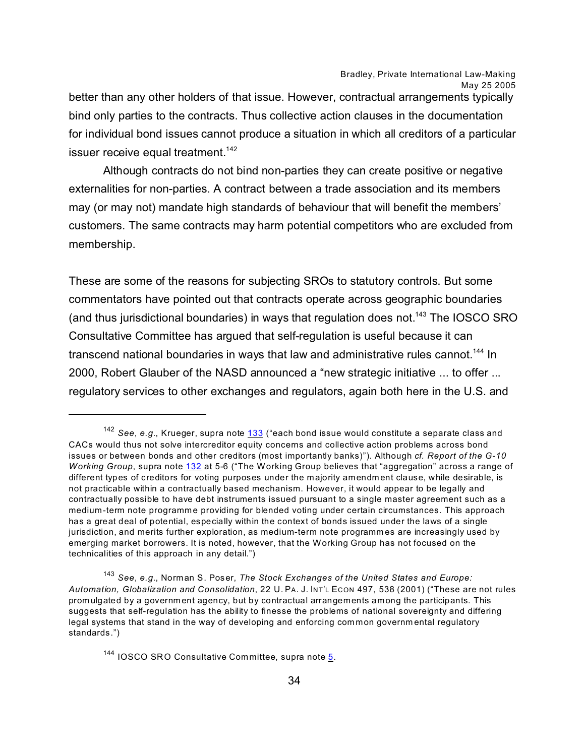better than any other holders of that issue. However, contractual arrangements typically bind only parties to the contracts. Thus collective action clauses in the documentation for individual bond issues cannot produce a situation in which all creditors of a particular issuer receive equal treatment.[142]

Although contracts do not bind non-parties they can create positive or negative externalities for non-parties. A contract between a trade association and its members may (or may not) mandate high standards of behaviour that will benefit the members' customers. The same contracts may harm potential competitors who are excluded from membership.

These are some of the reasons for subjecting SROs to statutory controls. But some commentators have pointed out that contracts operate across geographic boundaries (and thus jurisdictional boundaries) in ways that regulation does not.[143] The IOSCO SRO Consultative Committee has argued that self-regulation is useful because it can transcend national boundaries in ways that law and administrative rules cannot.[144] In 2000, Robert Glauber of the NASD announced a "new strategic initiative ... to offer ... regulatory services to other exchanges and regulators, again both here in the U.S. and

---

[142] *See*, *e.g.*, Krueger, supra note 133 ("each bond issue would constitute a separate class and CACs would thus not solve intercreditor equity concerns and collective action problems across bond issues or between bonds and other creditors (most importantly banks)"). Although *cf. Report of the G-10 Working Group*, supra note 132 at 5-6 ("The Working Group believes that "aggregation" across a range of different types of creditors for voting purposes under the majority amendment clause, while desirable, is not practicable within a contractually based mechanism. However, it would appear to be legally and contractually possible to have debt instruments issued pursuant to a single master agreement such as a medium-term note programme providing for blended voting under certain circumstances. This approach has a great deal of potential, especially within the context of bonds issued under the laws of a single jurisdiction, and merits further exploration, as medium-term note programmes are increasingly used by emerging market borrowers. It is noted, however, that the Working Group has not focused on the technicalities of this approach in any detail.")

[143] *See*, *e.g.*, Norman S. Poser, *The Stock Exchanges of the United States and Europe: Automation, Globalization and Consolidation*, 22 U. PA. J. INT'L ECON 497, 538 (2001) ("These are not rules promulgated by a government agency, but by contractual arrangements among the participants. This suggests that self-regulation has the ability to finesse the problems of national sovereignty and differing legal systems that stand in the way of developing and enforcing common governmental regulatory standards.")

[144] IOSCO SRO Consultative Committee, supra note 5.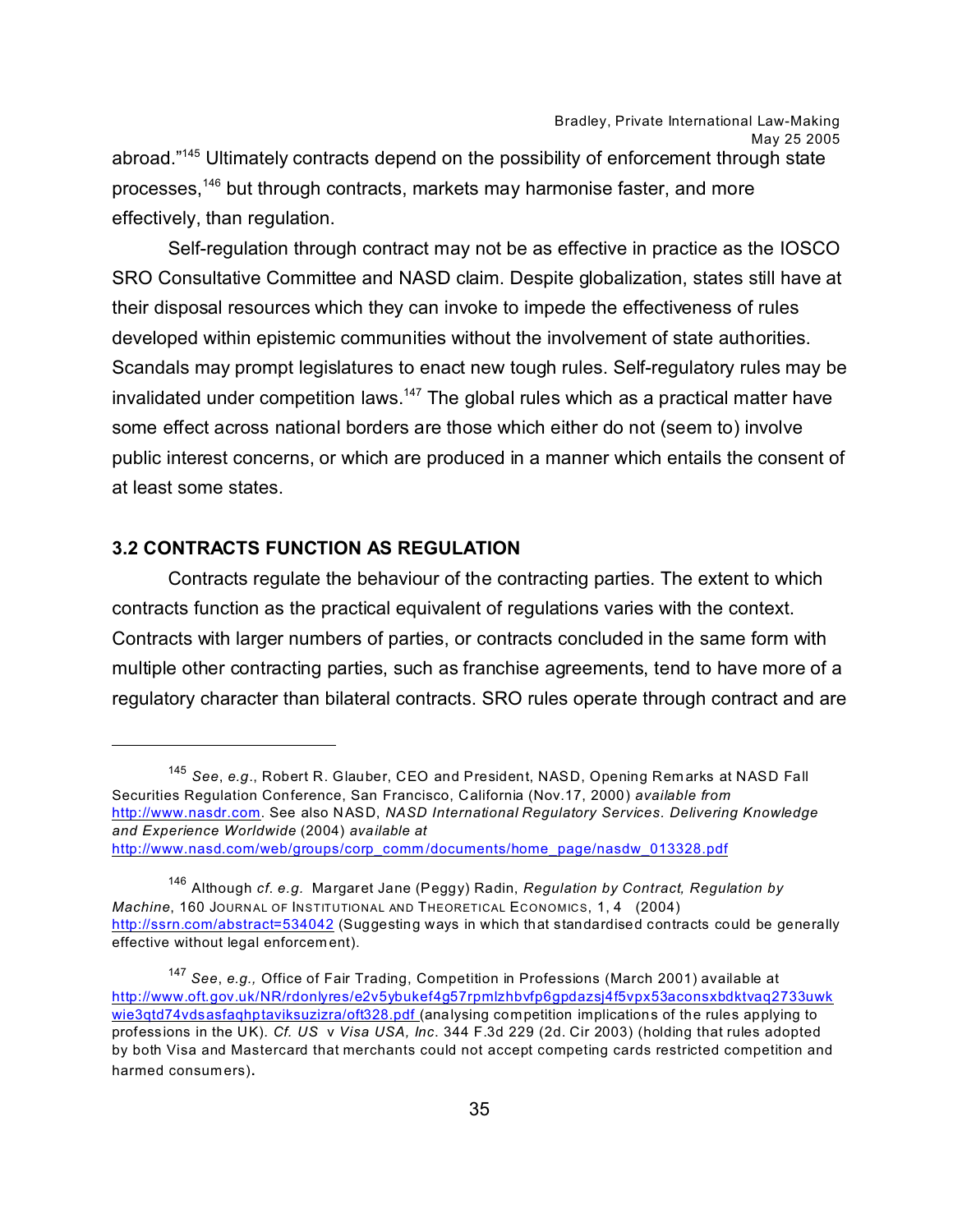abroad."[145] Ultimately contracts depend on the possibility of enforcement through state processes,[146] but through contracts, markets may harmonise faster, and more effectively, than regulation.

Self-regulation through contract may not be as effective in practice as the IOSCO SRO Consultative Committee and NASD claim. Despite globalization, states still have at their disposal resources which they can invoke to impede the effectiveness of rules developed within epistemic communities without the involvement of state authorities. Scandals may prompt legislatures to enact new tough rules. Self-regulatory rules may be invalidated under competition laws.[147] The global rules which as a practical matter have some effect across national borders are those which either do not (seem to) involve public interest concerns, or which are produced in a manner which entails the consent of at least some states.

### 3.2 CONTRACTS FUNCTION AS REGULATION

Contracts regulate the behaviour of the contracting parties. The extent to which contracts function as the practical equivalent of regulations varies with the context. Contracts with larger numbers of parties, or contracts concluded in the same form with multiple other contracting parties, such as franchise agreements, tend to have more of a regulatory character than bilateral contracts. SRO rules operate through contract and are

---

[145] *See*, *e.g*., Robert R. Glauber, CEO and President, NASD, Opening Remarks at NASD Fall Securities Regulation Conference, San Francisco, California (Nov.17, 2000) *available from* http://www.nasdr.com. See also NASD, *NASD International Regulatory Services. Delivering Knowledge and Experience Worldwide* (2004) *available at* http://www.nasd.com/web/groups/corp_comm/documents/home_page/nasdw_013328.pdf

[146] Although *cf*. *e.g.* Margaret Jane (Peggy) Radin, *Regulation by Contract, Regulation by Machine*, 160 JOURNAL OF INSTITUTIONAL AND THEORETICAL ECONOMICS, 1, 4 (2004) http://ssrn.com/abstract=534042 (Suggesting ways in which that standardised contracts could be generally effective without legal enforcement).

[147] *See*, *e.g.,* Office of Fair Trading, Competition in Professions (March 2001) available at http://www.oft.gov.uk/NR/rdonlyres/e2v5ybukef4g57rpmlzhbvfp6gpdazsj4f5vpx53aconsxbdktvaq2733uwkwie3qtd74vdsasfaqhptaviksuzizra/oft328.pdf (analysing competition implications of the rules applying to professions in the UK). *Cf. US* v *Visa USA, Inc*. 344 F.3d 229 (2d. Cir 2003) (holding that rules adopted by both Visa and Mastercard that merchants could not accept competing cards restricted competition and harmed consumers).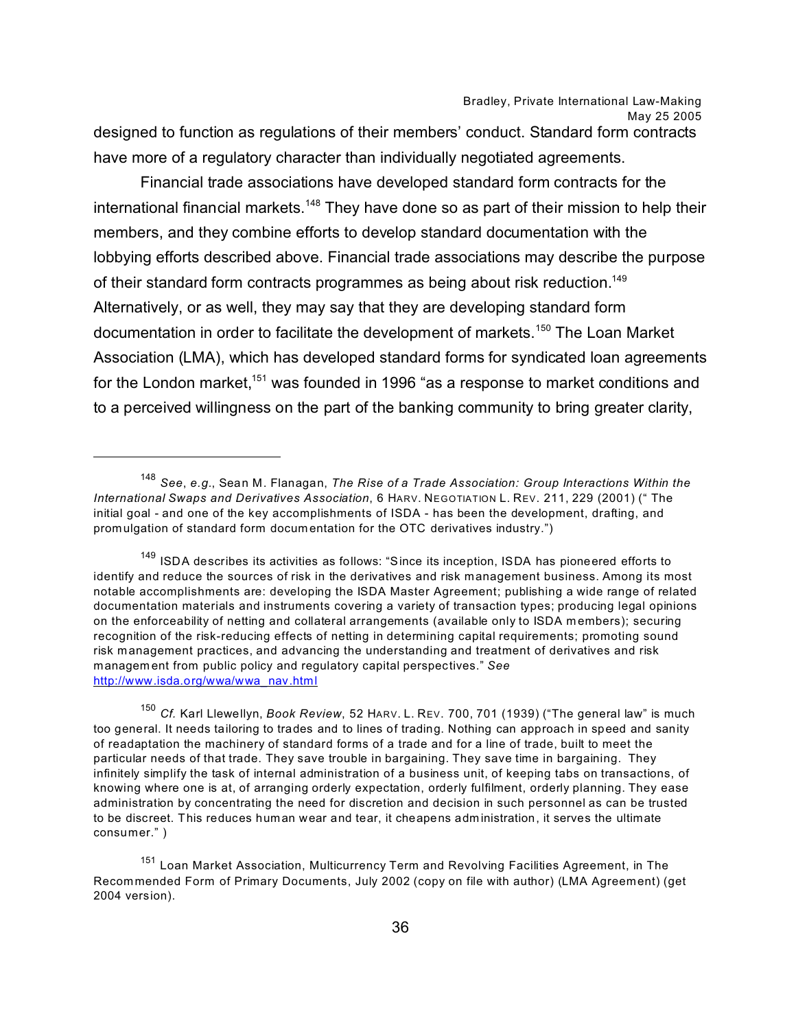designed to function as regulations of their members' conduct. Standard form contracts have more of a regulatory character than individually negotiated agreements.

Financial trade associations have developed standard form contracts for the international financial markets.[148] They have done so as part of their mission to help their members, and they combine efforts to develop standard documentation with the lobbying efforts described above. Financial trade associations may describe the purpose of their standard form contracts programmes as being about risk reduction.[149] Alternatively, or as well, they may say that they are developing standard form documentation in order to facilitate the development of markets.[150] The Loan Market Association (LMA), which has developed standard forms for syndicated loan agreements for the London market,[151] was founded in 1996 "as a response to market conditions and to a perceived willingness on the part of the banking community to bring greater clarity,

---

[148] *See*, *e.g.*, Sean M. Flanagan, *The Rise of a Trade Association: Group Interactions Within the International Swaps and Derivatives Association*, 6 HARV. NEGOTIATION L. REV. 211, 229 (2001) (" The initial goal - and one of the key accomplishments of ISDA - has been the development, drafting, and promulgation of standard form documentation for the OTC derivatives industry.")

[149] ISDA describes its activities as follows: "Since its inception, ISDA has pioneered efforts to identify and reduce the sources of risk in the derivatives and risk management business. Among its most notable accomplishments are: developing the ISDA Master Agreement; publishing a wide range of related documentation materials and instruments covering a variety of transaction types; producing legal opinions on the enforceability of netting and collateral arrangements (available only to ISDA members); securing recognition of the risk-reducing effects of netting in determining capital requirements; promoting sound risk management practices, and advancing the understanding and treatment of derivatives and risk management from public policy and regulatory capital perspectives." *See* http://www.isda.org/wwa/wwa_nav.html

[150] *Cf.* Karl Llewellyn, *Book Review*, 52 HARV. L. REV. 700, 701 (1939) ("The general law" is much too general. It needs tailoring to trades and to lines of trading. Nothing can approach in speed and sanity of readaptation the machinery of standard forms of a trade and for a line of trade, built to meet the particular needs of that trade. They save trouble in bargaining. They save time in bargaining. They infinitely simplify the task of internal administration of a business unit, of keeping tabs on transactions, of knowing where one is at, of arranging orderly expectation, orderly fulfilment, orderly planning. They ease administration by concentrating the need for discretion and decision in such personnel as can be trusted to be discreet. This reduces human wear and tear, it cheapens administration, it serves the ultimate consumer." )

[151] Loan Market Association, Multicurrency Term and Revolving Facilities Agreement, in The Recommended Form of Primary Documents, July 2002 (copy on file with author) (LMA Agreement) (get 2004 version).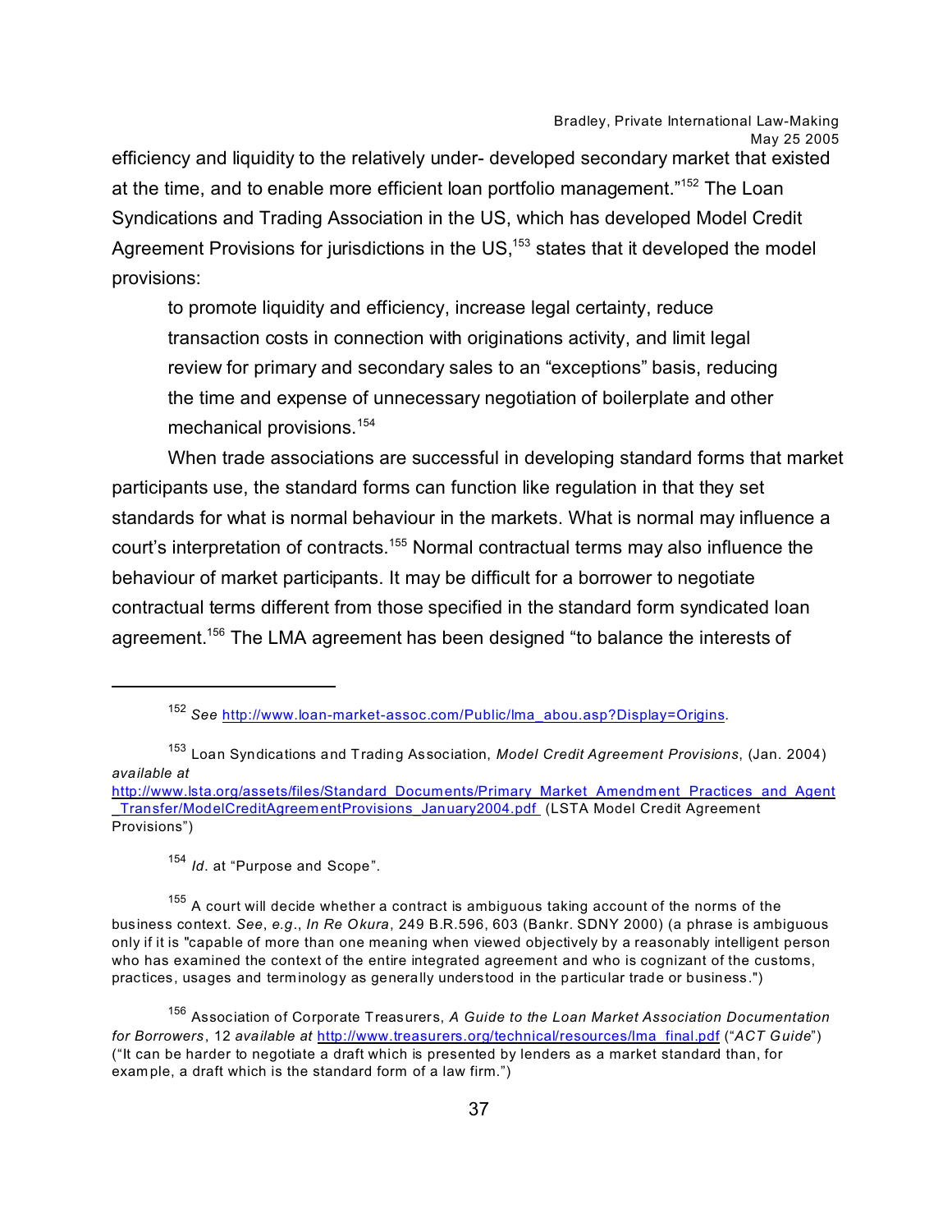efficiency and liquidity to the relatively under- developed secondary market that existed at the time, and to enable more efficient loan portfolio management."[152] The Loan Syndications and Trading Association in the US, which has developed Model Credit Agreement Provisions for jurisdictions in the US,[153] states that it developed the model provisions:

> to promote liquidity and efficiency, increase legal certainty, reduce transaction costs in connection with originations activity, and limit legal review for primary and secondary sales to an "exceptions" basis, reducing the time and expense of unnecessary negotiation of boilerplate and other mechanical provisions.[154]

When trade associations are successful in developing standard forms that market participants use, the standard forms can function like regulation in that they set standards for what is normal behaviour in the markets. What is normal may influence a court's interpretation of contracts.[155] Normal contractual terms may also influence the behaviour of market participants. It may be difficult for a borrower to negotiate contractual terms different from those specified in the standard form syndicated loan agreement.[156] The LMA agreement has been designed "to balance the interests of

---

[152] *See* http://www.loan-market-assoc.com/Public/lma_abou.asp?Display=Origins.

[153] Loan Syndications and Trading Association, *Model Credit Agreement Provisions*, (Jan. 2004) *available at* http://www.lsta.org/assets/files/Standard_Documents/Primary_Market_Amendment_Practices_and_Agent_Transfer/ModelCreditAgreementProvisions_January2004.pdf (LSTA Model Credit Agreement Provisions")

[154] *Id*. at "Purpose and Scope".

[155] A court will decide whether a contract is ambiguous taking account of the norms of the business context. *See*, *e.g.*, *In Re Okura*, 249 B.R.596, 603 (Bankr. SDNY 2000) (a phrase is ambiguous only if it is "capable of more than one meaning when viewed objectively by a reasonably intelligent person who has examined the context of the entire integrated agreement and who is cognizant of the customs, practices, usages and terminology as generally understood in the particular trade or business.")

[156] Association of Corporate Treasurers, *A Guide to the Loan Market Association Documentation for Borrowers*, 12 *available at* http://www.treasurers.org/technical/resources/lma_final.pdf ("*ACT Guide*") ("It can be harder to negotiate a draft which is presented by lenders as a market standard than, for example, a draft which is the standard form of a law firm.")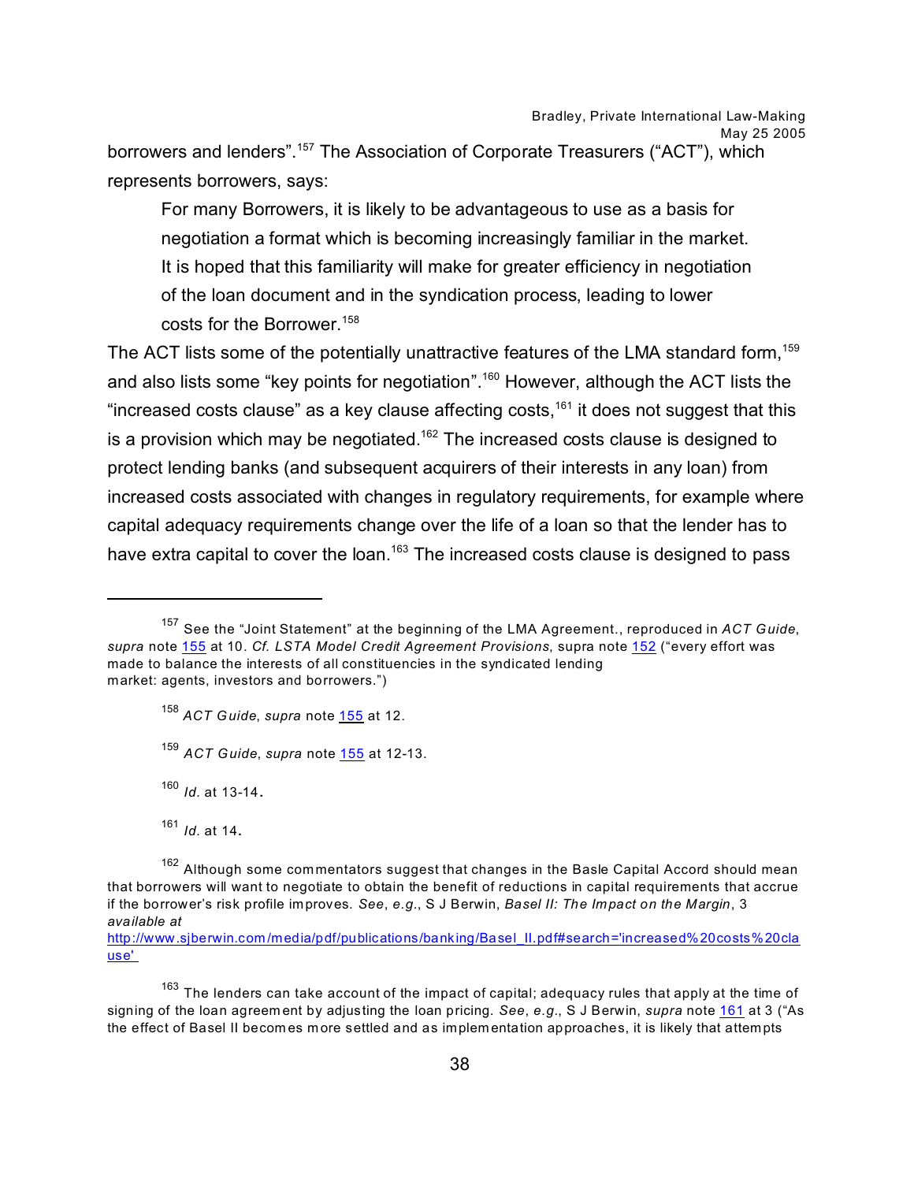borrowers and lenders".[157] The Association of Corporate Treasurers ("ACT"), which represents borrowers, says:

> For many Borrowers, it is likely to be advantageous to use as a basis for negotiation a format which is becoming increasingly familiar in the market. It is hoped that this familiarity will make for greater efficiency in negotiation of the loan document and in the syndication process, leading to lower costs for the Borrower.[158]

The ACT lists some of the potentially unattractive features of the LMA standard form,[159] and also lists some "key points for negotiation".[160] However, although the ACT lists the "increased costs clause" as a key clause affecting costs,[161] it does not suggest that this is a provision which may be negotiated.[162] The increased costs clause is designed to protect lending banks (and subsequent acquirers of their interests in any loan) from increased costs associated with changes in regulatory requirements, for example where capital adequacy requirements change over the life of a loan so that the lender has to have extra capital to cover the loan.[163] The increased costs clause is designed to pass

---

[157] See the "Joint Statement" at the beginning of the LMA Agreement., reproduced in *ACT Guide*, *supra* note 155 at 10. *Cf. LSTA Model Credit Agreement Provisions*, supra note 152 ("every effort was made to balance the interests of all constituencies in the syndicated lending market: agents, investors and borrowers.")

[158] *ACT Guide*, *supra* note 155 at 12.

[159] *ACT Guide*, *supra* note 155 at 12-13.

[160] *Id.* at 13-14.

[161] *Id.* at 14.

[162] Although some commentators suggest that changes in the Basle Capital Accord should mean that borrowers will want to negotiate to obtain the benefit of reductions in capital requirements that accrue if the borrower's risk profile improves. *See*, *e.g.*, S J Berwin, *Basel II: The Impact on the Margin*, 3 *available at* http://www.sjberwin.com/media/pdf/publications/banking/Basel_II.pdf#search='increased%20costs%20clause'

[163] The lenders can take account of the impact of capital; adequacy rules that apply at the time of signing of the loan agreement by adjusting the loan pricing. *See*, *e.g.*, S J Berwin, *supra* note 161 at 3 ("As the effect of Basel II becomes more settled and as implementation approaches, it is likely that attempts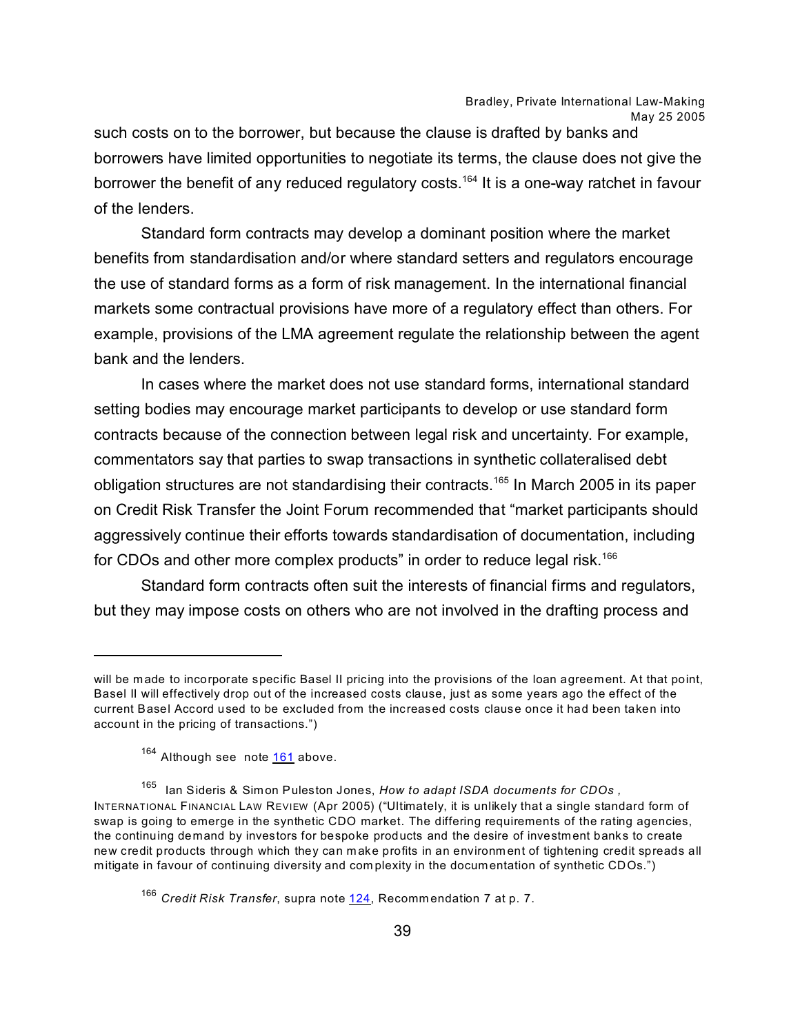such costs on to the borrower, but because the clause is drafted by banks and borrowers have limited opportunities to negotiate its terms, the clause does not give the borrower the benefit of any reduced regulatory costs.[164] It is a one-way ratchet in favour of the lenders.

Standard form contracts may develop a dominant position where the market benefits from standardisation and/or where standard setters and regulators encourage the use of standard forms as a form of risk management. In the international financial markets some contractual provisions have more of a regulatory effect than others. For example, provisions of the LMA agreement regulate the relationship between the agent bank and the lenders.

In cases where the market does not use standard forms, international standard setting bodies may encourage market participants to develop or use standard form contracts because of the connection between legal risk and uncertainty. For example, commentators say that parties to swap transactions in synthetic collateralised debt obligation structures are not standardising their contracts.[165] In March 2005 in its paper on Credit Risk Transfer the Joint Forum recommended that "market participants should aggressively continue their efforts towards standardisation of documentation, including for CDOs and other more complex products" in order to reduce legal risk.[166]

Standard form contracts often suit the interests of financial firms and regulators, but they may impose costs on others who are not involved in the drafting process and

---

will be made to incorporate specific Basel II pricing into the provisions of the loan agreement. At that point, Basel II will effectively drop out of the increased costs clause, just as some years ago the effect of the current Basel Accord used to be excluded from the increased costs clause once it had been taken into account in the pricing of transactions.")

[164] Although see note 161 above.

[165] Ian Sideris & Simon Puleston Jones, *How to adapt ISDA documents for CDOs*, INTERNATIONAL FINANCIAL LAW REVIEW (Apr 2005) ("Ultimately, it is unlikely that a single standard form of swap is going to emerge in the synthetic CDO market. The differing requirements of the rating agencies, the continuing demand by investors for bespoke products and the desire of investment banks to create new credit products through which they can make profits in an environment of tightening credit spreads all mitigate in favour of continuing diversity and complexity in the documentation of synthetic CDOs.")

[166] *Credit Risk Transfer*, supra note 124, Recommendation 7 at p. 7.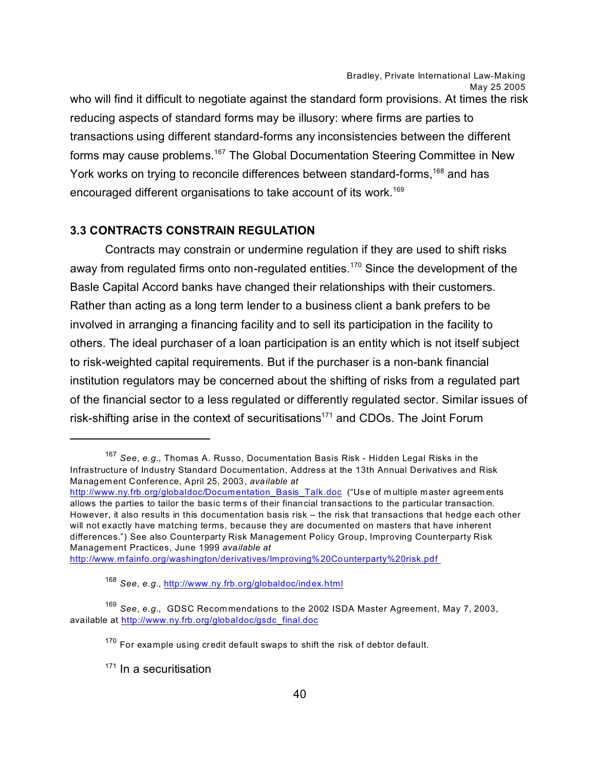who will find it difficult to negotiate against the standard form provisions. At times the risk reducing aspects of standard forms may be illusory: where firms are parties to transactions using different standard-forms any inconsistencies between the different forms may cause problems.[167] The Global Documentation Steering Committee in New York works on trying to reconcile differences between standard-forms,[168] and has encouraged different organisations to take account of its work.[169]

### 3.3 CONTRACTS CONSTRAIN REGULATION

Contracts may constrain or undermine regulation if they are used to shift risks away from regulated firms onto non-regulated entities.[170] Since the development of the Basle Capital Accord banks have changed their relationships with their customers. Rather than acting as a long term lender to a business client a bank prefers to be involved in arranging a financing facility and to sell its participation in the facility to others. The ideal purchaser of a loan participation is an entity which is not itself subject to risk-weighted capital requirements. But if the purchaser is a non-bank financial institution regulators may be concerned about the shifting of risks from a regulated part of the financial sector to a less regulated or differently regulated sector. Similar issues of risk-shifting arise in the context of securitisations[171] and CDOs. The Joint Forum

---

[167] *See*, *e.g.*, Thomas A. Russo, Documentation Basis Risk - Hidden Legal Risks in the Infrastructure of Industry Standard Documentation, Address at the 13th Annual Derivatives and Risk Management Conference, April 25, 2003, *available at* http://www.ny.frb.org/globaldoc/Documentation_Basis_Talk.doc ("Use of multiple master agreements allows the parties to tailor the basic terms of their financial transactions to the particular transaction. However, it also results in this documentation basis risk – the risk that transactions that hedge each other will not exactly have matching terms, because they are documented on masters that have inherent differences.") See also Counterparty Risk Management Policy Group, Improving Counterparty Risk Management Practices, June 1999 *available at* http://www.mfainfo.org/washington/derivatives/Improving%20Counterparty%20risk.pdf

[168] *See*, *e.g.*, http://www.ny.frb.org/globaldoc/index.html

[169] *See*, *e.g.*, GDSC Recommendations to the 2002 ISDA Master Agreement, May 7, 2003, available at http://www.ny.frb.org/globaldoc/gsdc_final.doc

[170] For example using credit default swaps to shift the risk of debtor default.

[171] In a securitisation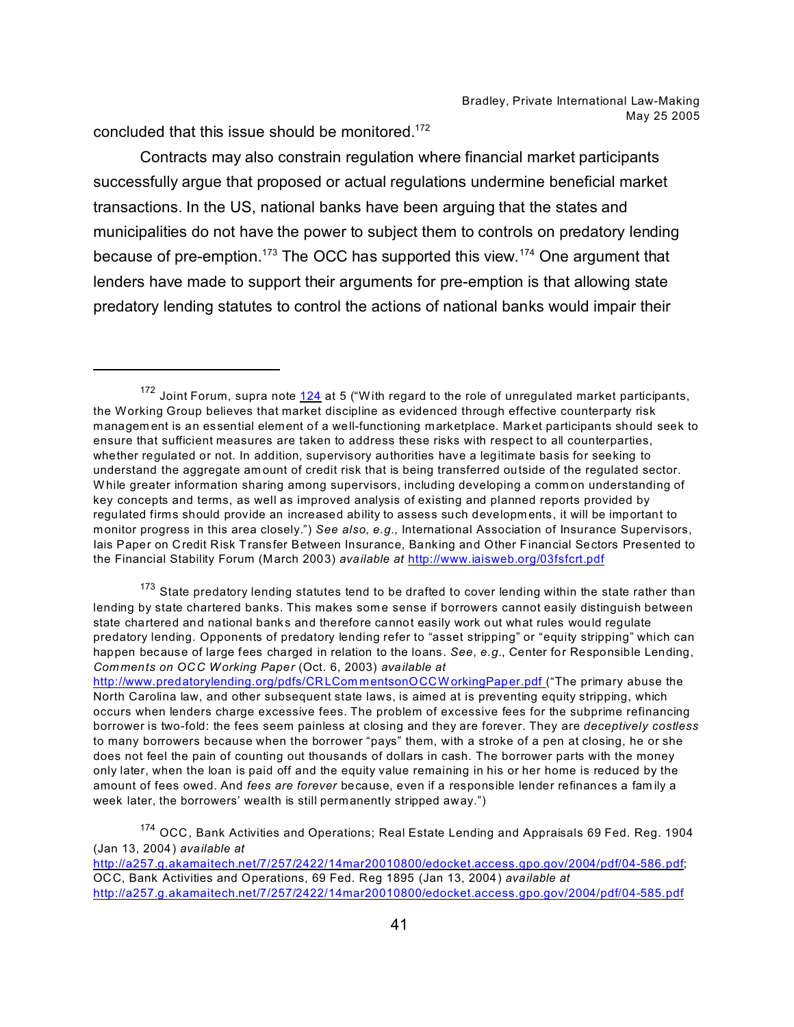concluded that this issue should be monitored.[172]

Contracts may also constrain regulation where financial market participants successfully argue that proposed or actual regulations undermine beneficial market transactions. In the US, national banks have been arguing that the states and municipalities do not have the power to subject them to controls on predatory lending because of pre-emption.[173] The OCC has supported this view.[174] One argument that lenders have made to support their arguments for pre-emption is that allowing state predatory lending statutes to control the actions of national banks would impair their

---

[172] Joint Forum, supra note 124 at 5 ("With regard to the role of unregulated market participants, the Working Group believes that market discipline as evidenced through effective counterparty risk management is an essential element of a well-functioning marketplace. Market participants should seek to ensure that sufficient measures are taken to address these risks with respect to all counterparties, whether regulated or not. In addition, supervisory authorities have a legitimate basis for seeking to understand the aggregate amount of credit risk that is being transferred outside of the regulated sector. While greater information sharing among supervisors, including developing a common understanding of key concepts and terms, as well as improved analysis of existing and planned reports provided by regulated firms should provide an increased ability to assess such developments, it will be important to monitor progress in this area closely.") *See also*, *e.g.*, International Association of Insurance Supervisors, Iais Paper on Credit Risk Transfer Between Insurance, Banking and Other Financial Sectors Presented to the Financial Stability Forum (March 2003) *available at* http://www.iaisweb.org/03fsfcrt.pdf

[173] State predatory lending statutes tend to be drafted to cover lending within the state rather than lending by state chartered banks. This makes some sense if borrowers cannot easily distinguish between state chartered and national banks and therefore cannot easily work out what rules would regulate predatory lending. Opponents of predatory lending refer to "asset stripping" or "equity stripping" which can happen because of large fees charged in relation to the loans. *See*, *e.g.*, Center for Responsible Lending, *Comments on OCC Working Paper* (Oct. 6, 2003) *available at* http://www.predatorylending.org/pdfs/CRLCommentsonOCCWorkingPaper.pdf ("The primary abuse the North Carolina law, and other subsequent state laws, is aimed at is preventing equity stripping, which occurs when lenders charge excessive fees. The problem of excessive fees for the subprime refinancing borrower is two-fold: the fees seem painless at closing and they are forever. They are *deceptively costless* to many borrowers because when the borrower "pays" them, with a stroke of a pen at closing, he or she does not feel the pain of counting out thousands of dollars in cash. The borrower parts with the money only later, when the loan is paid off and the equity value remaining in his or her home is reduced by the amount of fees owed. And *fees are forever* because, even if a responsible lender refinances a family a week later, the borrowers' wealth is still permanently stripped away.")

[174] OCC, Bank Activities and Operations; Real Estate Lending and Appraisals 69 Fed. Reg. 1904 (Jan 13, 2004) *available at* http://a257.g.akamaitech.net/7/257/2422/14mar20010800/edocket.access.gpo.gov/2004/pdf/04-586.pdf; OCC, Bank Activities and Operations, 69 Fed. Reg 1895 (Jan 13, 2004) *available at* http://a257.g.akamaitech.net/7/257/2422/14mar20010800/edocket.access.gpo.gov/2004/pdf/04-585.pdf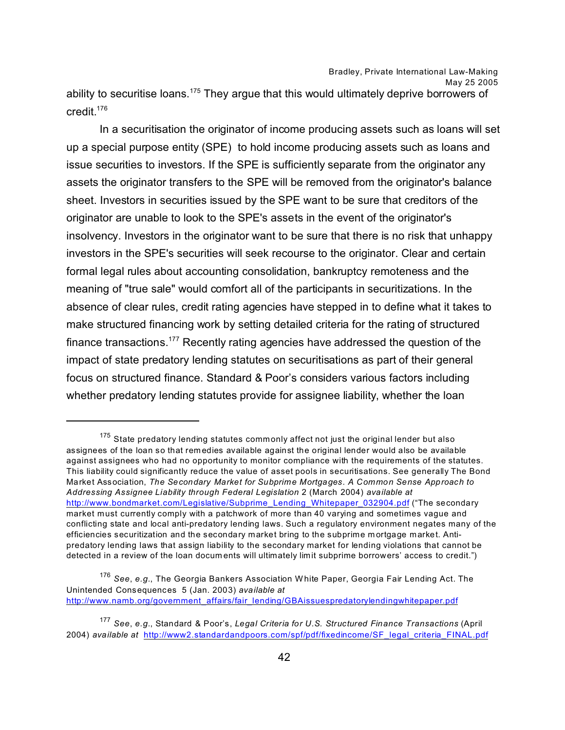ability to securitise loans.[175] They argue that this would ultimately deprive borrowers of credit.[176]

In a securitisation the originator of income producing assets such as loans will set up a special purpose entity (SPE) to hold income producing assets such as loans and issue securities to investors. If the SPE is sufficiently separate from the originator any assets the originator transfers to the SPE will be removed from the originator's balance sheet. Investors in securities issued by the SPE want to be sure that creditors of the originator are unable to look to the SPE's assets in the event of the originator's insolvency. Investors in the originator want to be sure that there is no risk that unhappy investors in the SPE's securities will seek recourse to the originator. Clear and certain formal legal rules about accounting consolidation, bankruptcy remoteness and the meaning of "true sale" would comfort all of the participants in securitizations. In the absence of clear rules, credit rating agencies have stepped in to define what it takes to make structured financing work by setting detailed criteria for the rating of structured finance transactions.[177] Recently rating agencies have addressed the question of the impact of state predatory lending statutes on securitisations as part of their general focus on structured finance. Standard & Poor's considers various factors including whether predatory lending statutes provide for assignee liability, whether the loan

---

[175] State predatory lending statutes commonly affect not just the original lender but also assignees of the loan so that remedies available against the original lender would also be available against assignees who had no opportunity to monitor compliance with the requirements of the statutes. This liability could significantly reduce the value of asset pools in securitisations. See generally The Bond Market Association, *The Secondary Market for Subprime Mortgages. A Common Sense Approach to Addressing Assignee Liability through Federal Legislation* 2 (March 2004) *available at* http://www.bondmarket.com/Legislative/Subprime_Lending_Whitepaper_032904.pdf ("The secondary market must currently comply with a patchwork of more than 40 varying and sometimes vague and conflicting state and local anti-predatory lending laws. Such a regulatory environment negates many of the efficiencies securitization and the secondary market bring to the subprime mortgage market. Anti-predatory lending laws that assign liability to the secondary market for lending violations that cannot be detected in a review of the loan documents will ultimately limit subprime borrowers' access to credit.")

[176] *See*, *e.g.*, The Georgia Bankers Association White Paper, Georgia Fair Lending Act. The Unintended Consequences 5 (Jan. 2003) *available at* http://www.namb.org/government_affairs/fair_lending/GBAissuespredatorylendingwhitepaper.pdf

[177] *See*, *e.g.*, Standard & Poor's, *Legal Criteria for U.S. Structured Finance Transactions* (April 2004) *available at* http://www2.standardandpoors.com/spf/pdf/fixedincome/SF_legal_criteria_FINAL.pdf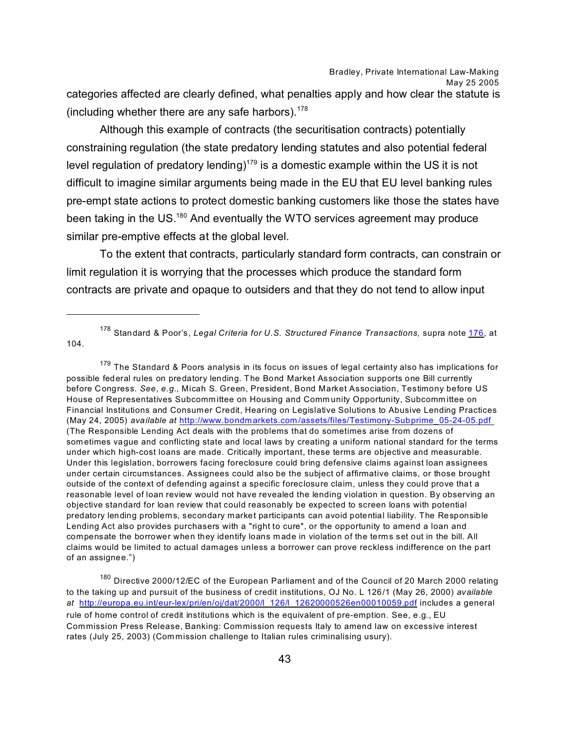categories affected are clearly defined, what penalties apply and how clear the statute is (including whether there are any safe harbors).[178]

Although this example of contracts (the securitisation contracts) potentially constraining regulation (the state predatory lending statutes and also potential federal level regulation of predatory lending)[179] is a domestic example within the US it is not difficult to imagine similar arguments being made in the EU that EU level banking rules pre-empt state actions to protect domestic banking customers like those the states have been taking in the US.[180] And eventually the WTO services agreement may produce similar pre-emptive effects at the global level.

To the extent that contracts, particularly standard form contracts, can constrain or limit regulation it is worrying that the processes which produce the standard form contracts are private and opaque to outsiders and that they do not tend to allow input

---

[178] Standard & Poor's, *Legal Criteria for U.S. Structured Finance Transactions*, supra note 176, at 104.

[179] The Standard & Poors analysis in its focus on issues of legal certainty also has implications for possible federal rules on predatory lending. The Bond Market Association supports one Bill currently before Congress. *See*, *e.g.*, Micah S. Green, President, Bond Market Association, Testimony before US House of Representatives Subcommittee on Housing and Community Opportunity, Subcommittee on Financial Institutions and Consumer Credit, Hearing on Legislative Solutions to Abusive Lending Practices (May 24, 2005) *available at* http://www.bondmarkets.com/assets/files/Testimony-Subprime_05-24-05.pdf (The Responsible Lending Act deals with the problems that do sometimes arise from dozens of sometimes vague and conflicting state and local laws by creating a uniform national standard for the terms under which high-cost loans are made. Critically important, these terms are objective and measurable. Under this legislation, borrowers facing foreclosure could bring defensive claims against loan assignees under certain circumstances. Assignees could also be the subject of affirmative claims, or those brought outside of the context of defending against a specific foreclosure claim, unless they could prove that a reasonable level of loan review would not have revealed the lending violation in question. By observing an objective standard for loan review that could reasonably be expected to screen loans with potential predatory lending problems, secondary market participants can avoid potential liability. The Responsible Lending Act also provides purchasers with a "right to cure", or the opportunity to amend a loan and compensate the borrower when they identify loans made in violation of the terms set out in the bill. All claims would be limited to actual damages unless a borrower can prove reckless indifference on the part of an assignee.")

[180] Directive 2000/12/EC of the European Parliament and of the Council of 20 March 2000 relating to the taking up and pursuit of the business of credit institutions, OJ No. L 126/1 (May 26, 2000) *available at* http://europa.eu.int/eur-lex/pri/en/oj/dat/2000/l_126/l_12620000526en00010059.pdf includes a general rule of home control of credit institutions which is the equivalent of pre-emption. See, e.g., EU Commission Press Release, Banking: Commission requests Italy to amend law on excessive interest rates (July 25, 2003) (Commission challenge to Italian rules criminalising usury).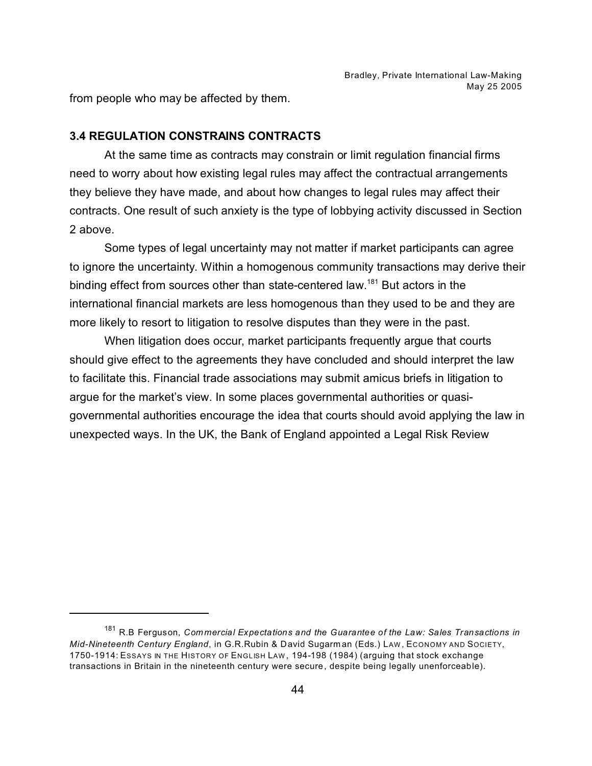from people who may be affected by them.

### 3.4 REGULATION CONSTRAINS CONTRACTS

At the same time as contracts may constrain or limit regulation financial firms need to worry about how existing legal rules may affect the contractual arrangements they believe they have made, and about how changes to legal rules may affect their contracts. One result of such anxiety is the type of lobbying activity discussed in Section 2 above.

Some types of legal uncertainty may not matter if market participants can agree to ignore the uncertainty. Within a homogenous community transactions may derive their binding effect from sources other than state-centered law.[181] But actors in the international financial markets are less homogenous than they used to be and they are more likely to resort to litigation to resolve disputes than they were in the past.

When litigation does occur, market participants frequently argue that courts should give effect to the agreements they have concluded and should interpret the law to facilitate this. Financial trade associations may submit amicus briefs in litigation to argue for the market's view. In some places governmental authorities or quasi-governmental authorities encourage the idea that courts should avoid applying the law in unexpected ways. In the UK, the Bank of England appointed a Legal Risk Review

---

[181] R.B Ferguson, *Commercial Expectations and the Guarantee of the Law: Sales Transactions in Mid-Nineteenth Century England*, in G.R.Rubin & David Sugarman (Eds.) LAW, ECONOMY AND SOCIETY, 1750-1914: ESSAYS IN THE HISTORY OF ENGLISH LAW, 194-198 (1984) (arguing that stock exchange transactions in Britain in the nineteenth century were secure, despite being legally unenforceable).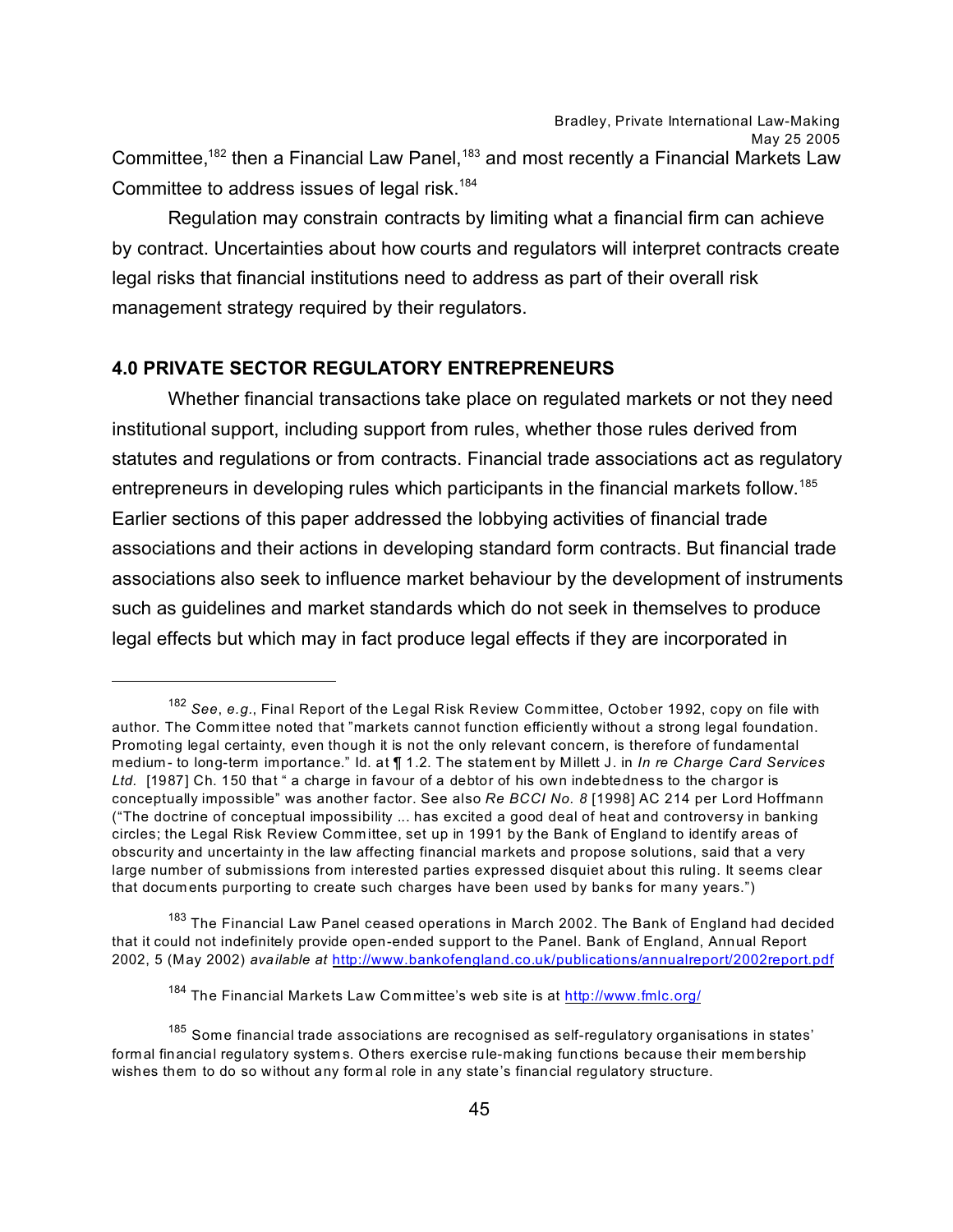Committee,[182] then a Financial Law Panel,[183] and most recently a Financial Markets Law Committee to address issues of legal risk.[184]

Regulation may constrain contracts by limiting what a financial firm can achieve by contract. Uncertainties about how courts and regulators will interpret contracts create legal risks that financial institutions need to address as part of their overall risk management strategy required by their regulators.

## 4.0 PRIVATE SECTOR REGULATORY ENTREPRENEURS

Whether financial transactions take place on regulated markets or not they need institutional support, including support from rules, whether those rules derived from statutes and regulations or from contracts. Financial trade associations act as regulatory entrepreneurs in developing rules which participants in the financial markets follow.[185] Earlier sections of this paper addressed the lobbying activities of financial trade associations and their actions in developing standard form contracts. But financial trade associations also seek to influence market behaviour by the development of instruments such as guidelines and market standards which do not seek in themselves to produce legal effects but which may in fact produce legal effects if they are incorporated in

---

[182] *See*, *e.g.*, Final Report of the Legal Risk Review Committee, October 1992, copy on file with author. The Committee noted that "markets cannot function efficiently without a strong legal foundation. Promoting legal certainty, even though it is not the only relevant concern, is therefore of fundamental medium- to long-term importance." Id. at ¶ 1.2. The statement by Millett J. in *In re Charge Card Services Ltd.* [1987] Ch. 150 that " a charge in favour of a debtor of his own indebtedness to the chargor is conceptually impossible" was another factor. See also *Re BCCI No. 8* [1998] AC 214 per Lord Hoffmann ("The doctrine of conceptual impossibility ... has excited a good deal of heat and controversy in banking circles; the Legal Risk Review Committee, set up in 1991 by the Bank of England to identify areas of obscurity and uncertainty in the law affecting financial markets and propose solutions, said that a very large number of submissions from interested parties expressed disquiet about this ruling. It seems clear that documents purporting to create such charges have been used by banks for many years.")

[183] The Financial Law Panel ceased operations in March 2002. The Bank of England had decided that it could not indefinitely provide open-ended support to the Panel. Bank of England, Annual Report 2002, 5 (May 2002) *available at* http://www.bankofengland.co.uk/publications/annualreport/2002report.pdf

[184] The Financial Markets Law Committee's web site is at http://www.fmlc.org/

[185] Some financial trade associations are recognised as self-regulatory organisations in states' formal financial regulatory systems. Others exercise rule-making functions because their membership wishes them to do so without any formal role in any state's financial regulatory structure.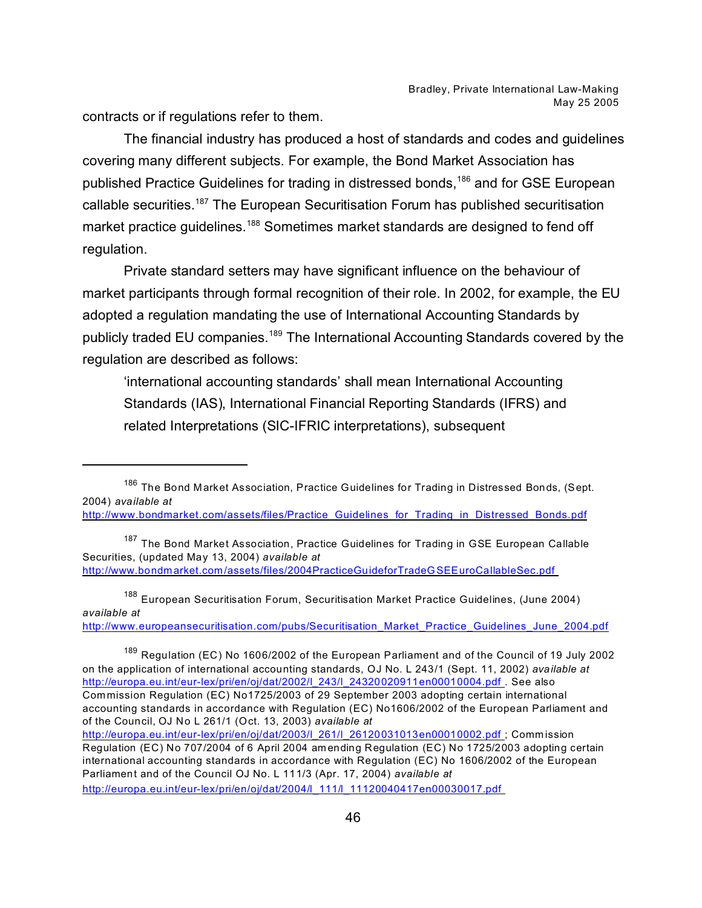contracts or if regulations refer to them.

The financial industry has produced a host of standards and codes and guidelines covering many different subjects. For example, the Bond Market Association has published Practice Guidelines for trading in distressed bonds,[186] and for GSE European callable securities.[187] The European Securitisation Forum has published securitisation market practice guidelines.[188] Sometimes market standards are designed to fend off regulation.

Private standard setters may have significant influence on the behaviour of market participants through formal recognition of their role. In 2002, for example, the EU adopted a regulation mandating the use of International Accounting Standards by publicly traded EU companies.[189] The International Accounting Standards covered by the regulation are described as follows:

> 'international accounting standards' shall mean International Accounting Standards (IAS), International Financial Reporting Standards (IFRS) and related Interpretations (SIC-IFRIC interpretations), subsequent

---

[186] The Bond Market Association, Practice Guidelines for Trading in Distressed Bonds, (Sept. 2004) *available at* http://www.bondmarket.com/assets/files/Practice_Guidelines_for_Trading_in_Distressed_Bonds.pdf

[187] The Bond Market Association, Practice Guidelines for Trading in GSE European Callable Securities, (updated May 13, 2004) *available at* http://www.bondmarket.com/assets/files/2004PracticeGuideforTradeGSEEuroCallableSec.pdf

[188] European Securitisation Forum, Securitisation Market Practice Guidelines, (June 2004) *available at* http://www.europeansecuritisation.com/pubs/Securitisation_Market_Practice_Guidelines_June_2004.pdf

[189] Regulation (EC) No 1606/2002 of the European Parliament and of the Council of 19 July 2002 on the application of international accounting standards, OJ No. L 243/1 (Sept. 11, 2002) *available at* http://europa.eu.int/eur-lex/pri/en/oj/dat/2002/l_243/l_24320020911en00010004.pdf . See also Commission Regulation (EC) No1725/2003 of 29 September 2003 adopting certain international accounting standards in accordance with Regulation (EC) No1606/2002 of the European Parliament and of the Council, OJ No L 261/1 (Oct. 13, 2003) *available at* http://europa.eu.int/eur-lex/pri/en/oj/dat/2003/l_261/l_26120031013en00010002.pdf ; Commission Regulation (EC) No 707/2004 of 6 April 2004 amending Regulation (EC) No 1725/2003 adopting certain international accounting standards in accordance with Regulation (EC) No 1606/2002 of the European Parliament and of the Council OJ No. L 111/3 (Apr. 17, 2004) *available at* http://europa.eu.int/eur-lex/pri/en/oj/dat/2004/l_111/l_11120040417en00030017.pdf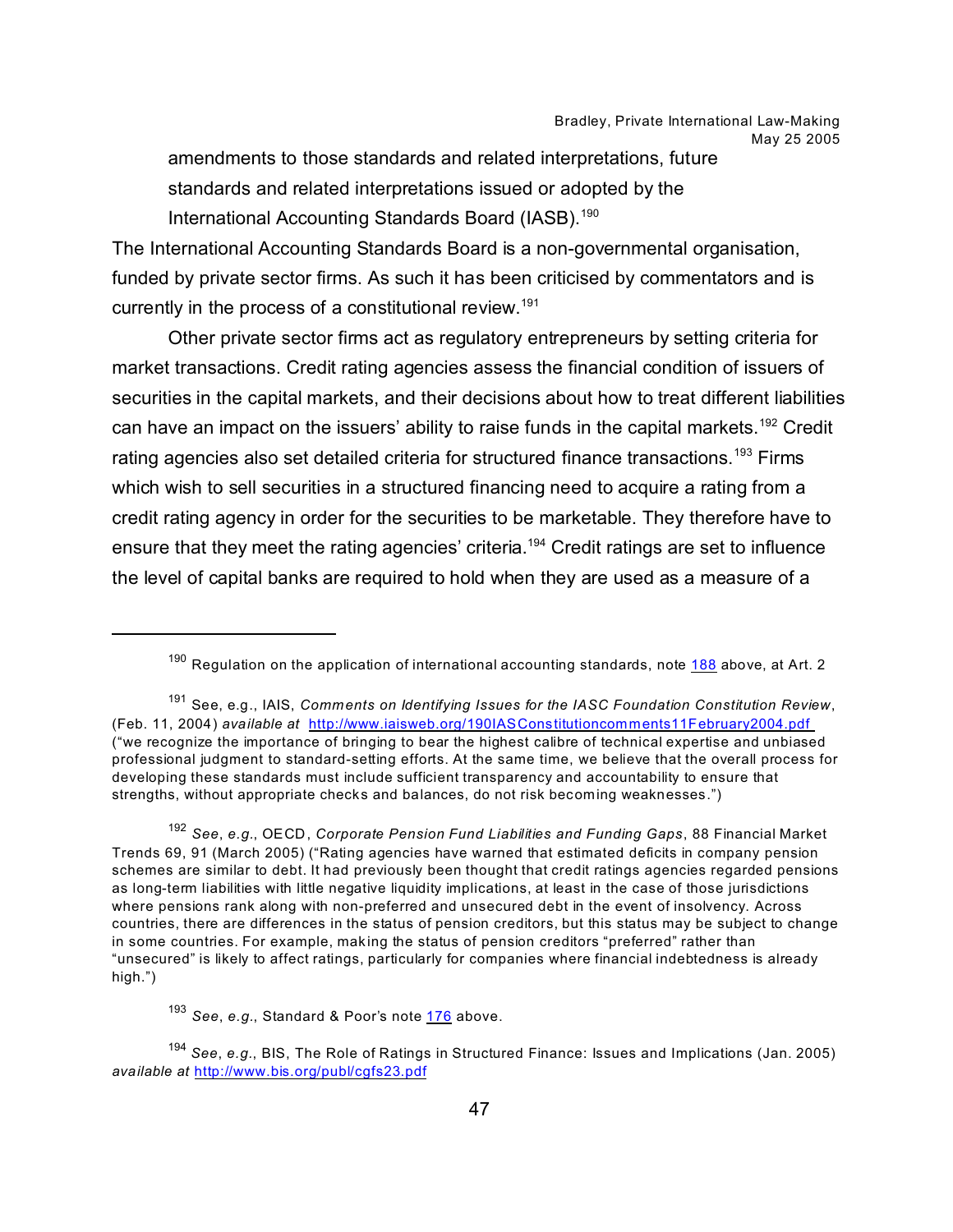amendments to those standards and related interpretations, future standards and related interpretations issued or adopted by the International Accounting Standards Board (IASB).[190]

The International Accounting Standards Board is a non-governmental organisation, funded by private sector firms. As such it has been criticised by commentators and is currently in the process of a constitutional review.[191]

Other private sector firms act as regulatory entrepreneurs by setting criteria for market transactions. Credit rating agencies assess the financial condition of issuers of securities in the capital markets, and their decisions about how to treat different liabilities can have an impact on the issuers' ability to raise funds in the capital markets.[192] Credit rating agencies also set detailed criteria for structured finance transactions.[193] Firms which wish to sell securities in a structured financing need to acquire a rating from a credit rating agency in order for the securities to be marketable. They therefore have to ensure that they meet the rating agencies' criteria.[194] Credit ratings are set to influence the level of capital banks are required to hold when they are used as a measure of a

---

[190] Regulation on the application of international accounting standards, note 188 above, at Art. 2

[191] See, e.g., IAIS, *Comments on Identifying Issues for the IASC Foundation Constitution Review*, (Feb. 11, 2004) *available at* http://www.iaisweb.org/190IASConstitutioncomments11February2004.pdf ("we recognize the importance of bringing to bear the highest calibre of technical expertise and unbiased professional judgment to standard-setting efforts. At the same time, we believe that the overall process for developing these standards must include sufficient transparency and accountability to ensure that strengths, without appropriate checks and balances, do not risk becoming weaknesses.")

[192] *See*, *e.g.*, OECD, *Corporate Pension Fund Liabilities and Funding Gaps*, 88 Financial Market Trends 69, 91 (March 2005) ("Rating agencies have warned that estimated deficits in company pension schemes are similar to debt. It had previously been thought that credit ratings agencies regarded pensions as long-term liabilities with little negative liquidity implications, at least in the case of those jurisdictions where pensions rank along with non-preferred and unsecured debt in the event of insolvency. Across countries, there are differences in the status of pension creditors, but this status may be subject to change in some countries. For example, making the status of pension creditors "preferred" rather than "unsecured" is likely to affect ratings, particularly for companies where financial indebtedness is already high.")

[193] *See*, *e.g.*, Standard & Poor's note 176 above.

[194] *See*, *e.g.*, BIS, The Role of Ratings in Structured Finance: Issues and Implications (Jan. 2005) *available at* http://www.bis.org/publ/cgfs23.pdf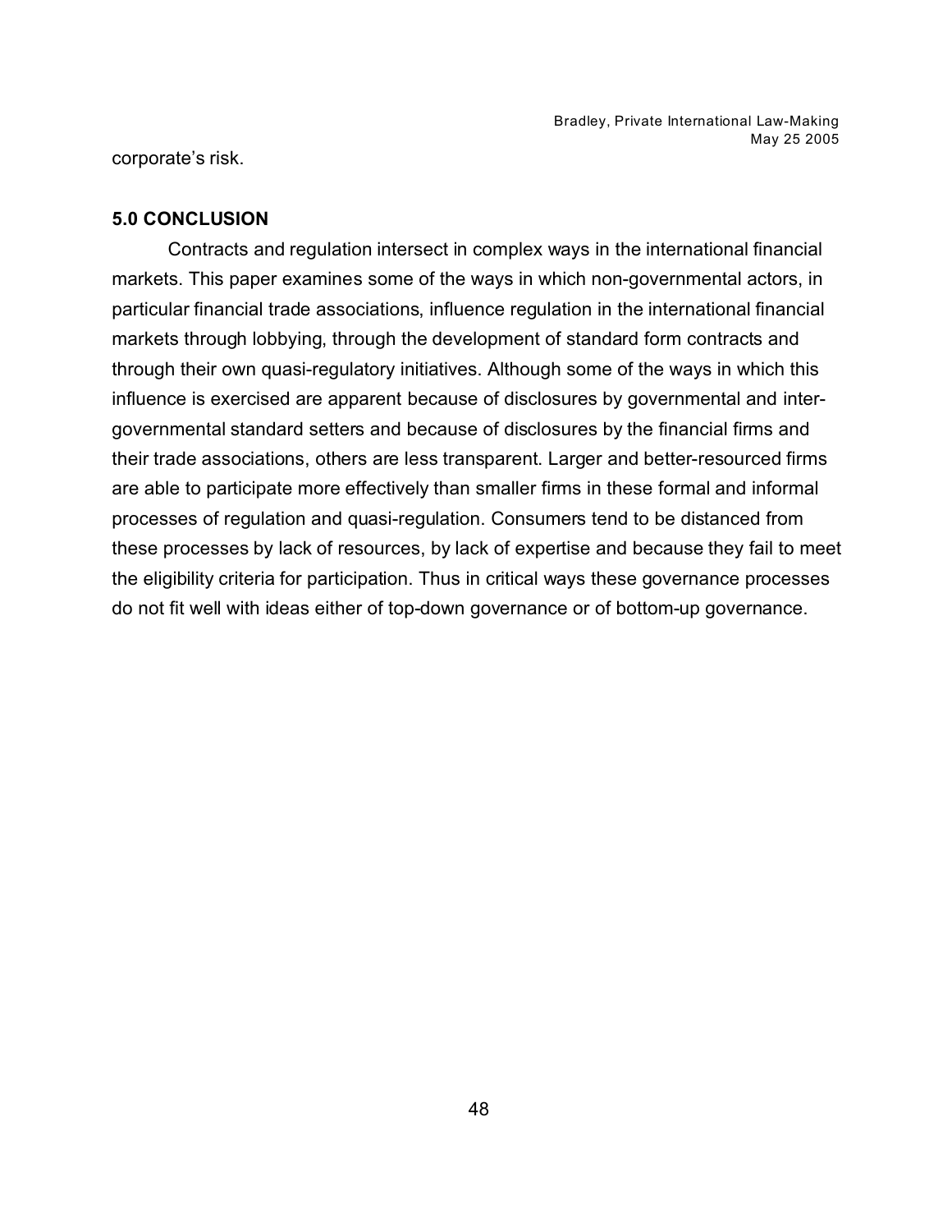corporate's risk.

## 5.0 CONCLUSION

Contracts and regulation intersect in complex ways in the international financial markets. This paper examines some of the ways in which non-governmental actors, in particular financial trade associations, influence regulation in the international financial markets through lobbying, through the development of standard form contracts and through their own quasi-regulatory initiatives. Although some of the ways in which this influence is exercised are apparent because of disclosures by governmental and inter-governmental standard setters and because of disclosures by the financial firms and their trade associations, others are less transparent. Larger and better-resourced firms are able to participate more effectively than smaller firms in these formal and informal processes of regulation and quasi-regulation. Consumers tend to be distanced from these processes by lack of resources, by lack of expertise and because they fail to meet the eligibility criteria for participation. Thus in critical ways these governance processes do not fit well with ideas either of top-down governance or of bottom-up governance.